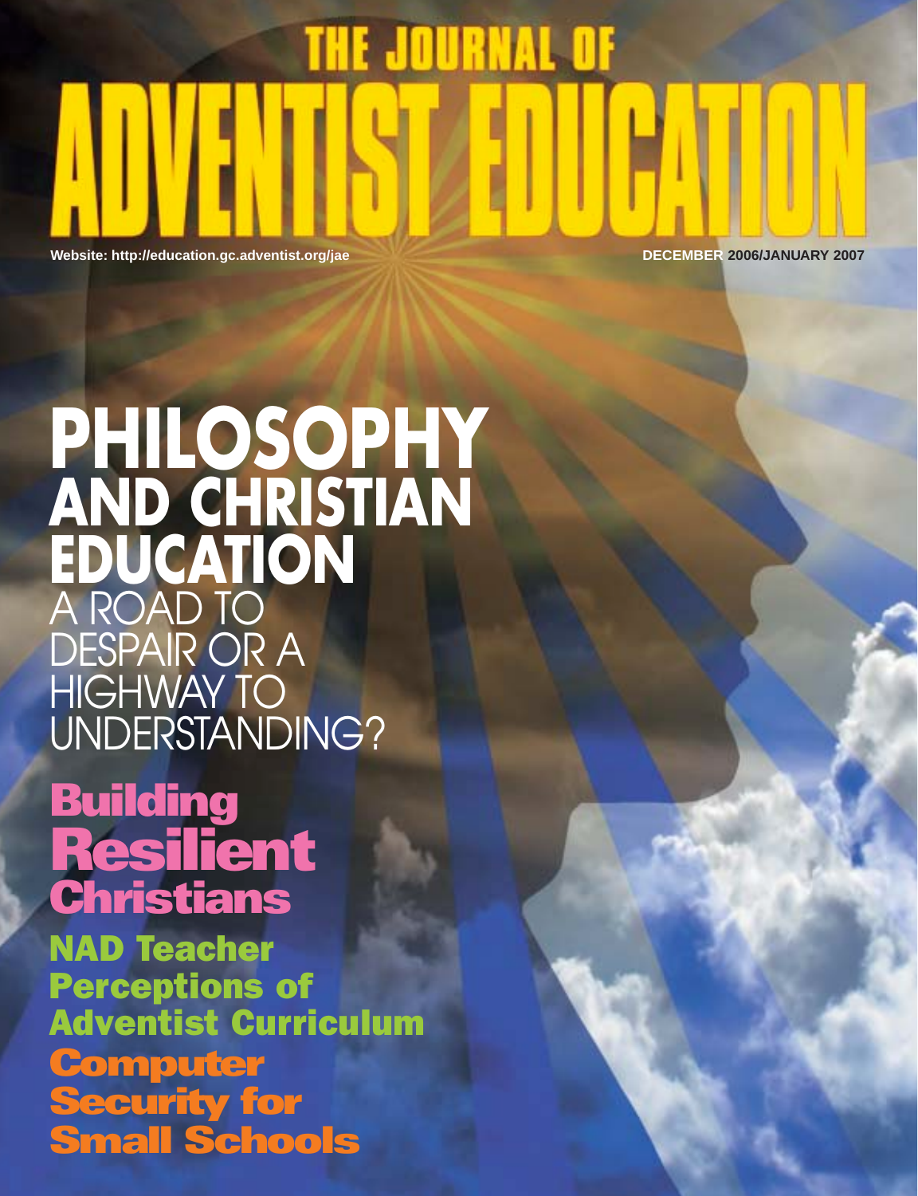# THE JOURNAL OF ADVENTIST EDUCATION

Website: http://education.gc.adventist.org/jae

DECEMBER 2006/JANUARY 2007

## PHILOSOPHY AND CHRISTIAN EDUCATION

A ROAD TO DESPAIR OR A HIGHWAY TO UNDERSTANDING?

## Building Resilient Christians

## NAD Teacher Perceptions of Adventist Curriculum

## Computer Security for Small Schools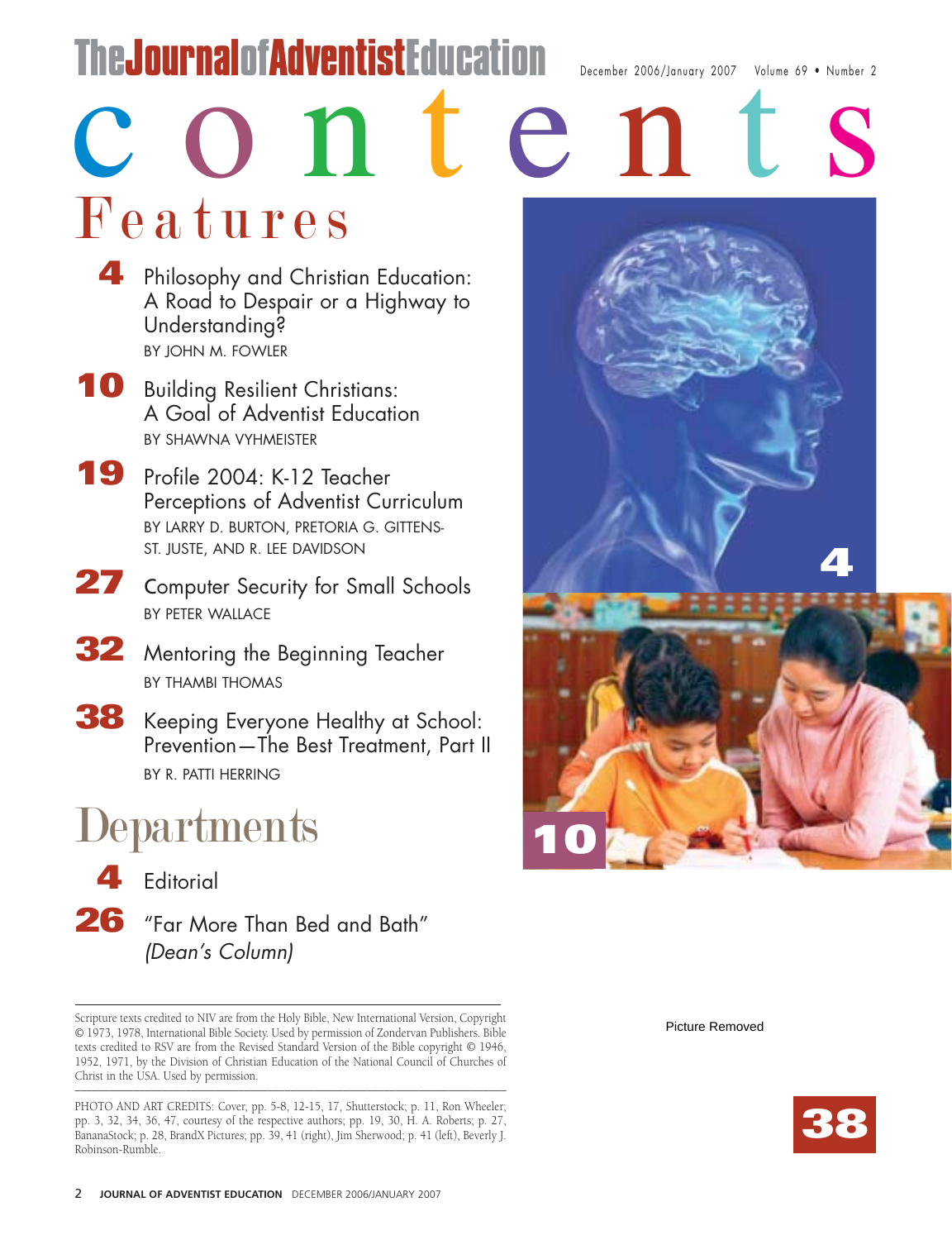# contents

## Features

**4** Philosophy and Christian Education: A Road to Despair or a Highway to Understanding?
BY JOHN M. FOWLER

**10** Building Resilient Christians: A Goal of Adventist Education
BY SHAWNA VYHMEISTER

**19** Profile 2004: K-12 Teacher Perceptions of Adventist Curriculum
BY LARRY D. BURTON, PRETORIA G. GITTENS-ST. JUSTE, AND R. LEE DAVIDSON

**27** Computer Security for Small Schools
BY PETER WALLACE

**32** Mentoring the Beginning Teacher
BY THAMBI THOMAS

**38** Keeping Everyone Healthy at School: Prevention—The Best Treatment, Part II
BY R. PATTI HERRING

## Departments

**4** Editorial

**26** "Far More Than Bed and Bath" *(Dean's Column)*

---

Scripture texts credited to NIV are from the Holy Bible, New International Version, Copyright © 1973, 1978, International Bible Society. Used by permission of Zondervan Publishers. Bible texts credited to RSV are from the Revised Standard Version of the Bible copyright © 1946, 1952, 1971, by the Division of Christian Education of the National Council of Churches of Christ in the USA. Used by permission.

---

PHOTO AND ART CREDITS: Cover, pp. 5-8, 12-15, 17, Shutterstock; p. 11, Ron Wheeler; pp. 3, 32, 34, 36, 47, courtesy of the respective authors; pp. 19, 30, H. A. Roberts; p. 27, BananaStock; p. 28, BrandX Pictures; pp. 39, 41 (right), Jim Sherwood; p. 41 (left), Beverly J. Robinson-Rumble.

4

10

Picture Removed

38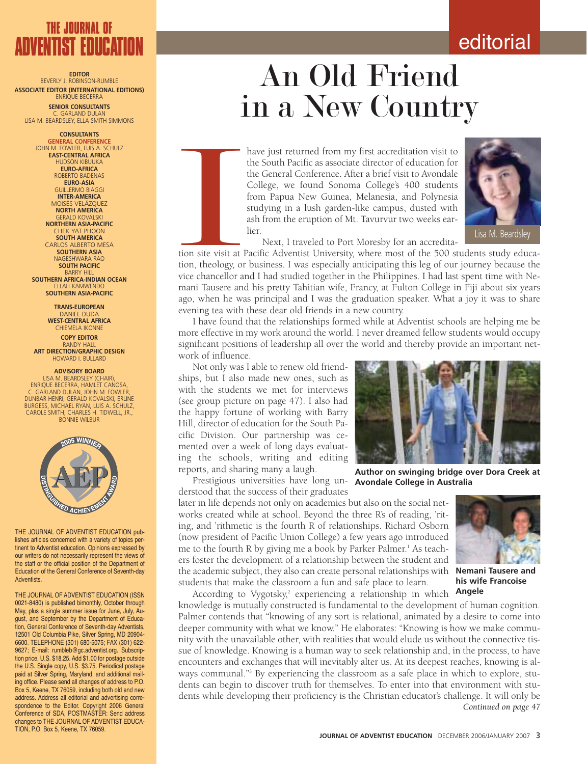# THE JOURNAL OF ADVENTIST EDUCATION

**EDITOR**
BEVERLY J. ROBINSON-RUMBLE

**ASSOCIATE EDITOR (INTERNATIONAL EDITIONS)**
ENRIQUE BECERRA

**SENIOR CONSULTANTS**
C. GARLAND DULAN
LISA M. BEARDSLEY, ELLA SMITH SIMMONS

**CONSULTANTS**

**GENERAL CONFERENCE**
JOHN M. FOWLER, LUIS A. SCHULZ

**EAST-CENTRAL AFRICA**
HUDSON KIBUUKA

**EURO-AFRICA**
ROBERTO BADENAS

**EURO-ASIA**
GUILLERMO BIAGGI

**INTER-AMERICA**
MOISÉS VELÁZQUEZ

**NORTH AMERICA**
GERALD KOVALSKI

**NORTHERN ASIA-PACIFIC**
CHEK YAT PHOON

**SOUTH AMERICA**
CARLOS ALBERTO MESA

**SOUTHERN ASIA**
NAGESHWARA RAO

**SOUTH PACIFIC**
BARRY HILL

**SOUTHERN AFRICA-INDIAN OCEAN**
ELLAH KAMWENDO

**SOUTHERN ASIA-PACIFIC**

**TRANS-EUROPEAN**
DANIEL DUDA

**WEST-CENTRAL AFRICA**
CHIEMELA IKONNE

**COPY EDITOR**
RANDY HALL

**ART DIRECTION/GRAPHIC DESIGN**
HOWARD I. BULLARD

**ADVISORY BOARD**
LISA M. BEARDSLEY (CHAIR), ENRIQUE BECERRA, HAMLET CANOSA, C. GARLAND DULAN, JOHN M. FOWLER, DUNBAR HENRI, GERALD KOVALSKI, ERLINE BURGESS, MICHAEL RYAN, LUIS A. SCHULZ, CAROLE SMITH, CHARLES H. TIDWELL, JR., BONNIE WILBUR

THE JOURNAL OF ADVENTIST EDUCATION publishes articles concerned with a variety of topics pertinent to Adventist education. Opinions expressed by our writers do not necessarily represent the views of the staff or the official position of the Department of Education of the General Conference of Seventh-day Adventists.

THE JOURNAL OF ADVENTIST EDUCATION (ISSN 0021-8480) is published bimonthly, October through May, plus a single summer issue for June, July, August, and September by the Department of Education, General Conference of Seventh-day Adventists, 12501 Old Columbia Pike, Silver Spring, MD 20904-6600. TELEPHONE (301) 680-5075; FAX (301) 622-9627; E-mail: rumbleb@gc.adventist.org. Subscription price, U.S. $18.25. Add $1.00 for postage outside the U.S. Single copy, U.S. $3.75. Periodical postage paid at Silver Spring, Maryland, and additional mailing office. Please send all changes of address to P.O. Box 5, Keene, TX 76059, including both old and new address. Address all editorial and advertising correspondence to the Editor. Copyright 2006 General Conference of SDA, POSTMASTER: Send address changes to THE JOURNAL OF ADVENTIST EDUCATION, P.O. Box 5, Keene, TX 76059.

editorial

# An Old Friend in a New Country

Lisa M. Beardsley

I have just returned from my first accreditation visit to the South Pacific as associate director of education for the General Conference. After a brief visit to Avondale College, we found Sonoma College's 400 students from Papua New Guinea, Melanesia, and Polynesia studying in a lush garden-like campus, dusted with ash from the eruption of Mt. Tavurvur two weeks earlier.

Next, I traveled to Port Moresby for an accreditation site visit at Pacific Adventist University, where most of the 500 students study education, theology, or business. I was especially anticipating this leg of our journey because the vice chancellor and I had studied together in the Philippines. I had last spent time with Nemani Tausere and his pretty Tahitian wife, Francy, at Fulton College in Fiji about six years ago, when he was principal and I was the graduation speaker. What a joy it was to share evening tea with these dear old friends in a new country.

I have found that the relationships formed while at Adventist schools are helping me be more effective in my work around the world. I never dreamed fellow students would occupy significant positions of leadership all over the world and thereby provide an important network of influence.

Not only was I able to renew old friendships, but I also made new ones, such as with the students we met for interviews (see group picture on page 47). I also had the happy fortune of working with Barry Hill, director of education for the South Pacific Division. Our partnership was cemented over a week of long days evaluating the schools, writing and editing reports, and sharing many a laugh.

**Author on swinging bridge over Dora Creek at Avondale College in Australia**

Prestigious universities have long understood that the success of their graduates later in life depends not only on academics but also on the social networks created while at school. Beyond the three R's of reading, 'riting, and 'rithmetic is the fourth R of relationships. Richard Osborn (now president of Pacific Union College) a few years ago introduced me to the fourth R by giving me a book by Parker Palmer.[1] As teachers foster the development of a relationship between the student and the academic subject, they also can create personal relationships with students that make the classroom a fun and safe place to learn.

**Nemani Tausere and his wife Francoise Angele**

According to Vygotsky,[2] experiencing a relationship in which knowledge is mutually constructed is fundamental to the development of human cognition. Palmer contends that "knowing of any sort is relational, animated by a desire to come into deeper community with what we know." He elaborates: "Knowing is how we make community with the unavailable other, with realities that would elude us without the connective tissue of knowledge. Knowing is a human way to seek relationship and, in the process, to have encounters and exchanges that will inevitably alter us. At its deepest reaches, knowing is always communal."[3] By experiencing the classroom as a safe place in which to explore, students can begin to discover truth for themselves. To enter into that environment with students while developing their proficiency is the Christian educator's challenge. It will only be

*Continued on page 47*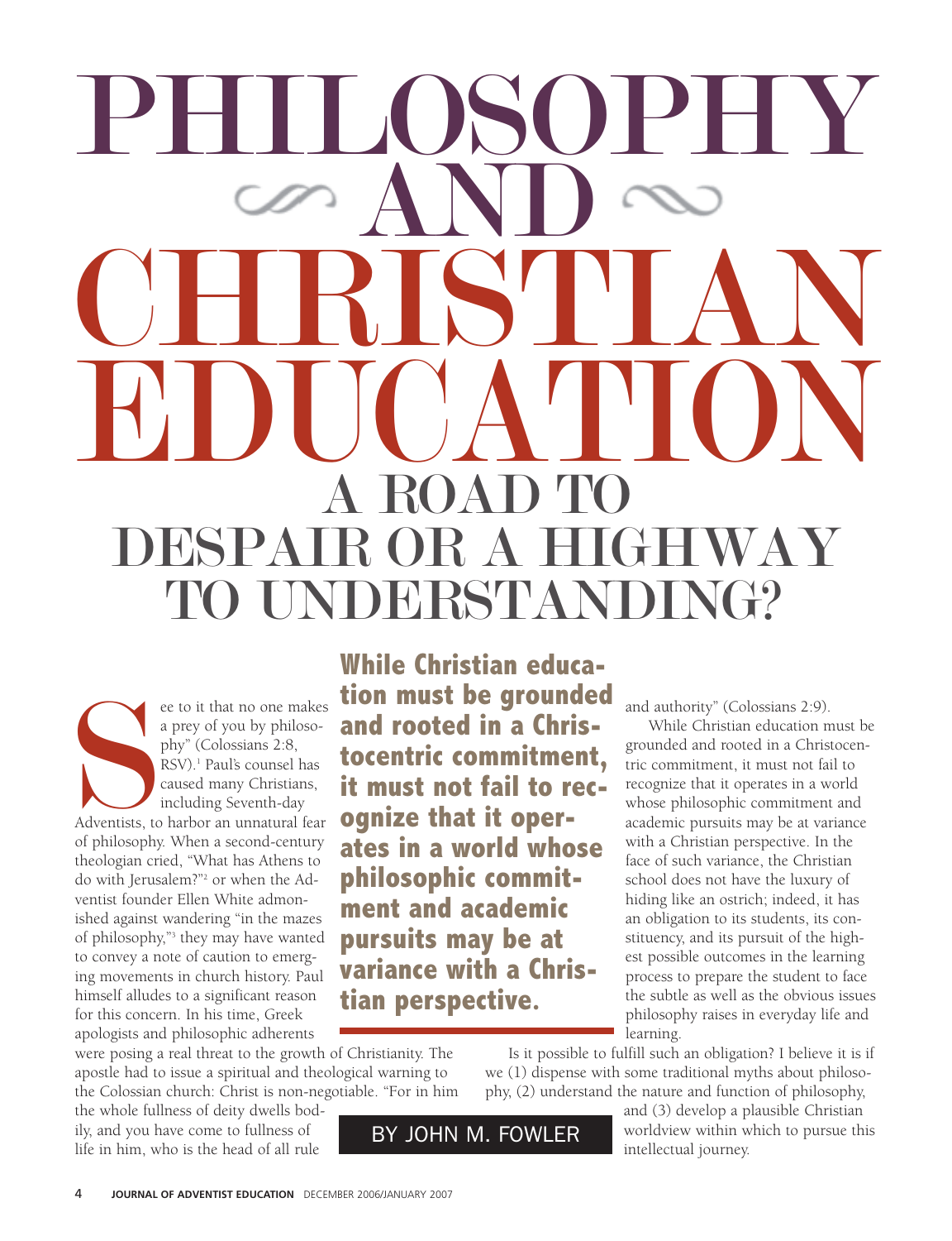# PHILOSOPHY AND CHRISTIAN EDUCATION

## A ROAD TO DESPAIR OR A HIGHWAY TO UNDERSTANDING?

BY JOHN M. FOWLER

"See to it that no one makes a prey of you by philosophy" (Colossians 2:8, RSV).[1] Paul's counsel has caused many Christians, including Seventh-day Adventists, to harbor an unnatural fear of philosophy. When a second-century theologian cried, "What has Athens to do with Jerusalem?"[2] or when the Adventist founder Ellen White admonished against wandering "in the mazes of philosophy,"[3] they may have wanted to convey a note of caution to emerging movements in church history. Paul himself alludes to a significant reason for this concern. In his time, Greek apologists and philosophic adherents were posing a real threat to the growth of Christianity. The apostle had to issue a spiritual and theological warning to the Colossian church: Christ is non-negotiable. "For in him the whole fullness of deity dwells bodily, and you have come to fullness of life in him, who is the head of all rule and authority" (Colossians 2:9).

**While Christian education must be grounded and rooted in a Christocentric commitment, it must not fail to recognize that it operates in a world whose philosophic commitment and academic pursuits may be at variance with a Christian perspective.**

While Christian education must be grounded and rooted in a Christocentric commitment, it must not fail to recognize that it operates in a world whose philosophic commitment and academic pursuits may be at variance with a Christian perspective. In the face of such variance, the Christian school does not have the luxury of hiding like an ostrich; indeed, it has an obligation to its students, its constituency, and its pursuit of the highest possible outcomes in the learning process to prepare the student to face the subtle as well as the obvious issues philosophy raises in everyday life and learning.

Is it possible to fulfill such an obligation? I believe it is if we (1) dispense with some traditional myths about philosophy, (2) understand the nature and function of philosophy, and (3) develop a plausible Christian worldview within which to pursue this intellectual journey.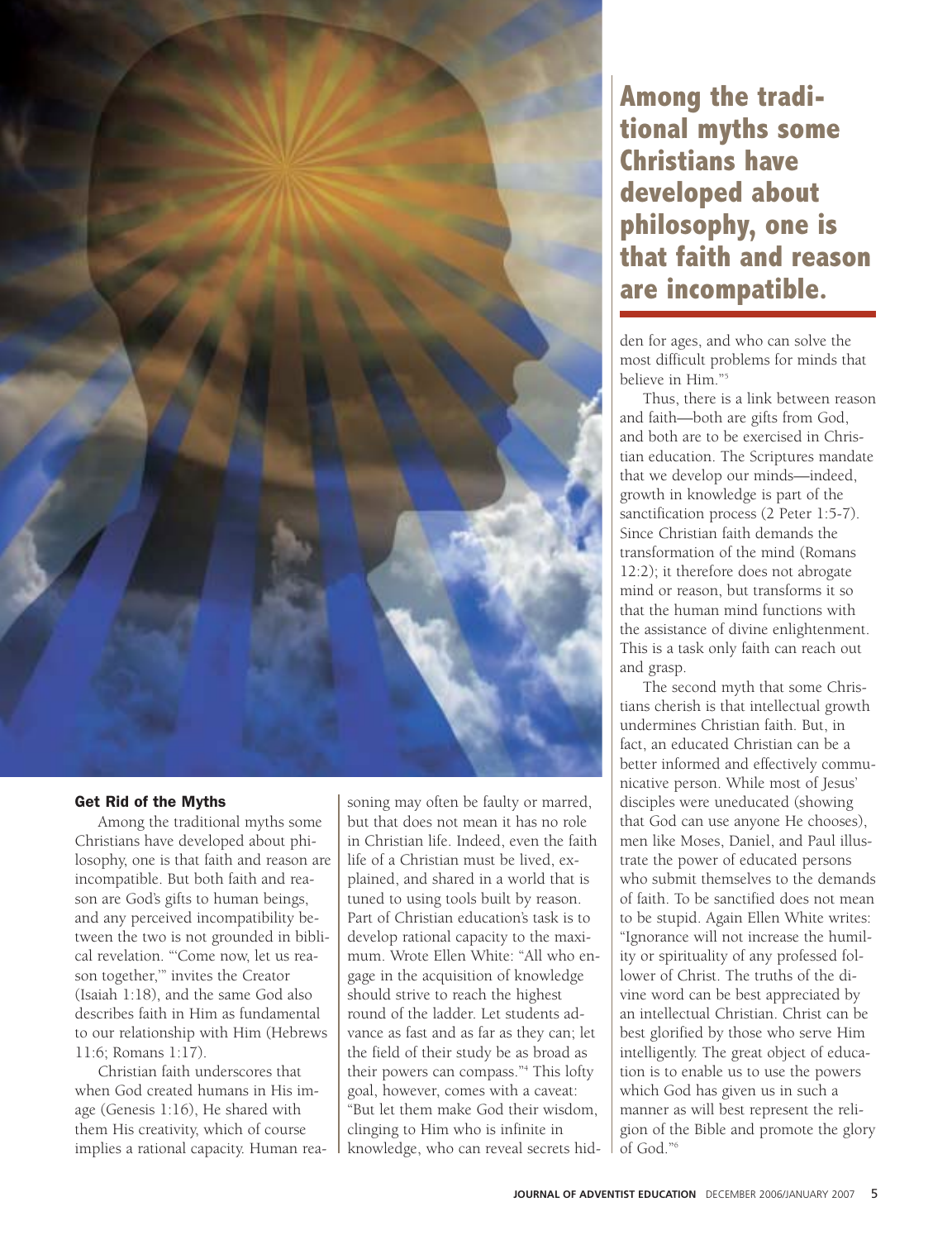## Get Rid of the Myths

Among the traditional myths some Christians have developed about philosophy, one is that faith and reason are incompatible. But both faith and reason are God's gifts to human beings, and any perceived incompatibility between the two is not grounded in biblical revelation. "'Come now, let us reason together,'" invites the Creator (Isaiah 1:18), and the same God also describes faith in Him as fundamental to our relationship with Him (Hebrews 11:6; Romans 1:17).

Christian faith underscores that when God created humans in His image (Genesis 1:16), He shared with them His creativity, which of course implies a rational capacity. Human reasoning may often be faulty or marred, but that does not mean it has no role in Christian life. Indeed, even the faith life of a Christian must be lived, explained, and shared in a world that is tuned to using tools built by reason. Part of Christian education's task is to develop rational capacity to the maximum. Wrote Ellen White: "All who engage in the acquisition of knowledge should strive to reach the highest round of the ladder. Let students advance as fast and as far as they can; let the field of their study be as broad as their powers can compass."[4] This lofty goal, however, comes with a caveat: "But let them make God their wisdom, clinging to Him who is infinite in knowledge, who can reveal secrets hidden for ages, and who can solve the most difficult problems for minds that believe in Him."[5]

**Among the traditional myths some Christians have developed about philosophy, one is that faith and reason are incompatible.**

Thus, there is a link between reason and faith—both are gifts from God, and both are to be exercised in Christian education. The Scriptures mandate that we develop our minds—indeed, growth in knowledge is part of the sanctification process (2 Peter 1:5-7). Since Christian faith demands the transformation of the mind (Romans 12:2); it therefore does not abrogate mind or reason, but transforms it so that the human mind functions with the assistance of divine enlightenment. This is a task only faith can reach out and grasp.

The second myth that some Christians cherish is that intellectual growth undermines Christian faith. But, in fact, an educated Christian can be a better informed and effectively communicative person. While most of Jesus' disciples were uneducated (showing that God can use anyone He chooses), men like Moses, Daniel, and Paul illustrate the power of educated persons who submit themselves to the demands of faith. To be sanctified does not mean to be stupid. Again Ellen White writes: "Ignorance will not increase the humility or spirituality of any professed follower of Christ. The truths of the divine word can be best appreciated by an intellectual Christian. Christ can be best glorified by those who serve Him intelligently. The great object of education is to enable us to use the powers which God has given us in such a manner as will best represent the religion of the Bible and promote the glory of God."[6]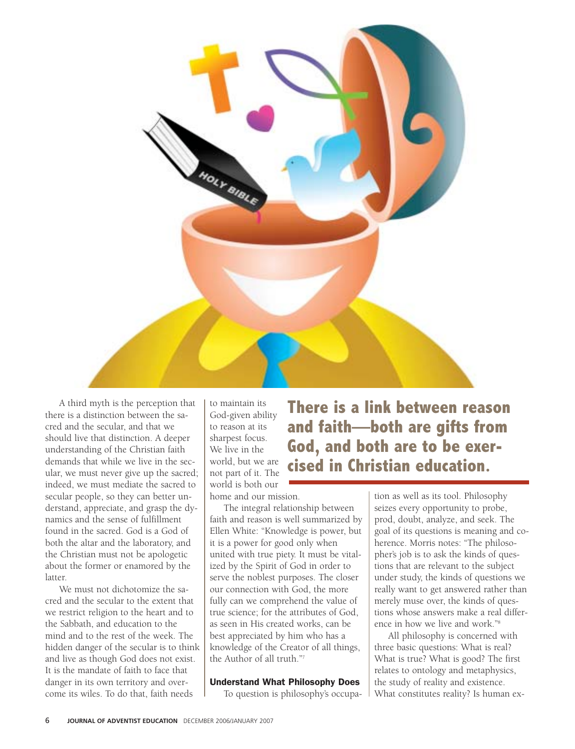A third myth is the perception that there is a distinction between the sacred and the secular, and that we should live that distinction. A deeper understanding of the Christian faith demands that while we live in the secular, we must never give up the sacred; indeed, we must mediate the sacred to secular people, so they can better understand, appreciate, and grasp the dynamics and the sense of fulfillment found in the sacred. God is a God of both the altar and the laboratory, and the Christian must not be apologetic about the former or enamored by the latter.

We must not dichotomize the sacred and the secular to the extent that we restrict religion to the heart and to the Sabbath, and education to the mind and to the rest of the week. The hidden danger of the secular is to think and live as though God does not exist. It is the mandate of faith to face that danger in its own territory and overcome its wiles. To do that, faith needs to maintain its God-given ability to reason at its sharpest focus. We live in the world, but we are not part of it. The world is both our home and our mission.

**There is a link between reason and faith—both are gifts from God, and both are to be exercised in Christian education.**

The integral relationship between faith and reason is well summarized by Ellen White: "Knowledge is power, but it is a power for good only when united with true piety. It must be vitalized by the Spirit of God in order to serve the noblest purposes. The closer our connection with God, the more fully can we comprehend the value of true science; for the attributes of God, as seen in His created works, can be best appreciated by him who has a knowledge of the Creator of all things, the Author of all truth."[7]

### Understand What Philosophy Does

To question is philosophy's occupation as well as its tool. Philosophy seizes every opportunity to probe, prod, doubt, analyze, and seek. The goal of its questions is meaning and coherence. Morris notes: "The philosopher's job is to ask the kinds of questions that are relevant to the subject under study, the kinds of questions we really want to get answered rather than merely muse over, the kinds of questions whose answers make a real difference in how we live and work."[8]

All philosophy is concerned with three basic questions: What is real? What is true? What is good? The first relates to ontology and metaphysics, the study of reality and existence. What constitutes reality? Is human ex-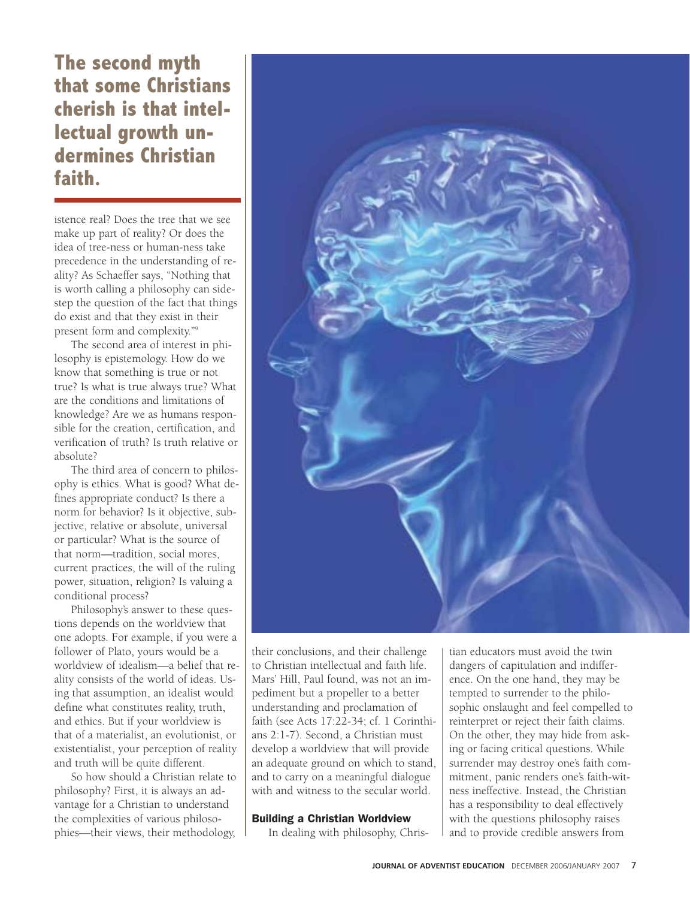**The second myth that some Christians cherish is that intellectual growth undermines Christian faith.**

istence real? Does the tree that we see make up part of reality? Or does the idea of tree-ness or human-ness take precedence in the understanding of reality? As Schaeffer says, "Nothing that is worth calling a philosophy can sidestep the question of the fact that things do exist and that they exist in their present form and complexity."[9]

The second area of interest in philosophy is epistemology. How do we know that something is true or not true? Is what is true always true? What are the conditions and limitations of knowledge? Are we as humans responsible for the creation, certification, and verification of truth? Is truth relative or absolute?

The third area of concern to philosophy is ethics. What is good? What defines appropriate conduct? Is there a norm for behavior? Is it objective, subjective, relative or absolute, universal or particular? What is the source of that norm—tradition, social mores, current practices, the will of the ruling power, situation, religion? Is valuing a conditional process?

Philosophy's answer to these questions depends on the worldview that one adopts. For example, if you were a follower of Plato, yours would be a worldview of idealism—a belief that reality consists of the world of ideas. Using that assumption, an idealist would define what constitutes reality, truth, and ethics. But if your worldview is that of a materialist, an evolutionist, or existentialist, your perception of reality and truth will be quite different.

So how should a Christian relate to philosophy? First, it is always an advantage for a Christian to understand the complexities of various philosophies—their views, their methodology, their conclusions, and their challenge to Christian intellectual and faith life. Mars' Hill, Paul found, was not an impediment but a propeller to a better understanding and proclamation of faith (see Acts 17:22-34; cf. 1 Corinthians 2:1-7). Second, a Christian must develop a worldview that will provide an adequate ground on which to stand, and to carry on a meaningful dialogue with and witness to the secular world.

### Building a Christian Worldview

In dealing with philosophy, Christian educators must avoid the twin dangers of capitulation and indifference. On the one hand, they may be tempted to surrender to the philosophic onslaught and feel compelled to reinterpret or reject their faith claims. On the other, they may hide from asking or facing critical questions. While surrender may destroy one's faith commitment, panic renders one's faith-witness ineffective. Instead, the Christian has a responsibility to deal effectively with the questions philosophy raises and to provide credible answers from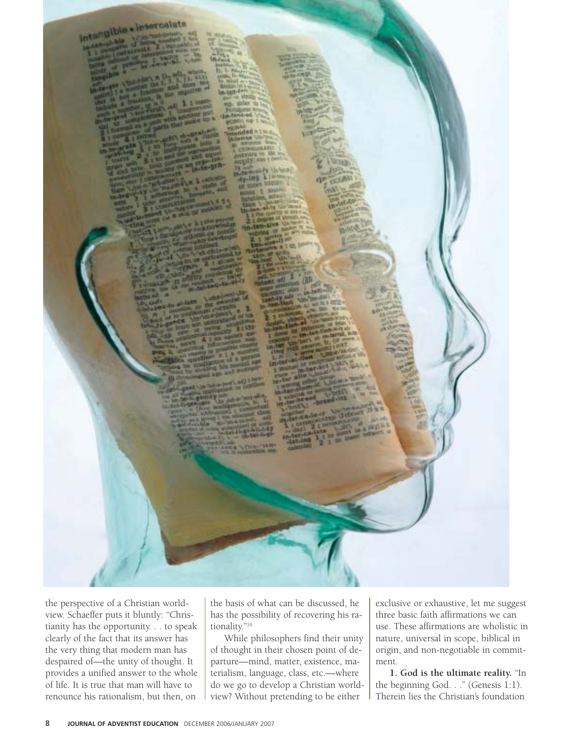the perspective of a Christian worldview. Schaeffer puts it bluntly: "Christianity has the opportunity. . . to speak clearly of the fact that its answer has the very thing that modern man has despaired of—the unity of thought. It provides a unified answer to the whole of life. It is true that man will have to renounce his rationalism, but then, on the basis of what can be discussed, he has the possibility of recovering his rationality."[10]

While philosophers find their unity of thought in their chosen point of departure—mind, matter, existence, materialism, language, class, etc.—where do we go to develop a Christian worldview? Without pretending to be either exclusive or exhaustive, let me suggest three basic faith affirmations we can use. These affirmations are wholistic in nature, universal in scope, biblical in origin, and non-negotiable in commitment.

**1. God is the ultimate reality.** "In the beginning God. . ." (Genesis 1:1). Therein lies the Christian's foundation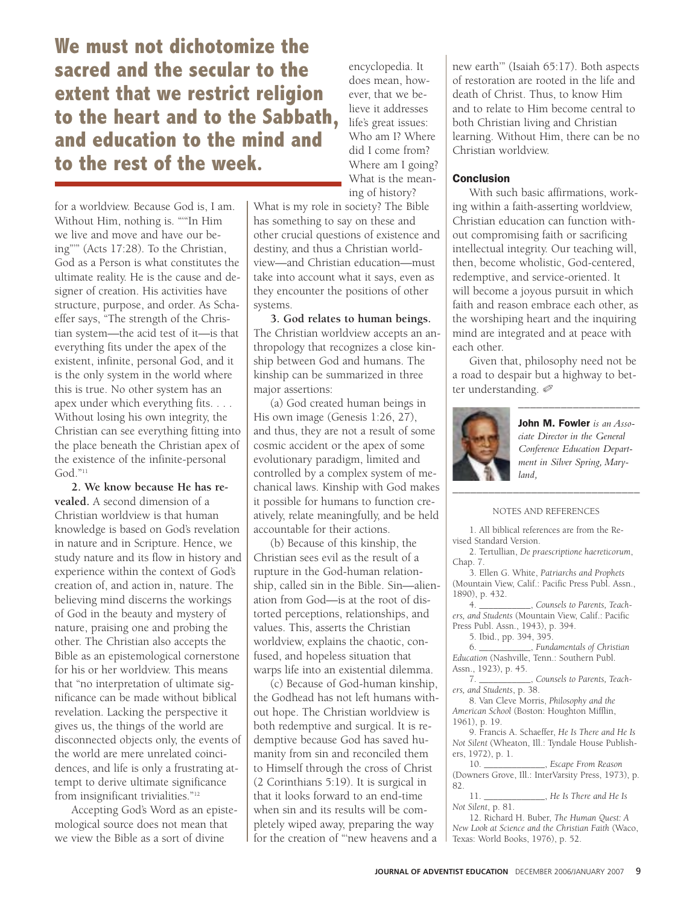**We must not dichotomize the sacred and the secular to the extent that we restrict religion to the heart and to the Sabbath, and education to the mind and to the rest of the week.**

for a worldview. Because God is, I am. Without Him, nothing is. ""In Him we live and move and have our being"" (Acts 17:28). To the Christian, God as a Person is what constitutes the ultimate reality. He is the cause and designer of creation. His activities have structure, purpose, and order. As Schaeffer says, "The strength of the Christian system—the acid test of it—is that everything fits under the apex of the existent, infinite, personal God, and it is the only system in the world where this is true. No other system has an apex under which everything fits. . . . Without losing his own integrity, the Christian can see everything fitting into the place beneath the Christian apex of the existence of the infinite-personal God."[11]

**2. We know because He has revealed.** A second dimension of a Christian worldview is that human knowledge is based on God's revelation in nature and in Scripture. Hence, we study nature and its flow in history and experience within the context of God's creation of, and action in, nature. The believing mind discerns the workings of God in the beauty and mystery of nature, praising one and probing the other. The Christian also accepts the Bible as an epistemological cornerstone for his or her worldview. This means that "no interpretation of ultimate significance can be made without biblical revelation. Lacking the perspective it gives us, the things of the world are disconnected objects only, the events of the world are mere unrelated coincidences, and life is only a frustrating attempt to derive ultimate significance from insignificant trivialities."[12]

Accepting God's Word as an epistemological source does not mean that we view the Bible as a sort of divine encyclopedia. It does mean, however, that we believe it addresses life's great issues: Who am I? Where did I come from? Where am I going? What is the meaning of history? What is my role in society? The Bible has something to say on these and other crucial questions of existence and destiny, and thus a Christian worldview—and Christian education—must take into account what it says, even as they encounter the positions of other systems.

**3. God relates to human beings.** The Christian worldview accepts an anthropology that recognizes a close kinship between God and humans. The kinship can be summarized in three major assertions:

(a) God created human beings in His own image (Genesis 1:26, 27), and thus, they are not a result of some cosmic accident or the apex of some evolutionary paradigm, limited and controlled by a complex system of mechanical laws. Kinship with God makes it possible for humans to function creatively, relate meaningfully, and be held accountable for their actions.

(b) Because of this kinship, the Christian sees evil as the result of a rupture in the God-human relationship, called sin in the Bible. Sin—alienation from God—is at the root of distorted perceptions, relationships, and values. This, asserts the Christian worldview, explains the chaotic, confused, and hopeless situation that warps life into an existential dilemma.

(c) Because of God-human kinship, the Godhead has not left humans without hope. The Christian worldview is both redemptive and surgical. It is redemptive because God has saved humanity from sin and reconciled them to Himself through the cross of Christ (2 Corinthians 5:19). It is surgical in that it looks forward to an end-time when sin and its results will be completely wiped away, preparing the way for the creation of "'new heavens and a new earth'" (Isaiah 65:17). Both aspects of restoration are rooted in the life and death of Christ. Thus, to know Him and to relate to Him become central to both Christian living and Christian learning. Without Him, there can be no Christian worldview.

### Conclusion

With such basic affirmations, working within a faith-asserting worldview, Christian education can function without compromising faith or sacrificing intellectual integrity. Our teaching will, then, become wholistic, God-centered, redemptive, and service-oriented. It will become a joyous pursuit in which faith and reason embrace each other, as the worshiping heart and the inquiring mind are integrated and at peace with each other.

Given that, philosophy need not be a road to despair but a highway to better understanding. ✐

---

**John M. Fowler** *is an Associate Director in the General Conference Education Department in Silver Spring, Maryland,*

---

NOTES AND REFERENCES

1. All biblical references are from the Revised Standard Version.
2. Tertullian, *De praescriptione haereticorum*, Chap. 7.
3. Ellen G. White, *Patriarchs and Prophets* (Mountain View, Calif.: Pacific Press Publ. Assn., 1890), p. 432.
4. __________, *Counsels to Parents, Teachers, and Students* (Mountain View, Calif.: Pacific Press Publ. Assn., 1943), p. 394.
5. Ibid., pp. 394, 395.
6. __________, *Fundamentals of Christian Education* (Nashville, Tenn.: Southern Publ. Assn., 1923), p. 45.
7. __________, *Counsels to Parents, Teachers, and Students*, p. 38.
8. Van Cleve Morris, *Philosophy and the American School* (Boston: Houghton Mifflin, 1961), p. 19.
9. Francis A. Schaeffer, *He Is There and He Is Not Silent* (Wheaton, Ill.: Tyndale House Publishers, 1972), p. 1.
10. __________, *Escape From Reason* (Downers Grove, Ill.: InterVarsity Press, 1973), p. 82.
11. __________, *He Is There and He Is Not Silent*, p. 81.
12. Richard H. Buber, *The Human Quest: A New Look at Science and the Christian Faith* (Waco, Texas: World Books, 1976), p. 52.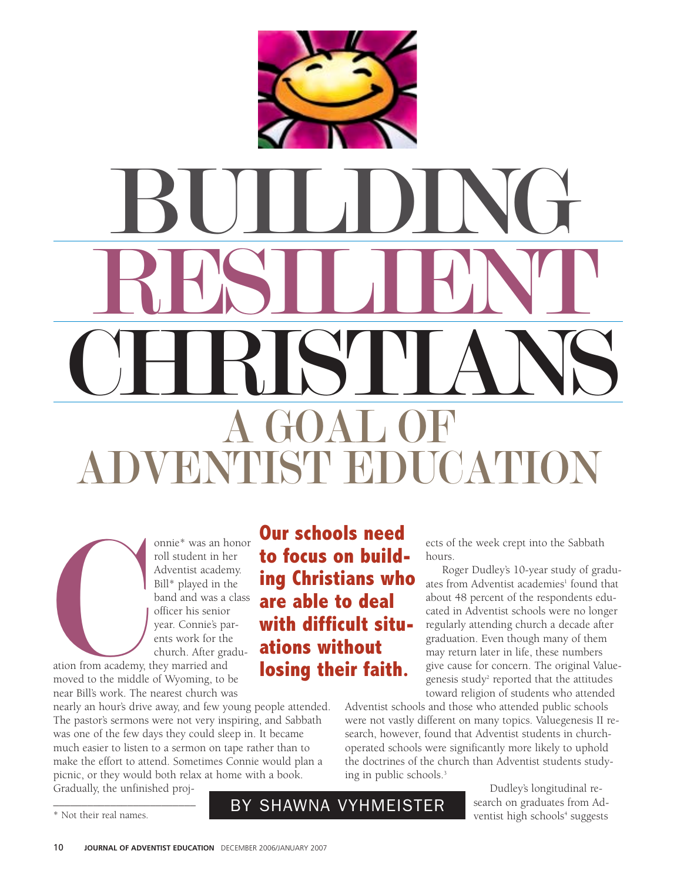# BUILDING RESILIENT CHRISTIANS

## A GOAL OF ADVENTIST EDUCATION

BY SHAWNA VYHMEISTER

**Our schools need to focus on building Christians who are able to deal with difficult situations without losing their faith.**

Connie* was an honor roll student in her Adventist academy. Bill* played in the band and was a class officer his senior year. Connie's parents work for the church. After graduation from academy, they married and moved to the middle of Wyoming, to be near Bill's work. The nearest church was nearly an hour's drive away, and few young people attended. The pastor's sermons were not very inspiring, and Sabbath was one of the few days they could sleep in. It became much easier to listen to a sermon on tape rather than to make the effort to attend. Sometimes Connie would plan a picnic, or they would both relax at home with a book. Gradually, the unfinished projects of the week crept into the Sabbath hours.

Roger Dudley's 10-year study of graduates from Adventist academies[1] found that about 48 percent of the respondents educated in Adventist schools were no longer regularly attending church a decade after graduation. Even though many of them may return later in life, these numbers give cause for concern. The original Valuegenesis study[2] reported that the attitudes toward religion of students who attended Adventist schools and those who attended public schools were not vastly different on many topics. Valuegenesis II research, however, found that Adventist students in church-operated schools were significantly more likely to uphold the doctrines of the church than Adventist students studying in public schools.[3]

Dudley's longitudinal research on graduates from Adventist high schools[4] suggests

* Not their real names.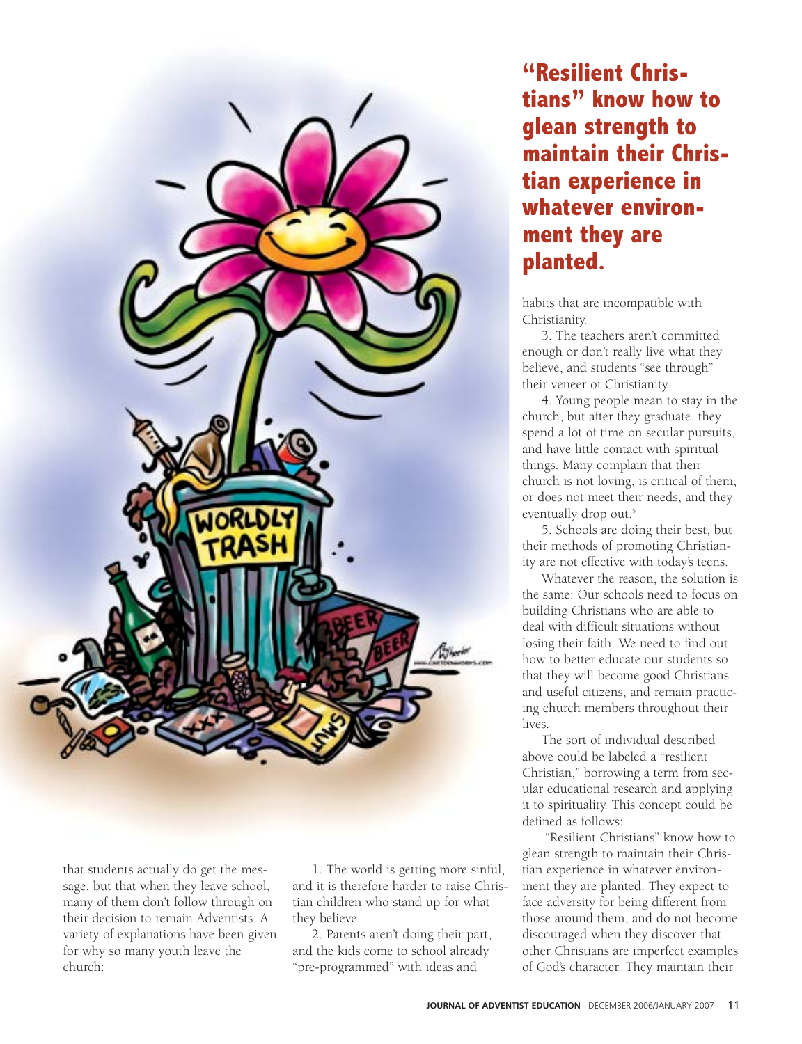**"Resilient Christians" know how to glean strength to maintain their Christian experience in whatever environment they are planted.**

that students actually do get the message, but that when they leave school, many of them don't follow through on their decision to remain Adventists. A variety of explanations have been given for why so many youth leave the church:

1. The world is getting more sinful, and it is therefore harder to raise Christian children who stand up for what they believe.

2. Parents aren't doing their part, and the kids come to school already "pre-programmed" with ideas and habits that are incompatible with Christianity.

3. The teachers aren't committed enough or don't really live what they believe, and students "see through" their veneer of Christianity.

4. Young people mean to stay in the church, but after they graduate, they spend a lot of time on secular pursuits, and have little contact with spiritual things. Many complain that their church is not loving, is critical of them, or does not meet their needs, and they eventually drop out.[5]

5. Schools are doing their best, but their methods of promoting Christianity are not effective with today's teens.

Whatever the reason, the solution is the same: Our schools need to focus on building Christians who are able to deal with difficult situations without losing their faith. We need to find out how to better educate our students so that they will become good Christians and useful citizens, and remain practicing church members throughout their lives.

The sort of individual described above could be labeled a "resilient Christian," borrowing a term from secular educational research and applying it to spirituality. This concept could be defined as follows:

"Resilient Christians" know how to glean strength to maintain their Christian experience in whatever environment they are planted. They expect to face adversity for being different from those around them, and do not become discouraged when they discover that other Christians are imperfect examples of God's character. They maintain their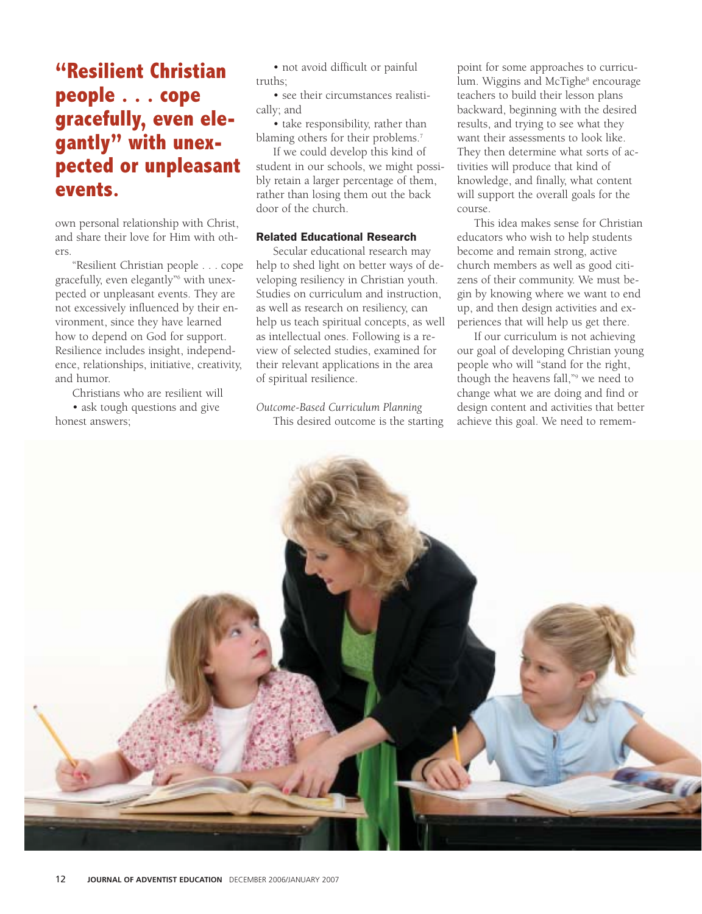> **"Resilient Christian people . . . cope gracefully, even elegantly" with unexpected or unpleasant events.**

own personal relationship with Christ, and share their love for Him with others.

"Resilient Christian people . . . cope gracefully, even elegantly"[6] with unexpected or unpleasant events. They are not excessively influenced by their environment, since they have learned how to depend on God for support. Resilience includes insight, independence, relationships, initiative, creativity, and humor.

Christians who are resilient will

- ask tough questions and give honest answers;
- not avoid difficult or painful truths;
- see their circumstances realistically; and
- take responsibility, rather than blaming others for their problems.[7]

If we could develop this kind of student in our schools, we might possibly retain a larger percentage of them, rather than losing them out the back door of the church.

### Related Educational Research

Secular educational research may help to shed light on better ways of developing resiliency in Christian youth. Studies on curriculum and instruction, as well as research on resiliency, can help us teach spiritual concepts, as well as intellectual ones. Following is a review of selected studies, examined for their relevant applications in the area of spiritual resilience.

*Outcome-Based Curriculum Planning*

This desired outcome is the starting point for some approaches to curriculum. Wiggins and McTighe[8] encourage teachers to build their lesson plans backward, beginning with the desired results, and trying to see what they want their assessments to look like. They then determine what sorts of activities will produce that kind of knowledge, and finally, what content will support the overall goals for the course.

This idea makes sense for Christian educators who wish to help students become and remain strong, active church members as well as good citizens of their community. We must begin by knowing where we want to end up, and then design activities and experiences that will help us get there.

If our curriculum is not achieving our goal of developing Christian young people who will "stand for the right, though the heavens fall,"[9] we need to change what we are doing and find or design content and activities that better achieve this goal. We need to remem-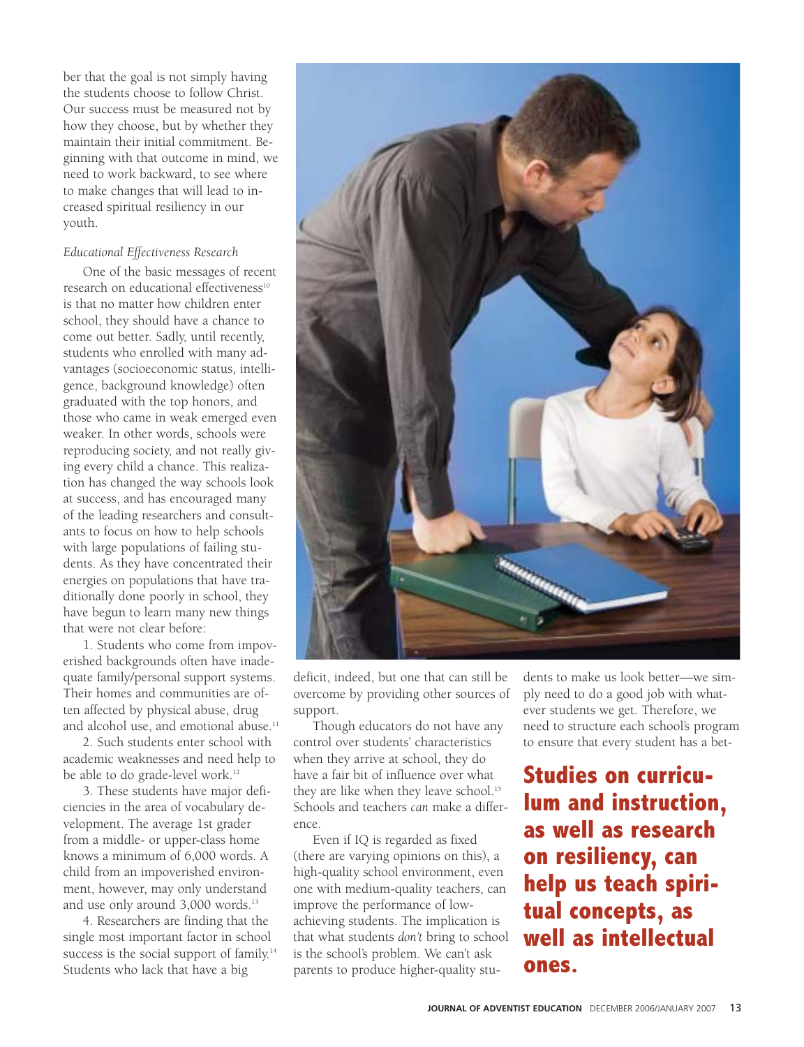ber that the goal is not simply having the students choose to follow Christ. Our success must be measured not by how they choose, but by whether they maintain their initial commitment. Beginning with that outcome in mind, we need to work backward, to see where to make changes that will lead to increased spiritual resiliency in our youth.

*Educational Effectiveness Research*

One of the basic messages of recent research on educational effectiveness[10] is that no matter how children enter school, they should have a chance to come out better. Sadly, until recently, students who enrolled with many advantages (socioeconomic status, intelligence, background knowledge) often graduated with the top honors, and those who came in weak emerged even weaker. In other words, schools were reproducing society, and not really giving every child a chance. This realization has changed the way schools look at success, and has encouraged many of the leading researchers and consultants to focus on how to help schools with large populations of failing students. As they have concentrated their energies on populations that have traditionally done poorly in school, they have begun to learn many new things that were not clear before:

1. Students who come from impoverished backgrounds often have inadequate family/personal support systems. Their homes and communities are often affected by physical abuse, drug and alcohol use, and emotional abuse.[11]

2. Such students enter school with academic weaknesses and need help to be able to do grade-level work.[12]

3. These students have major deficiencies in the area of vocabulary development. The average 1st grader from a middle- or upper-class home knows a minimum of 6,000 words. A child from an impoverished environment, however, may only understand and use only around 3,000 words.[13]

4. Researchers are finding that the single most important factor in school success is the social support of family.[14] Students who lack that have a big deficit, indeed, but one that can still be overcome by providing other sources of support.

Though educators do not have any control over students' characteristics when they arrive at school, they do have a fair bit of influence over what they are like when they leave school.[15] Schools and teachers *can* make a difference.

Even if IQ is regarded as fixed (there are varying opinions on this), a high-quality school environment, even one with medium-quality teachers, can improve the performance of low-achieving students. The implication is that what students *don't* bring to school is the school's problem. We can't ask parents to produce higher-quality students to make us look better—we simply need to do a good job with whatever students we get. Therefore, we need to structure each school's program to ensure that every student has a bet-

**Studies on curriculum and instruction, as well as research on resiliency, can help us teach spiritual concepts, as well as intellectual ones.**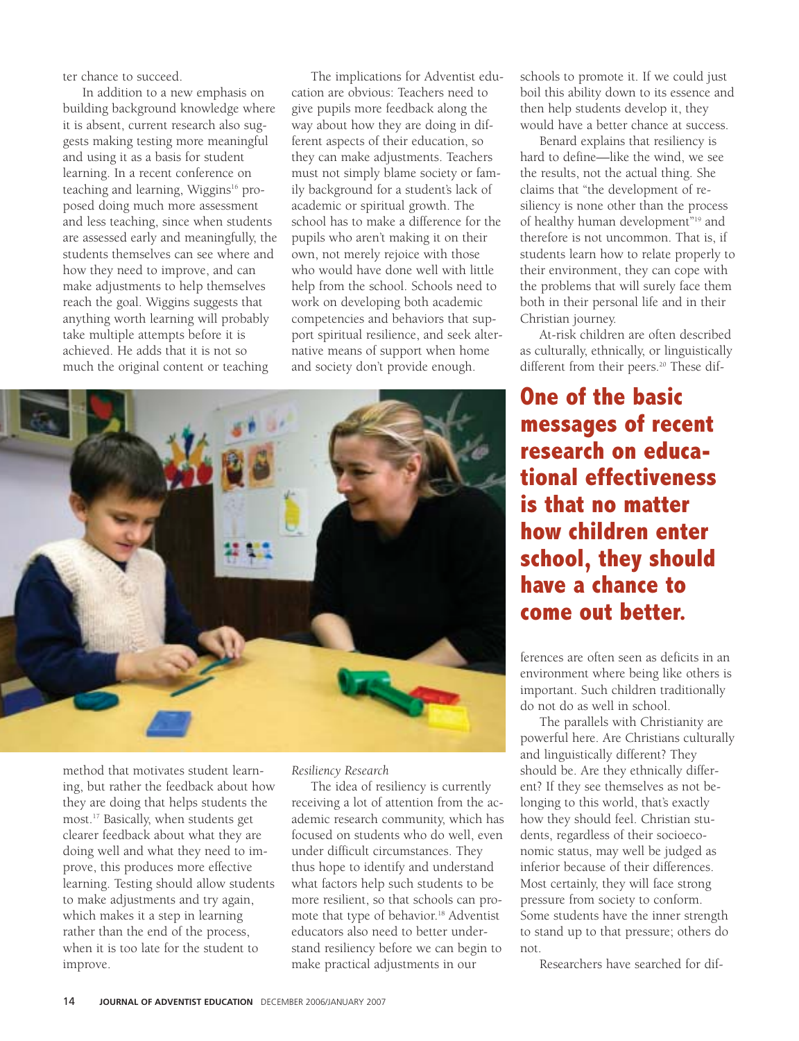ter chance to succeed.

In addition to a new emphasis on building background knowledge where it is absent, current research also suggests making testing more meaningful and using it as a basis for student learning. In a recent conference on teaching and learning, Wiggins[16] proposed doing much more assessment and less teaching, since when students are assessed early and meaningfully, the students themselves can see where and how they need to improve, and can make adjustments to help themselves reach the goal. Wiggins suggests that anything worth learning will probably take multiple attempts before it is achieved. He adds that it is not so much the original content or teaching method that motivates student learning, but rather the feedback about how they are doing that helps students the most.[17] Basically, when students get clearer feedback about what they are doing well and what they need to improve, this produces more effective learning. Testing should allow students to make adjustments and try again, which makes it a step in learning rather than the end of the process, when it is too late for the student to improve.

The implications for Adventist education are obvious: Teachers need to give pupils more feedback along the way about how they are doing in different aspects of their education, so they can make adjustments. Teachers must not simply blame society or family background for a student's lack of academic or spiritual growth. The school has to make a difference for the pupils who aren't making it on their own, not merely rejoice with those who would have done well with little help from the school. Schools need to work on developing both academic competencies and behaviors that support spiritual resilience, and seek alternative means of support when home and society don't provide enough.

*Resiliency Research*

The idea of resiliency is currently receiving a lot of attention from the academic research community, which has focused on students who do well, even under difficult circumstances. They thus hope to identify and understand what factors help such students to be more resilient, so that schools can promote that type of behavior.[18] Adventist educators also need to better understand resiliency before we can begin to make practical adjustments in our schools to promote it. If we could just boil this ability down to its essence and then help students develop it, they would have a better chance at success.

Benard explains that resiliency is hard to define—like the wind, we see the results, not the actual thing. She claims that "the development of resiliency is none other than the process of healthy human development"[19] and therefore is not uncommon. That is, if students learn how to relate properly to their environment, they can cope with the problems that will surely face them both in their personal life and in their Christian journey.

At-risk children are often described as culturally, ethnically, or linguistically different from their peers.[20] These differences are often seen as deficits in an environment where being like others is important. Such children traditionally do not do as well in school.

**One of the basic messages of recent research on educational effectiveness is that no matter how children enter school, they should have a chance to come out better.**

The parallels with Christianity are powerful here. Are Christians culturally and linguistically different? They should be. Are they ethnically different? If they see themselves as not belonging to this world, that's exactly how they should feel. Christian students, regardless of their socioeconomic status, may well be judged as inferior because of their differences. Most certainly, they will face strong pressure from society to conform. Some students have the inner strength to stand up to that pressure; others do not.

Researchers have searched for dif-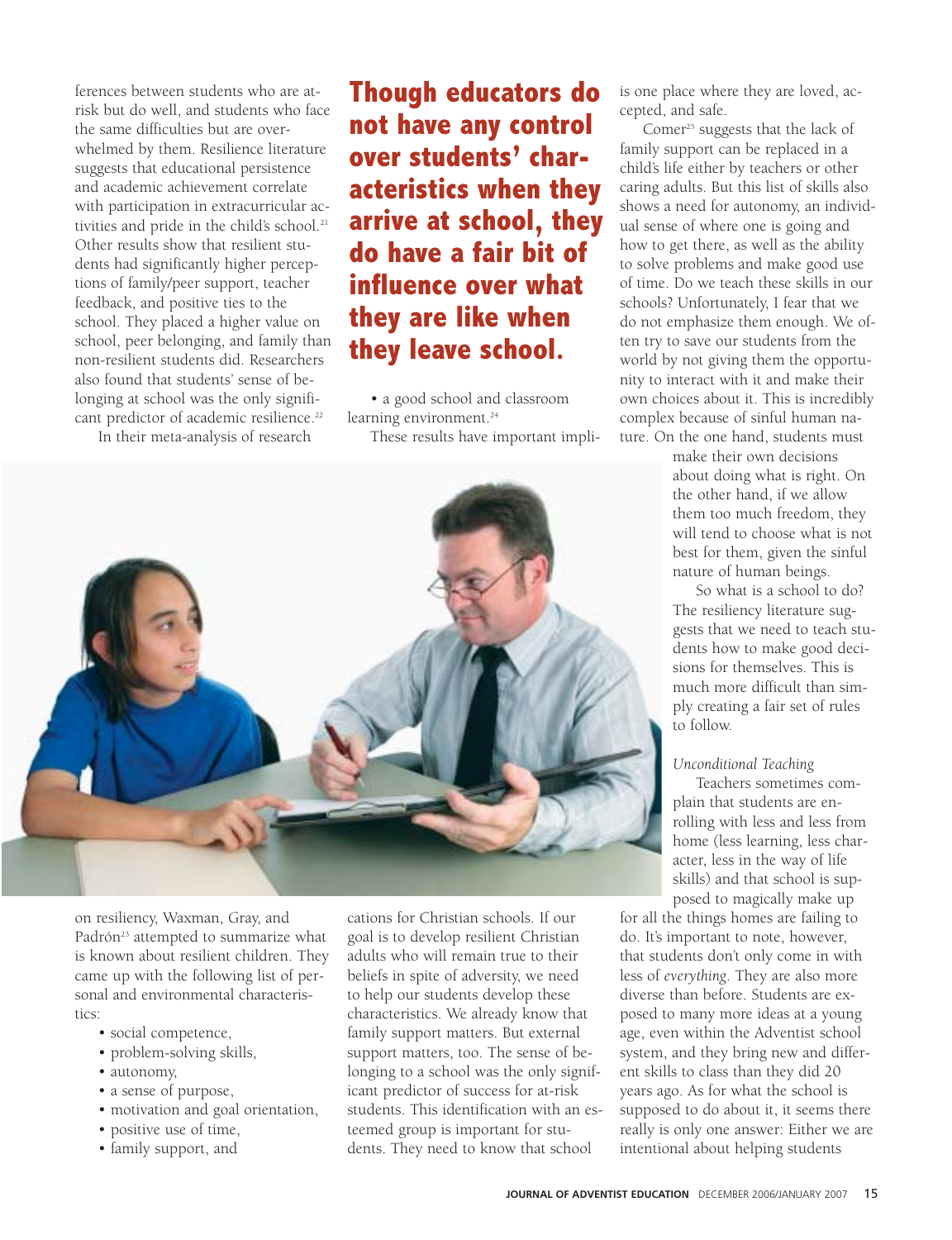ferences between students who are at-risk but do well, and students who face the same difficulties but are overwhelmed by them. Resilience literature suggests that educational persistence and academic achievement correlate with participation in extracurricular activities and pride in the child's school.[21] Other results show that resilient students had significantly higher perceptions of family/peer support, teacher feedback, and positive ties to the school. They placed a higher value on school, peer belonging, and family than non-resilient students did. Researchers also found that students' sense of belonging at school was the only significant predictor of academic resilience.[22]

In their meta-analysis of research on resiliency, Waxman, Gray, and Padrón[23] attempted to summarize what is known about resilient children. They came up with the following list of personal and environmental characteristics:

- social competence,
- problem-solving skills,
- autonomy,
- a sense of purpose,
- motivation and goal orientation,
- positive use of time,
- family support, and
- a good school and classroom learning environment.[24]

**Though educators do not have any control over students' characteristics when they arrive at school, they do have a fair bit of influence over what they are like when they leave school.**

These results have important implications for Christian schools. If our goal is to develop resilient Christian adults who will remain true to their beliefs in spite of adversity, we need to help our students develop these characteristics. We already know that family support matters. But external support matters, too. The sense of belonging to a school was the only significant predictor of success for at-risk students. This identification with an esteemed group is important for students. They need to know that school is one place where they are loved, accepted, and safe.

Comer[25] suggests that the lack of family support can be replaced in a child's life either by teachers or other caring adults. But this list of skills also shows a need for autonomy, an individual sense of where one is going and how to get there, as well as the ability to solve problems and make good use of time. Do we teach these skills in our schools? Unfortunately, I fear that we do not emphasize them enough. We often try to save our students from the world by not giving them the opportunity to interact with it and make their own choices about it. This is incredibly complex because of sinful human nature. On the one hand, students must make their own decisions about doing what is right. On the other hand, if we allow them too much freedom, they will tend to choose what is not best for them, given the sinful nature of human beings.

So what is a school to do? The resiliency literature suggests that we need to teach students how to make good decisions for themselves. This is much more difficult than simply creating a fair set of rules to follow.

*Unconditional Teaching*

Teachers sometimes complain that students are enrolling with less and less from home (less learning, less character, less in the way of life skills) and that school is supposed to magically make up for all the things homes are failing to do. It's important to note, however, that students don't only come in with less of *everything*. They are also more diverse than before. Students are exposed to many more ideas at a young age, even within the Adventist school system, and they bring new and different skills to class than they did 20 years ago. As for what the school is supposed to do about it, it seems there really is only one answer: Either we are intentional about helping students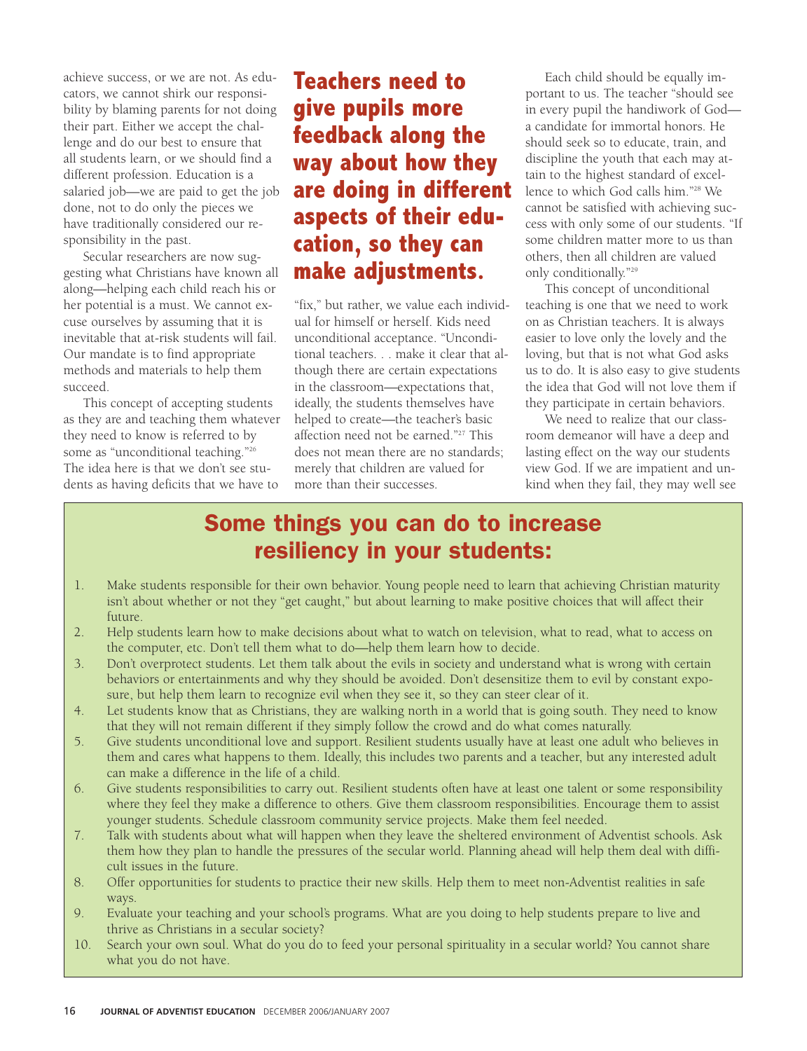achieve success, or we are not. As educators, we cannot shirk our responsibility by blaming parents for not doing their part. Either we accept the challenge and do our best to ensure that all students learn, or we should find a different profession. Education is a salaried job—we are paid to get the job done, not to do only the pieces we have traditionally considered our responsibility in the past.

Secular researchers are now suggesting what Christians have known all along—helping each child reach his or her potential is a must. We cannot excuse ourselves by assuming that it is inevitable that at-risk students will fail. Our mandate is to find appropriate methods and materials to help them succeed.

This concept of accepting students as they are and teaching them whatever they need to know is referred to by some as "unconditional teaching."[26] The idea here is that we don't see students as having deficits that we have to "fix," but rather, we value each individual for himself or herself. Kids need unconditional acceptance. "Unconditional teachers. . . make it clear that although there are certain expectations in the classroom—expectations that, ideally, the students themselves have helped to create—the teacher's basic affection need not be earned."[27] This does not mean there are no standards; merely that children are valued for more than their successes.

**Teachers need to give pupils more feedback along the way about how they are doing in different aspects of their education, so they can make adjustments.**

Each child should be equally important to us. The teacher "should see in every pupil the handiwork of God—a candidate for immortal honors. He should seek so to educate, train, and discipline the youth that each may attain to the highest standard of excellence to which God calls him."[28] We cannot be satisfied with achieving success with only some of our students. "If some children matter more to us than others, then all children are valued only conditionally."[29]

This concept of unconditional teaching is one that we need to work on as Christian teachers. It is always easier to love only the lovely and the loving, but that is not what God asks us to do. It is also easy to give students the idea that God will not love them if they participate in certain behaviors.

We need to realize that our classroom demeanor will have a deep and lasting effect on the way our students view God. If we are impatient and unkind when they fail, they may well see

## Some things you can do to increase resiliency in your students:

1. Make students responsible for their own behavior. Young people need to learn that achieving Christian maturity isn't about whether or not they "get caught," but about learning to make positive choices that will affect their future.
2. Help students learn how to make decisions about what to watch on television, what to read, what to access on the computer, etc. Don't tell them what to do—help them learn how to decide.
3. Don't overprotect students. Let them talk about the evils in society and understand what is wrong with certain behaviors or entertainments and why they should be avoided. Don't desensitize them to evil by constant exposure, but help them learn to recognize evil when they see it, so they can steer clear of it.
4. Let students know that as Christians, they are walking north in a world that is going south. They need to know that they will not remain different if they simply follow the crowd and do what comes naturally.
5. Give students unconditional love and support. Resilient students usually have at least one adult who believes in them and cares what happens to them. Ideally, this includes two parents and a teacher, but any interested adult can make a difference in the life of a child.
6. Give students responsibilities to carry out. Resilient students often have at least one talent or some responsibility where they feel they make a difference to others. Give them classroom responsibilities. Encourage them to assist younger students. Schedule classroom community service projects. Make them feel needed.
7. Talk with students about what will happen when they leave the sheltered environment of Adventist schools. Ask them how they plan to handle the pressures of the secular world. Planning ahead will help them deal with difficult issues in the future.
8. Offer opportunities for students to practice their new skills. Help them to meet non-Adventist realities in safe ways.
9. Evaluate your teaching and your school's programs. What are you doing to help students prepare to live and thrive as Christians in a secular society?
10. Search your own soul. What do you do to feed your personal spirituality in a secular world? You cannot share what you do not have.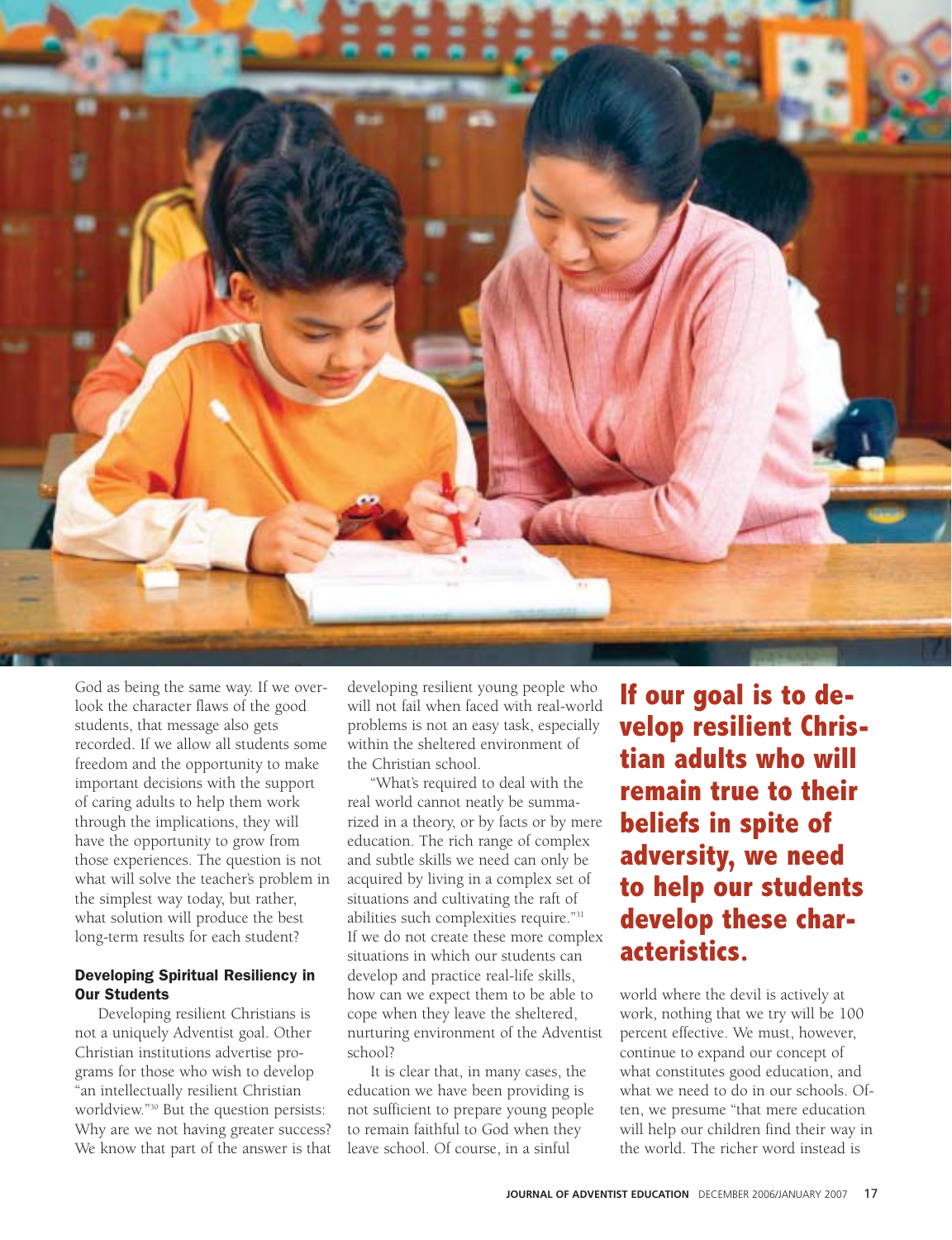God as being the same way. If we overlook the character flaws of the good students, that message also gets recorded. If we allow all students some freedom and the opportunity to make important decisions with the support of caring adults to help them work through the implications, they will have the opportunity to grow from those experiences. The question is not what will solve the teacher's problem in the simplest way today, but rather, what solution will produce the best long-term results for each student?

### Developing Spiritual Resiliency in Our Students

Developing resilient Christians is not a uniquely Adventist goal. Other Christian institutions advertise programs for those who wish to develop "an intellectually resilient Christian worldview."[30] But the question persists: Why are we not having greater success? We know that part of the answer is that developing resilient young people who will not fail when faced with real-world problems is not an easy task, especially within the sheltered environment of the Christian school.

"What's required to deal with the real world cannot neatly be summarized in a theory, or by facts or by mere education. The rich range of complex and subtle skills we need can only be acquired by living in a complex set of situations and cultivating the raft of abilities such complexities require."[31] If we do not create these more complex situations in which our students can develop and practice real-life skills, how can we expect them to be able to cope when they leave the sheltered, nurturing environment of the Adventist school?

It is clear that, in many cases, the education we have been providing is not sufficient to prepare young people to remain faithful to God when they leave school. Of course, in a sinful world where the devil is actively at work, nothing that we try will be 100 percent effective. We must, however, continue to expand our concept of what constitutes good education, and what we need to do in our schools. Often, we presume "that mere education will help our children find their way in the world. The richer word instead is

**If our goal is to develop resilient Christian adults who will remain true to their beliefs in spite of adversity, we need to help our students develop these characteristics.**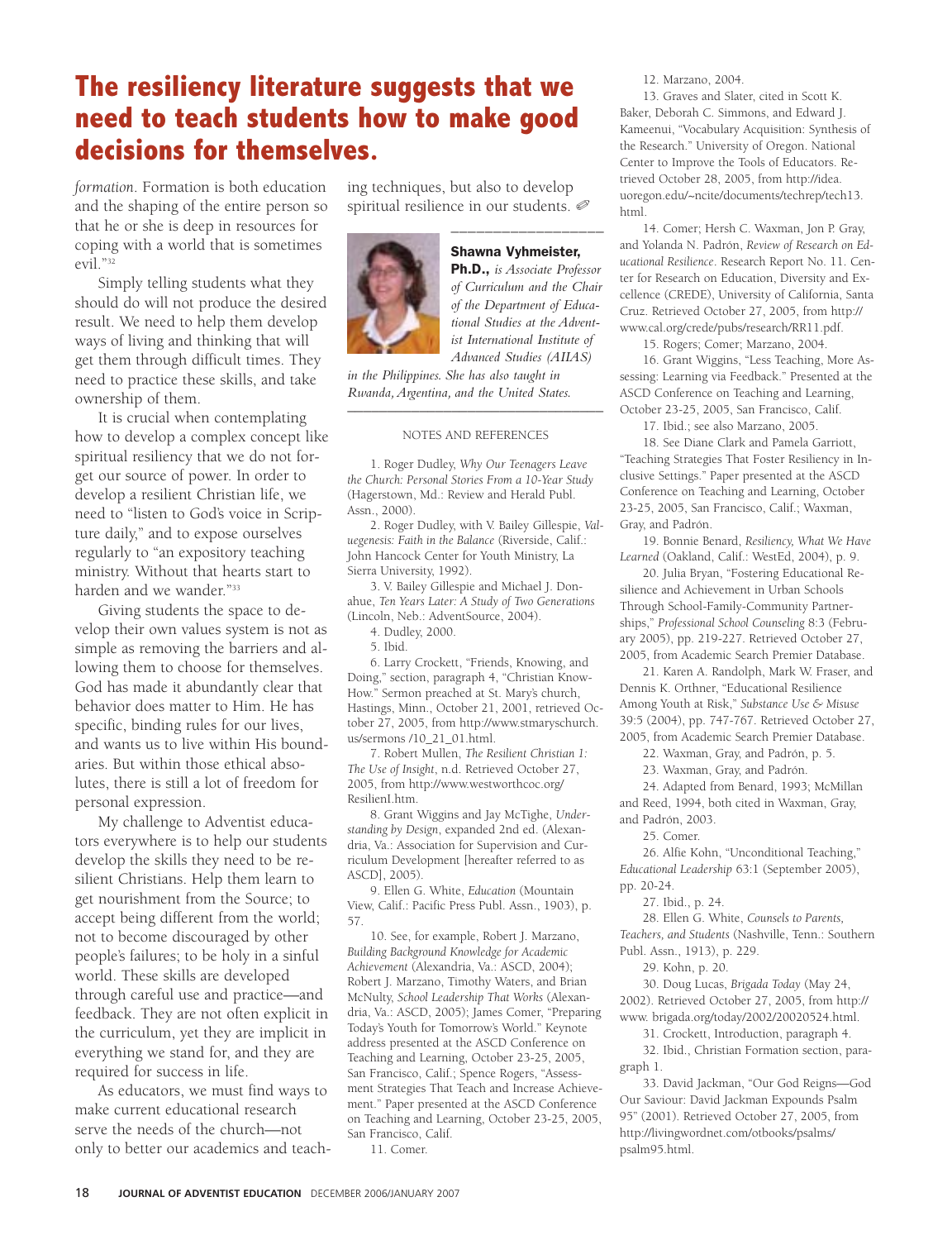## The resiliency literature suggests that we need to teach students how to make good decisions for themselves.

*formation.* Formation is both education and the shaping of the entire person so that he or she is deep in resources for coping with a world that is sometimes evil."[32]

Simply telling students what they should do will not produce the desired result. We need to help them develop ways of living and thinking that will get them through difficult times. They need to practice these skills, and take ownership of them.

It is crucial when contemplating how to develop a complex concept like spiritual resiliency that we do not forget our source of power. In order to develop a resilient Christian life, we need to "listen to God's voice in Scripture daily," and to expose ourselves regularly to "an expository teaching ministry. Without that hearts start to harden and we wander."[33]

Giving students the space to develop their own values system is not as simple as removing the barriers and allowing them to choose for themselves. God has made it abundantly clear that behavior does matter to Him. He has specific, binding rules for our lives, and wants us to live within His boundaries. But within those ethical absolutes, there is still a lot of freedom for personal expression.

My challenge to Adventist educators everywhere is to help our students develop the skills they need to be resilient Christians. Help them learn to get nourishment from the Source; to accept being different from the world; not to become discouraged by other people's failures; to be holy in a sinful world. These skills are developed through careful use and practice—and feedback. They are not often explicit in the curriculum, yet they are implicit in everything we stand for, and they are required for success in life.

As educators, we must find ways to make current educational research serve the needs of the church—not only to better our academics and teaching techniques, but also to develop spiritual resilience in our students. ✐

---

**Shawna Vyhmeister, Ph.D.,** *is Associate Professor of Curriculum and the Chair of the Department of Educational Studies at the Adventist International Institute of Advanced Studies (AIIAS) in the Philippines. She has also taught in Rwanda, Argentina, and the United States.*

---

NOTES AND REFERENCES

1. Roger Dudley, *Why Our Teenagers Leave the Church: Personal Stories From a 10-Year Study* (Hagerstown, Md.: Review and Herald Publ. Assn., 2000).

2. Roger Dudley, with V. Bailey Gillespie, *Valuegenesis: Faith in the Balance* (Riverside, Calif.: John Hancock Center for Youth Ministry, La Sierra University, 1992).

3. V. Bailey Gillespie and Michael J. Donahue, *Ten Years Later: A Study of Two Generations* (Lincoln, Neb.: AdventSource, 2004).

4. Dudley, 2000.

5. Ibid.

6. Larry Crockett, "Friends, Knowing, and Doing," section, paragraph 4, "Christian Know-How." Sermon preached at St. Mary's church, Hastings, Minn., October 21, 2001, retrieved October 27, 2005, from http://www.stmaryschurch.us/sermons /10_21_01.html.

7. Robert Mullen, *The Resilient Christian 1: The Use of Insight*, n.d. Retrieved October 27, 2005, from http://www.westworthcoc.org/ResilienI.htm.

8. Grant Wiggins and Jay McTighe, *Understanding by Design*, expanded 2nd ed. (Alexandria, Va.: Association for Supervision and Curriculum Development [hereafter referred to as ASCD], 2005).

9. Ellen G. White, *Education* (Mountain View, Calif.: Pacific Press Publ. Assn., 1903), p. 57.

10. See, for example, Robert J. Marzano, *Building Background Knowledge for Academic Achievement* (Alexandria, Va.: ASCD, 2004); Robert J. Marzano, Timothy Waters, and Brian McNulty, *School Leadership That Works* (Alexandria, Va.: ASCD, 2005); James Comer, "Preparing Today's Youth for Tomorrow's World." Keynote address presented at the ASCD Conference on Teaching and Learning, October 23-25, 2005, San Francisco, Calif.; Spence Rogers, "Assessment Strategies That Teach and Increase Achievement." Paper presented at the ASCD Conference on Teaching and Learning, October 23-25, 2005, San Francisco, Calif.

11. Comer.

12. Marzano, 2004.

13. Graves and Slater, cited in Scott K. Baker, Deborah C. Simmons, and Edward J. Kameenui, "Vocabulary Acquisition: Synthesis of the Research." University of Oregon. National Center to Improve the Tools of Educators. Retrieved October 28, 2005, from http://idea.uoregon.edu/~ncite/documents/techrep/tech13.html.

14. Comer; Hersh C. Waxman, Jon P. Gray, and Yolanda N. Padrón, *Review of Research on Educational Resilience*. Research Report No. 11. Center for Research on Education, Diversity and Excellence (CREDE), University of California, Santa Cruz. Retrieved October 27, 2005, from http://www.cal.org/crede/pubs/research/RR11.pdf.

15. Rogers; Comer; Marzano, 2004.

16. Grant Wiggins, "Less Teaching, More Assessing: Learning via Feedback." Presented at the ASCD Conference on Teaching and Learning, October 23-25, 2005, San Francisco, Calif.

17. Ibid.; see also Marzano, 2005.

18. See Diane Clark and Pamela Garriott, "Teaching Strategies That Foster Resiliency in Inclusive Settings." Paper presented at the ASCD Conference on Teaching and Learning, October 23-25, 2005, San Francisco, Calif.; Waxman, Gray, and Padrón.

19. Bonnie Benard, *Resiliency, What We Have Learned* (Oakland, Calif.: WestEd, 2004), p. 9.

20. Julia Bryan, "Fostering Educational Resilience and Achievement in Urban Schools Through School-Family-Community Partnerships," *Professional School Counseling* 8:3 (February 2005), pp. 219-227. Retrieved October 27, 2005, from Academic Search Premier Database.

21. Karen A. Randolph, Mark W. Fraser, and Dennis K. Orthner, "Educational Resilience Among Youth at Risk," *Substance Use & Misuse* 39:5 (2004), pp. 747-767. Retrieved October 27, 2005, from Academic Search Premier Database.

22. Waxman, Gray, and Padrón, p. 5.

23. Waxman, Gray, and Padrón.

24. Adapted from Benard, 1993; McMillan and Reed, 1994, both cited in Waxman, Gray, and Padrón, 2003.

25. Comer.

26. Alfie Kohn, "Unconditional Teaching," *Educational Leadership* 63:1 (September 2005), pp. 20-24.

27. Ibid., p. 24.

28. Ellen G. White, *Counsels to Parents, Teachers, and Students* (Nashville, Tenn.: Southern Publ. Assn., 1913), p. 229.

29. Kohn, p. 20.

30. Doug Lucas, *Brigada Today* (May 24, 2002). Retrieved October 27, 2005, from http://www. brigada.org/today/2002/20020524.html.

31. Crockett, Introduction, paragraph 4.

32. Ibid., Christian Formation section, paragraph 1.

33. David Jackman, "Our God Reigns—God Our Saviour: David Jackman Expounds Psalm 95" (2001). Retrieved October 27, 2005, from http://livingwordnet.com/otbooks/psalms/psalm95.html.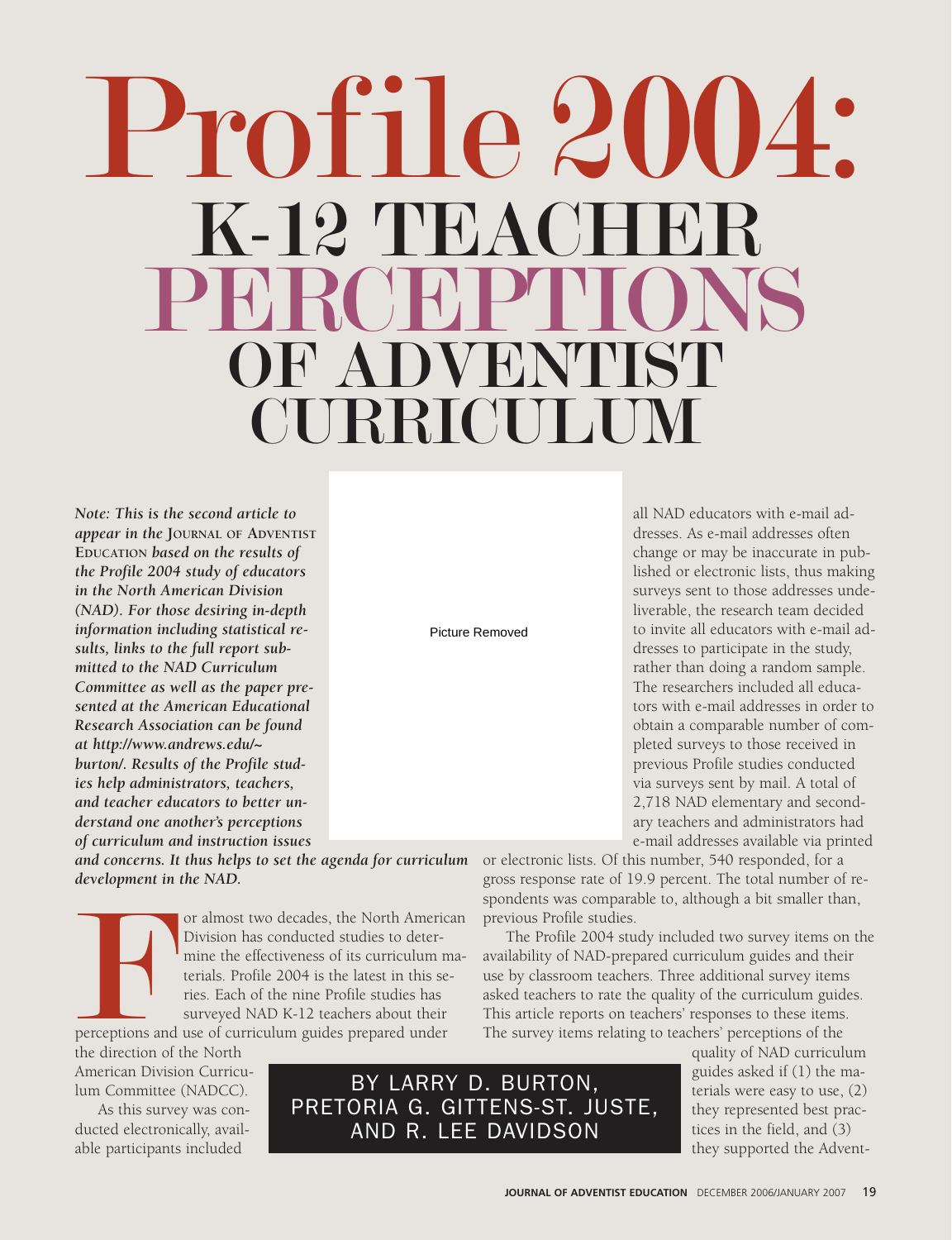# Profile 2004: K-12 TEACHER PERCEPTIONS OF ADVENTIST CURRICULUM

***Note:** This is the second article to appear in the* **JOURNAL OF ADVENTIST EDUCATION** *based on the results of the Profile 2004 study of educators in the North American Division (NAD). For those desiring in-depth information including statistical results, links to the full report submitted to the NAD Curriculum Committee as well as the paper presented at the American Educational Research Association can be found at http://www.andrews.edu/~burton/. Results of the Profile studies help administrators, teachers, and teacher educators to better understand one another's perceptions of curriculum and instruction issues and concerns. It thus helps to set the agenda for curriculum development in the NAD.*

Picture Removed

**BY LARRY D. BURTON, PRETORIA G. GITTENS-ST. JUSTE, AND R. LEE DAVIDSON**

For almost two decades, the North American Division has conducted studies to determine the effectiveness of its curriculum materials. Profile 2004 is the latest in this series. Each of the nine Profile studies has surveyed NAD K-12 teachers about their perceptions and use of curriculum guides prepared under the direction of the North American Division Curriculum Committee (NADCC).

As this survey was conducted electronically, available participants included all NAD educators with e-mail addresses. As e-mail addresses often change or may be inaccurate in published or electronic lists, thus making surveys sent to those addresses undeliverable, the research team decided to invite all educators with e-mail addresses to participate in the study, rather than doing a random sample. The researchers included all educators with e-mail addresses in order to obtain a comparable number of completed surveys to those received in previous Profile studies conducted via surveys sent by mail. A total of 2,718 NAD elementary and secondary teachers and administrators had e-mail addresses available via printed or electronic lists. Of this number, 540 responded, for a gross response rate of 19.9 percent. The total number of respondents was comparable to, although a bit smaller than, previous Profile studies.

The Profile 2004 study included two survey items on the availability of NAD-prepared curriculum guides and their use by classroom teachers. Three additional survey items asked teachers to rate the quality of the curriculum guides. This article reports on teachers' responses to these items. The survey items relating to teachers' perceptions of the quality of NAD curriculum guides asked if (1) the materials were easy to use, (2) they represented best practices in the field, and (3) they supported the Advent-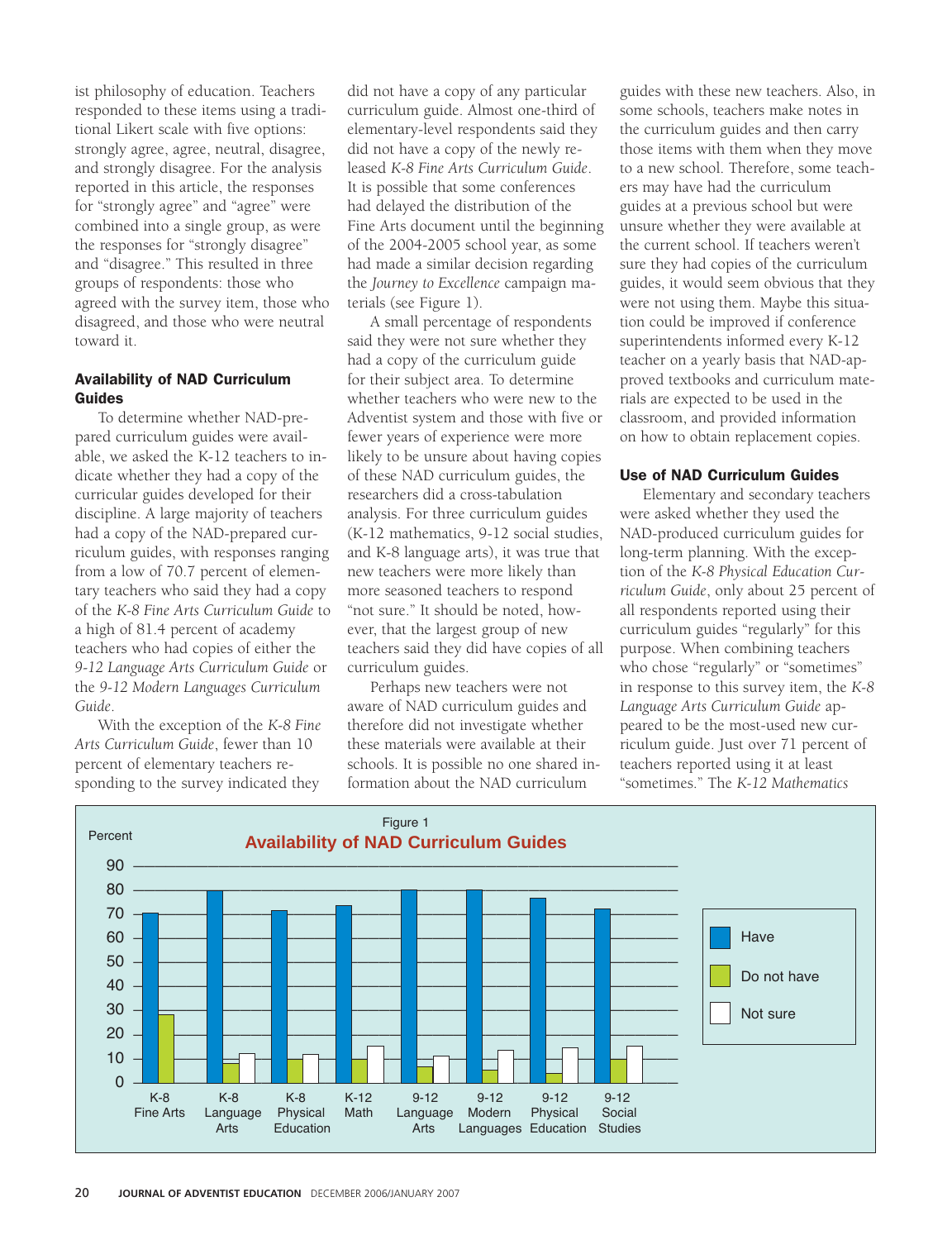ist philosophy of education. Teachers responded to these items using a traditional Likert scale with five options: strongly agree, agree, neutral, disagree, and strongly disagree. For the analysis reported in this article, the responses for "strongly agree" and "agree" were combined into a single group, as were the responses for "strongly disagree" and "disagree." This resulted in three groups of respondents: those who agreed with the survey item, those who disagreed, and those who were neutral toward it.

### Availability of NAD Curriculum Guides

To determine whether NAD-prepared curriculum guides were available, we asked the K-12 teachers to indicate whether they had a copy of the curricular guides developed for their discipline. A large majority of teachers had a copy of the NAD-prepared curriculum guides, with responses ranging from a low of 70.7 percent of elementary teachers who said they had a copy of the *K-8 Fine Arts Curriculum Guide* to a high of 81.4 percent of academy teachers who had copies of either the *9-12 Language Arts Curriculum Guide* or the *9-12 Modern Languages Curriculum Guide*.

With the exception of the *K-8 Fine Arts Curriculum Guide*, fewer than 10 percent of elementary teachers responding to the survey indicated they did not have a copy of any particular curriculum guide. Almost one-third of elementary-level respondents said they did not have a copy of the newly released *K-8 Fine Arts Curriculum Guide*. It is possible that some conferences had delayed the distribution of the Fine Arts document until the beginning of the 2004-2005 school year, as some had made a similar decision regarding the *Journey to Excellence* campaign materials (see Figure 1).

A small percentage of respondents said they were not sure whether they had a copy of the curriculum guide for their subject area. To determine whether teachers who were new to the Adventist system and those with five or fewer years of experience were more likely to be unsure about having copies of these NAD curriculum guides, the researchers did a cross-tabulation analysis. For three curriculum guides (K-12 mathematics, 9-12 social studies, and K-8 language arts), it was true that new teachers were more likely than more seasoned teachers to respond "not sure." It should be noted, however, that the largest group of new teachers said they did have copies of all curriculum guides.

Perhaps new teachers were not aware of NAD curriculum guides and therefore did not investigate whether these materials were available at their schools. It is possible no one shared information about the NAD curriculum guides with these new teachers. Also, in some schools, teachers make notes in the curriculum guides and then carry those items with them when they move to a new school. Therefore, some teachers may have had the curriculum guides at a previous school but were unsure whether they were available at the current school. If teachers weren't sure they had copies of the curriculum guides, it would seem obvious that they were not using them. Maybe this situation could be improved if conference superintendents informed every K-12 teacher on a yearly basis that NAD-approved textbooks and curriculum materials are expected to be used in the classroom, and provided information on how to obtain replacement copies.

### Use of NAD Curriculum Guides

Elementary and secondary teachers were asked whether they used the NAD-produced curriculum guides for long-term planning. With the exception of the *K-8 Physical Education Curriculum Guide*, only about 25 percent of all respondents reported using their curriculum guides "regularly" for this purpose. When combining teachers who chose "regularly" or "sometimes" in response to this survey item, the *K-8 Language Arts Curriculum Guide* appeared to be the most-used new curriculum guide. Just over 71 percent of teachers reported using it at least "sometimes." The *K-12 Mathematics*

Figure 1
**Availability of NAD Curriculum Guides**

| Guide (Percent) | Have | Do not have | Not sure |
|---|---|---|---|
| K-8 Fine Arts | ~71 | ~28 | — |
| K-8 Language Arts | ~80 | ~8 | ~12 |
| K-8 Physical Education | ~72 | ~10 | ~12 |
| K-12 Math | ~74 | ~10 | ~15 |
| 9-12 Language Arts | ~81 | ~7 | ~11 |
| 9-12 Modern Languages | ~81 | ~5 | ~14 |
| 9-12 Physical Education | ~77 | ~4 | ~15 |
| 9-12 Social Studies | ~72 | ~10 | ~15 |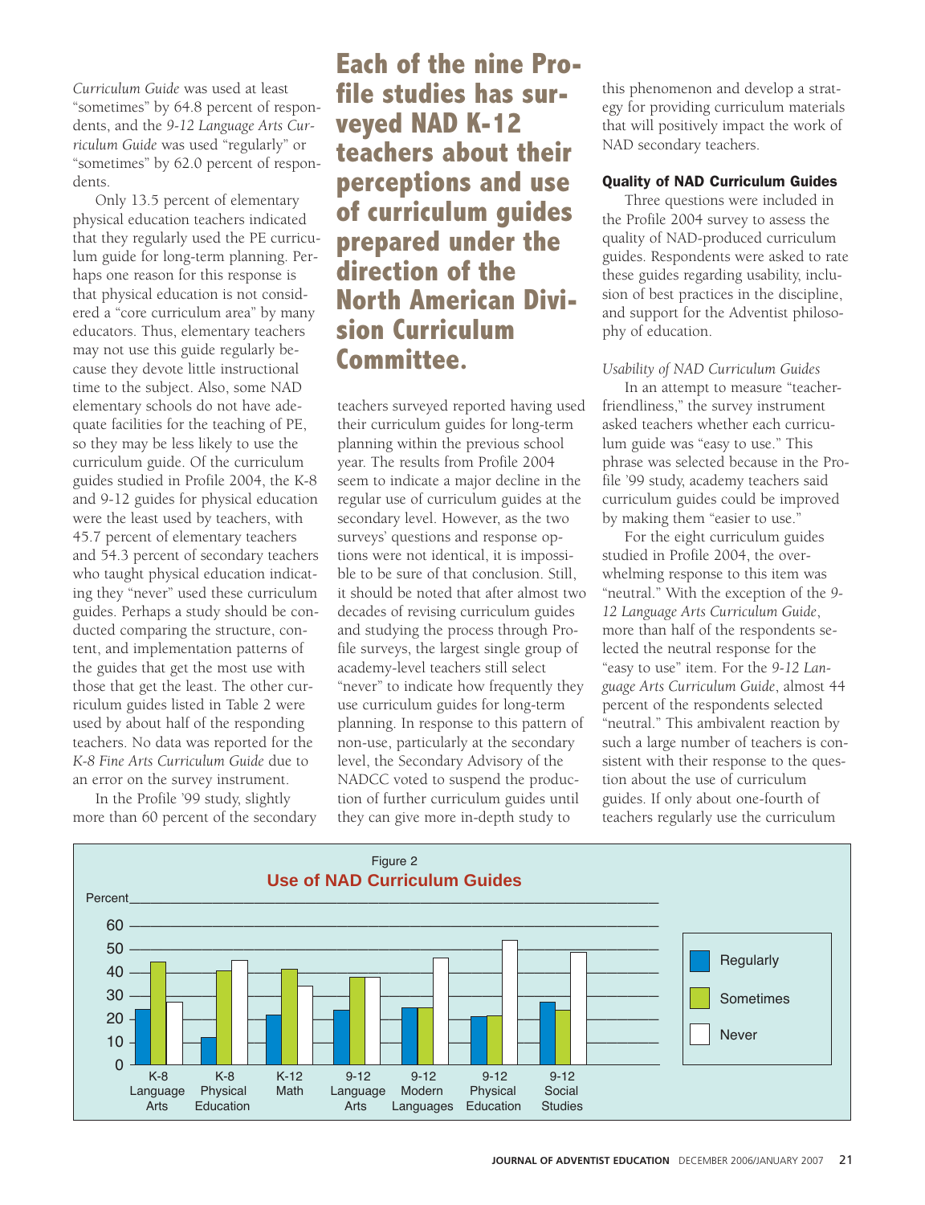*Curriculum Guide* was used at least "sometimes" by 64.8 percent of respondents, and the *9-12 Language Arts Curriculum Guide* was used "regularly" or "sometimes" by 62.0 percent of respondents.

Only 13.5 percent of elementary physical education teachers indicated that they regularly used the PE curriculum guide for long-term planning. Perhaps one reason for this response is that physical education is not considered a "core curriculum area" by many educators. Thus, elementary teachers may not use this guide regularly because they devote little instructional time to the subject. Also, some NAD elementary schools do not have adequate facilities for the teaching of PE, so they may be less likely to use the curriculum guide. Of the curriculum guides studied in Profile 2004, the K-8 and 9-12 guides for physical education were the least used by teachers, with 45.7 percent of elementary teachers and 54.3 percent of secondary teachers who taught physical education indicating they "never" used these curriculum guides. Perhaps a study should be conducted comparing the structure, content, and implementation patterns of the guides that get the most use with those that get the least. The other curriculum guides listed in Table 2 were used by about half of the responding teachers. No data was reported for the *K-8 Fine Arts Curriculum Guide* due to an error on the survey instrument.

In the Profile '99 study, slightly more than 60 percent of the secondary teachers surveyed reported having used their curriculum guides for long-term planning within the previous school year. The results from Profile 2004 seem to indicate a major decline in the regular use of curriculum guides at the secondary level. However, as the two surveys' questions and response options were not identical, it is impossible to be sure of that conclusion. Still, it should be noted that after almost two decades of revising curriculum guides and studying the process through Profile surveys, the largest single group of academy-level teachers still select "never" to indicate how frequently they use curriculum guides for long-term planning. In response to this pattern of non-use, particularly at the secondary level, the Secondary Advisory of the NADCC voted to suspend the production of further curriculum guides until they can give more in-depth study to this phenomenon and develop a strategy for providing curriculum materials that will positively impact the work of NAD secondary teachers.

**Each of the nine Profile studies has surveyed NAD K-12 teachers about their perceptions and use of curriculum guides prepared under the direction of the North American Division Curriculum Committee.**

### Quality of NAD Curriculum Guides

Three questions were included in the Profile 2004 survey to assess the quality of NAD-produced curriculum guides. Respondents were asked to rate these guides regarding usability, inclusion of best practices in the discipline, and support for the Adventist philosophy of education.

*Usability of NAD Curriculum Guides*

In an attempt to measure "teacher-friendliness," the survey instrument asked teachers whether each curriculum guide was "easy to use." This phrase was selected because in the Profile '99 study, academy teachers said curriculum guides could be improved by making them "easier to use."

For the eight curriculum guides studied in Profile 2004, the overwhelming response to this item was "neutral." With the exception of the *9-12 Language Arts Curriculum Guide*, more than half of the respondents selected the neutral response for the "easy to use" item. For the *9-12 Language Arts Curriculum Guide*, almost 44 percent of the respondents selected "neutral." This ambivalent reaction by such a large number of teachers is consistent with their response to the question about the use of curriculum guides. If only about one-fourth of teachers regularly use the curriculum

Figure 2
**Use of NAD Curriculum Guides**

| Guide | Regularly | Sometimes | Never |
|---|---|---|---|
| K-8 Language Arts | 24 | 45 | 27 |
| K-8 Physical Education | 12 | 41 | 45.7 |
| K-12 Math | 22 | 42 | 34 |
| 9-12 Language Arts | 24 | 38 | 38 |
| 9-12 Modern Languages | 25 | 25 | 46 |
| 9-12 Physical Education | 21 | 22 | 54.3 |
| 9-12 Social Studies | 27 | 24 | 49 |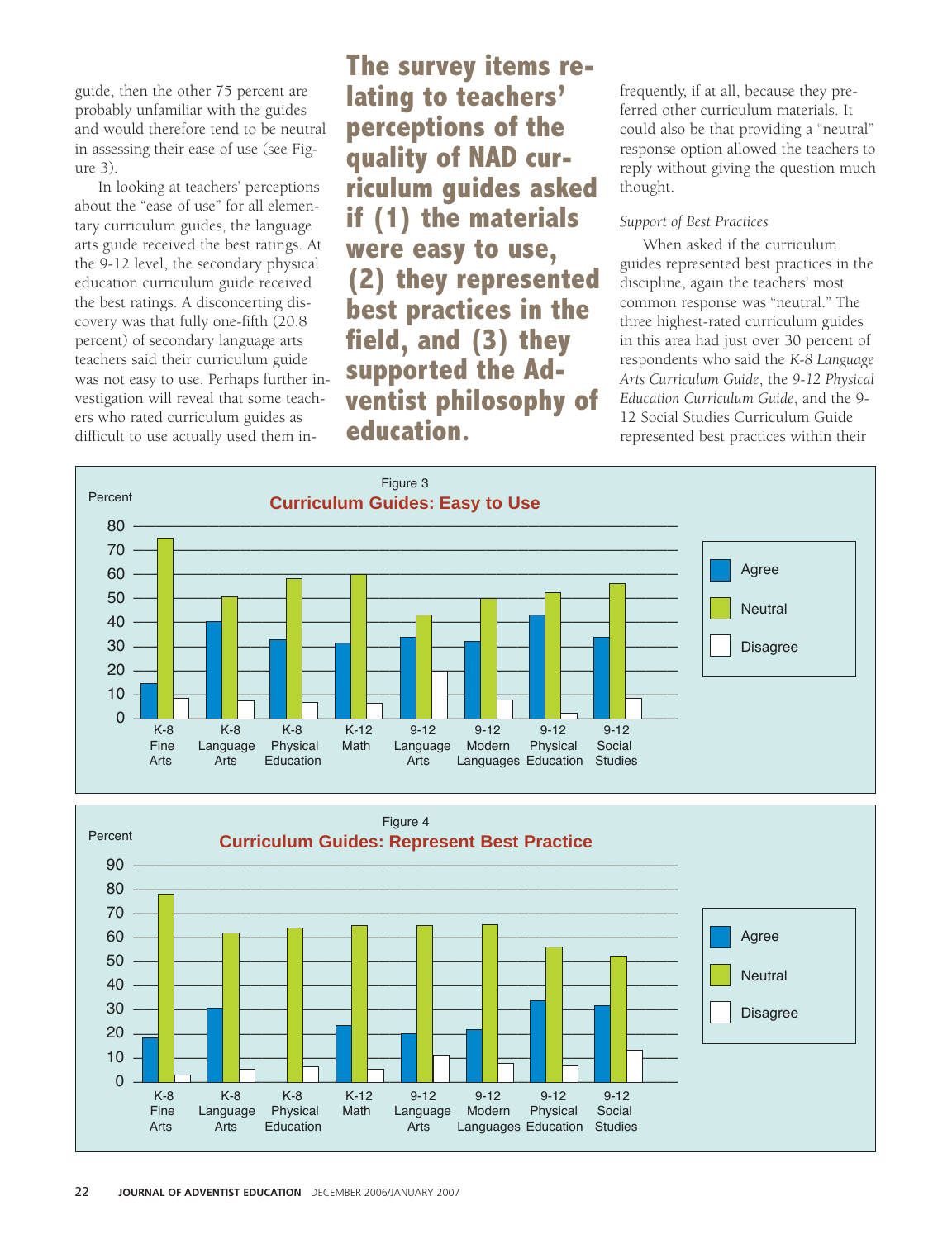guide, then the other 75 percent are probably unfamiliar with the guides and would therefore tend to be neutral in assessing their ease of use (see Figure 3).

In looking at teachers' perceptions about the "ease of use" for all elementary curriculum guides, the language arts guide received the best ratings. At the 9-12 level, the secondary physical education curriculum guide received the best ratings. A disconcerting discovery was that fully one-fifth (20.8 percent) of secondary language arts teachers said their curriculum guide was not easy to use. Perhaps further investigation will reveal that some teachers who rated curriculum guides as difficult to use actually used them infrequently, if at all, because they preferred other curriculum materials. It could also be that providing a "neutral" response option allowed the teachers to reply without giving the question much thought.

**The survey items relating to teachers' perceptions of the quality of NAD curriculum guides asked if (1) the materials were easy to use, (2) they represented best practices in the field, and (3) they supported the Adventist philosophy of education.**

*Support of Best Practices*

When asked if the curriculum guides represented best practices in the discipline, again the teachers' most common response was "neutral." The three highest-rated curriculum guides in this area had just over 30 percent of respondents who said the *K-8 Language Arts Curriculum Guide*, the *9-12 Physical Education Curriculum Guide*, and the 9-12 Social Studies Curriculum Guide represented best practices within their

Figure 3
**Curriculum Guides: Easy to Use**

Figure 4
**Curriculum Guides: Represent Best Practice**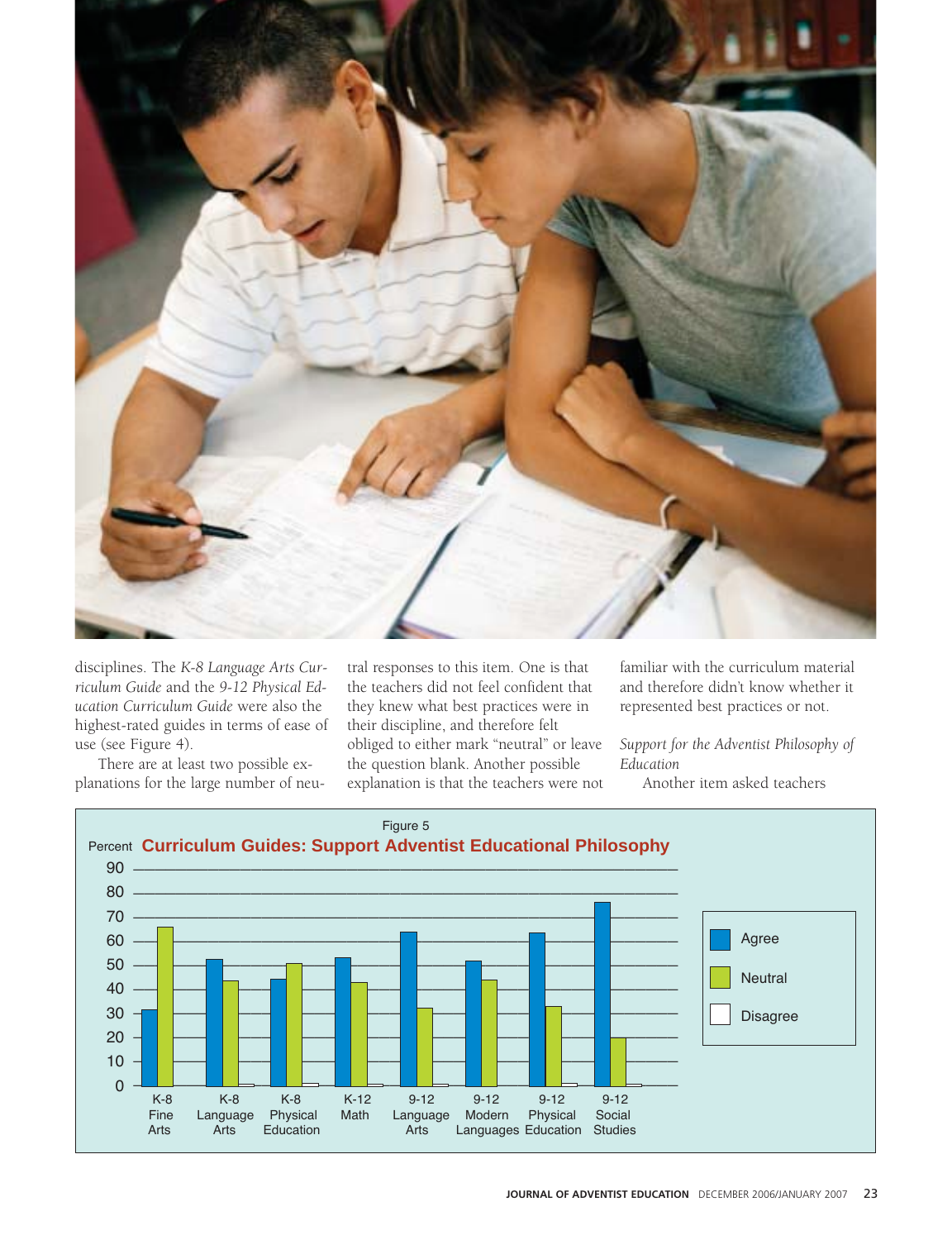disciplines. The *K-8 Language Arts Curriculum Guide* and the *9-12 Physical Education Curriculum Guide* were also the highest-rated guides in terms of ease of use (see Figure 4).

There are at least two possible explanations for the large number of neutral responses to this item. One is that the teachers did not feel confident that they knew what best practices were in their discipline, and therefore felt obliged to either mark "neutral" or leave the question blank. Another possible explanation is that the teachers were not familiar with the curriculum material and therefore didn't know whether it represented best practices or not.

*Support for the Adventist Philosophy of Education*

Another item asked teachers

Figure 5

**Curriculum Guides: Support Adventist Educational Philosophy**

| Curriculum Guide | Agree (%) | Neutral (%) | Disagree (%) |
|---|---|---|---|
| K-8 Fine Arts | 32 | 66 | 0 |
| K-8 Language Arts | 52 | 44 | 1 |
| K-8 Physical Education | 44 | 51 | 1 |
| K-12 Math | 53 | 43 | 1 |
| 9-12 Language Arts | 64 | 32 | 1 |
| 9-12 Modern Languages | 52 | 44 | 0 |
| 9-12 Physical Education | 63 | 33 | 1 |
| 9-12 Social Studies | 76 | 20 | 1 |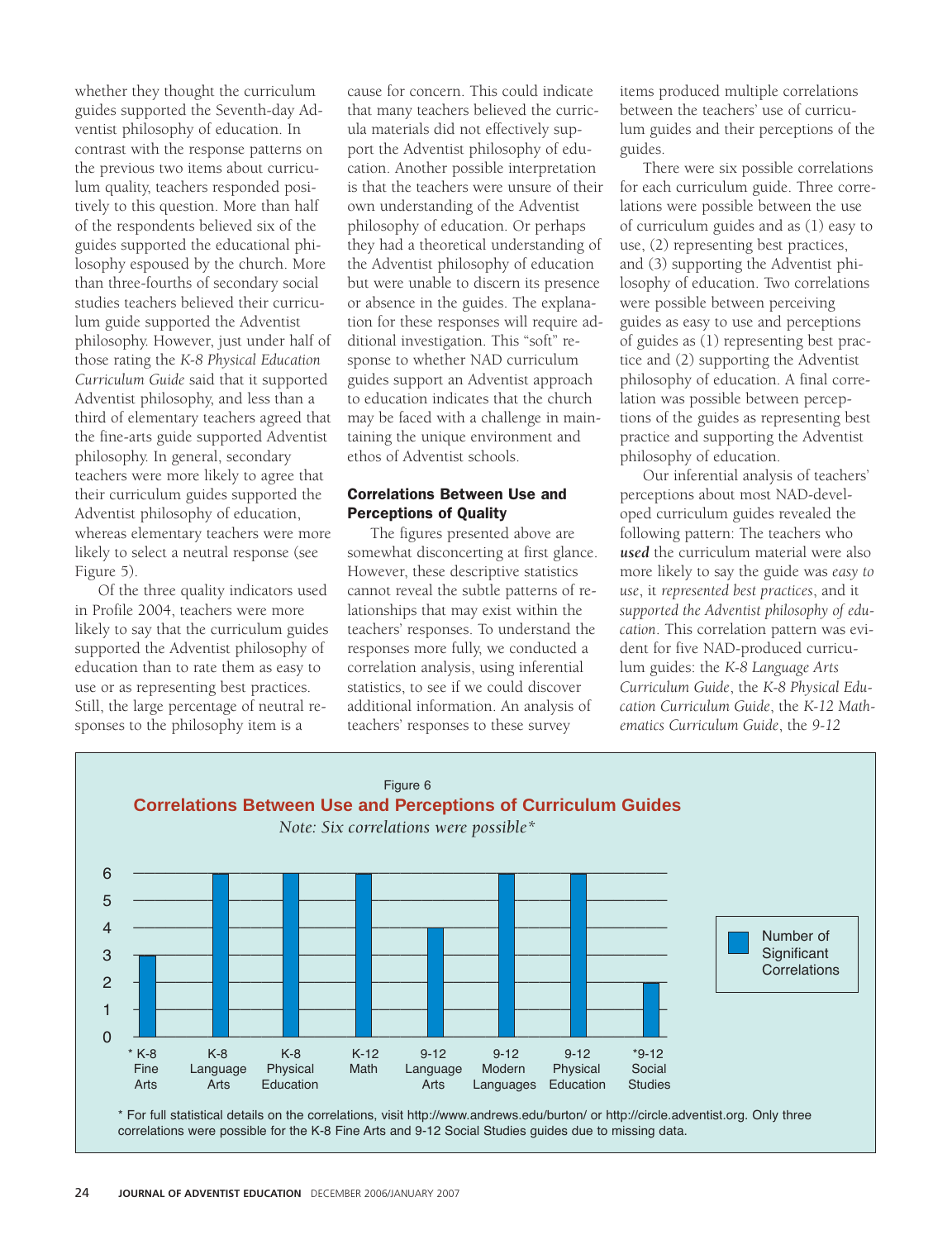whether they thought the curriculum guides supported the Seventh-day Adventist philosophy of education. In contrast with the response patterns on the previous two items about curriculum quality, teachers responded positively to this question. More than half of the respondents believed six of the guides supported the educational philosophy espoused by the church. More than three-fourths of secondary social studies teachers believed their curriculum guide supported the Adventist philosophy. However, just under half of those rating the *K-8 Physical Education Curriculum Guide* said that it supported Adventist philosophy, and less than a third of elementary teachers agreed that the fine-arts guide supported Adventist philosophy. In general, secondary teachers were more likely to agree that their curriculum guides supported the Adventist philosophy of education, whereas elementary teachers were more likely to select a neutral response (see Figure 5).

Of the three quality indicators used in Profile 2004, teachers were more likely to say that the curriculum guides supported the Adventist philosophy of education than to rate them as easy to use or as representing best practices. Still, the large percentage of neutral responses to the philosophy item is a cause for concern. This could indicate that many teachers believed the curricula materials did not effectively support the Adventist philosophy of education. Another possible interpretation is that the teachers were unsure of their own understanding of the Adventist philosophy of education. Or perhaps they had a theoretical understanding of the Adventist philosophy of education but were unable to discern its presence or absence in the guides. The explanation for these responses will require additional investigation. This "soft" response to whether NAD curriculum guides support an Adventist approach to education indicates that the church may be faced with a challenge in maintaining the unique environment and ethos of Adventist schools.

### Correlations Between Use and Perceptions of Quality

The figures presented above are somewhat disconcerting at first glance. However, these descriptive statistics cannot reveal the subtle patterns of relationships that may exist within the teachers' responses. To understand the responses more fully, we conducted a correlation analysis, using inferential statistics, to see if we could discover additional information. An analysis of teachers' responses to these survey items produced multiple correlations between the teachers' use of curriculum guides and their perceptions of the guides.

There were six possible correlations for each curriculum guide. Three correlations were possible between the use of curriculum guides and as (1) easy to use, (2) representing best practices, and (3) supporting the Adventist philosophy of education. Two correlations were possible between perceiving guides as easy to use and perceptions of guides as (1) representing best practice and (2) supporting the Adventist philosophy of education. A final correlation was possible between perceptions of the guides as representing best practice and supporting the Adventist philosophy of education.

Our inferential analysis of teachers' perceptions about most NAD-developed curriculum guides revealed the following pattern: The teachers who ***used*** the curriculum material were also more likely to say the guide was *easy to use*, it *represented best practices*, and it *supported the Adventist philosophy of education*. This correlation pattern was evident for five NAD-produced curriculum guides: the *K-8 Language Arts Curriculum Guide*, the *K-8 Physical Education Curriculum Guide*, the *K-12 Mathematics Curriculum Guide*, the *9-12*

Figure 6

**Correlations Between Use and Perceptions of Curriculum Guides**

*Note: Six correlations were possible\**

| Curriculum Guide | Number of Significant Correlations |
|---|---|
| * K-8 Fine Arts | 3 |
| K-8 Language Arts | 6 |
| K-8 Physical Education | 6 |
| K-12 Math | 6 |
| 9-12 Language Arts | 4 |
| 9-12 Modern Languages | 6 |
| 9-12 Physical Education | 6 |
| *9-12 Social Studies | 2 |

\* For full statistical details on the correlations, visit http://www.andrews.edu/burton/ or http://circle.adventist.org. Only three correlations were possible for the K-8 Fine Arts and 9-12 Social Studies guides due to missing data.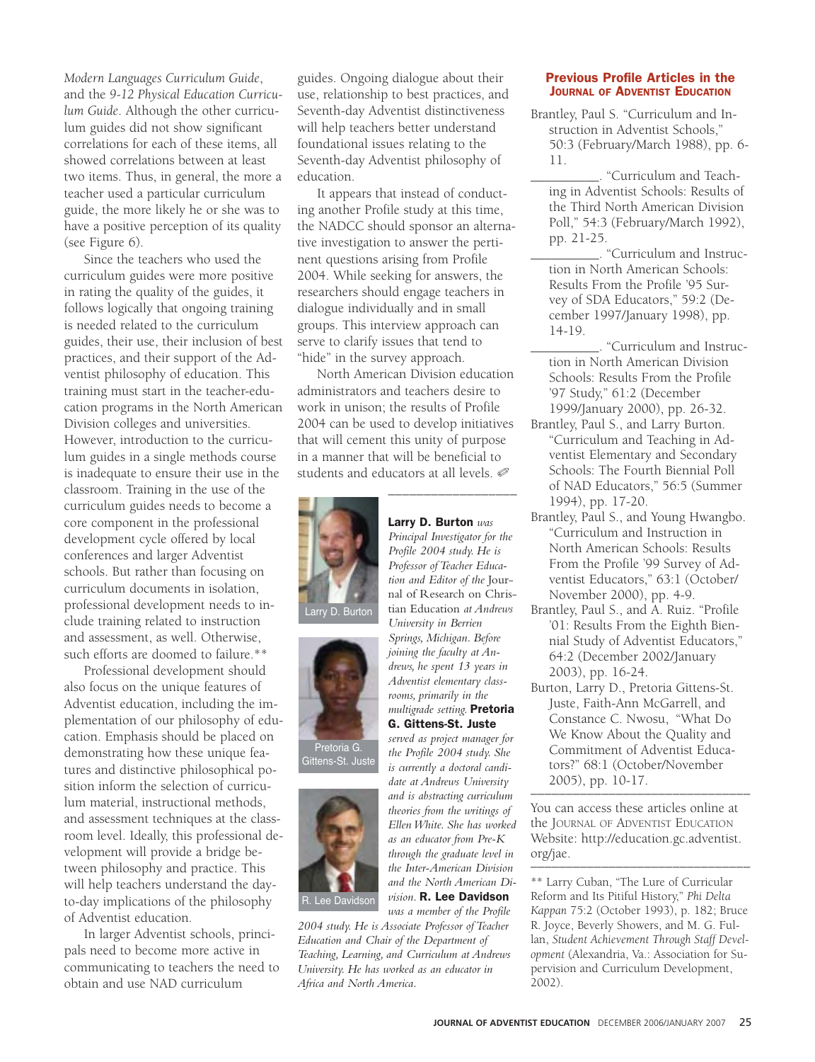*Modern Languages Curriculum Guide*, and the *9-12 Physical Education Curriculum Guide*. Although the other curriculum guides did not show significant correlations for each of these items, all showed correlations between at least two items. Thus, in general, the more a teacher used a particular curriculum guide, the more likely he or she was to have a positive perception of its quality (see Figure 6).

Since the teachers who used the curriculum guides were more positive in rating the quality of the guides, it follows logically that ongoing training is needed related to the curriculum guides, their use, their inclusion of best practices, and their support of the Adventist philosophy of education. This training must start in the teacher-education programs in the North American Division colleges and universities. However, introduction to the curriculum guides in a single methods course is inadequate to ensure their use in the classroom. Training in the use of the curriculum guides needs to become a core component in the professional development cycle offered by local conferences and larger Adventist schools. But rather than focusing on curriculum documents in isolation, professional development needs to include training related to instruction and assessment, as well. Otherwise, such efforts are doomed to failure.**

Professional development should also focus on the unique features of Adventist education, including the implementation of our philosophy of education. Emphasis should be placed on demonstrating how these unique features and distinctive philosophical position inform the selection of curriculum material, instructional methods, and assessment techniques at the classroom level. Ideally, this professional development will provide a bridge between philosophy and practice. This will help teachers understand the day-to-day implications of the philosophy of Adventist education.

In larger Adventist schools, principals need to become more active in communicating to teachers the need to obtain and use NAD curriculum guides. Ongoing dialogue about their use, relationship to best practices, and Seventh-day Adventist distinctiveness will help teachers better understand foundational issues relating to the Seventh-day Adventist philosophy of education.

It appears that instead of conducting another Profile study at this time, the NADCC should sponsor an alternative investigation to answer the pertinent questions arising from Profile 2004. While seeking for answers, the researchers should engage teachers in dialogue individually and in small groups. This interview approach can serve to clarify issues that tend to "hide" in the survey approach.

North American Division education administrators and teachers desire to work in unison; the results of Profile 2004 can be used to develop initiatives that will cement this unity of purpose in a manner that will be beneficial to students and educators at all levels. ✐

---

Larry D. Burton

**Larry D. Burton** *was Principal Investigator for the Profile 2004 study. He is Professor of Teacher Education and Editor of the* Journal of Research on Christian Education *at Andrews University in Berrien Springs, Michigan. Before joining the faculty at Andrews, he spent 13 years in Adventist elementary classrooms, primarily in the multigrade setting.*

Pretoria G. Gittens-St. Juste

**Pretoria G. Gittens-St. Juste** *served as project manager for the Profile 2004 study. She is currently a doctoral candidate at Andrews University and is abstracting curriculum theories from the writings of Ellen White. She has worked as an educator from Pre-K through the graduate level in the Inter-American Division and the North American Division.*

R. Lee Davidson

**R. Lee Davidson** *was a member of the Profile 2004 study. He is Associate Professor of Teacher Education and Chair of the Department of Teaching, Learning, and Curriculum at Andrews University. He has worked as an educator in Africa and North America.*

## Previous Profile Articles in the Journal of Adventist Education

Brantley, Paul S. "Curriculum and Instruction in Adventist Schools," 50:3 (February/March 1988), pp. 6-11.

__________. "Curriculum and Teaching in Adventist Schools: Results of the Third North American Division Poll," 54:3 (February/March 1992), pp. 21-25.

__________. "Curriculum and Instruction in North American Schools: Results From the Profile '95 Survey of SDA Educators," 59:2 (December 1997/January 1998), pp. 14-19.

__________. "Curriculum and Instruction in North American Division Schools: Results From the Profile '97 Study," 61:2 (December 1999/January 2000), pp. 26-32.

Brantley, Paul S., and Larry Burton. "Curriculum and Teaching in Adventist Elementary and Secondary Schools: The Fourth Biennial Poll of NAD Educators," 56:5 (Summer 1994), pp. 17-20.

Brantley, Paul S., and Young Hwangbo. "Curriculum and Instruction in North American Schools: Results From the Profile '99 Survey of Adventist Educators," 63:1 (October/November 2000), pp. 4-9.

Brantley, Paul S., and A. Ruiz. "Profile '01: Results From the Eighth Biennial Study of Adventist Educators," 64:2 (December 2002/January 2003), pp. 16-24.

Burton, Larry D., Pretoria Gittens-St. Juste, Faith-Ann McGarrell, and Constance C. Nwosu, "What Do We Know About the Quality and Commitment of Adventist Educators?" 68:1 (October/November 2005), pp. 10-17.

---

You can access these articles online at the Journal of Adventist Education Website: http://education.gc.adventist.org/jae.

---

** Larry Cuban, "The Lure of Curricular Reform and Its Pitiful History," *Phi Delta Kappan* 75:2 (October 1993), p. 182; Bruce R. Joyce, Beverly Showers, and M. G. Fullan, *Student Achievement Through Staff Development* (Alexandria, Va.: Association for Supervision and Curriculum Development, 2002).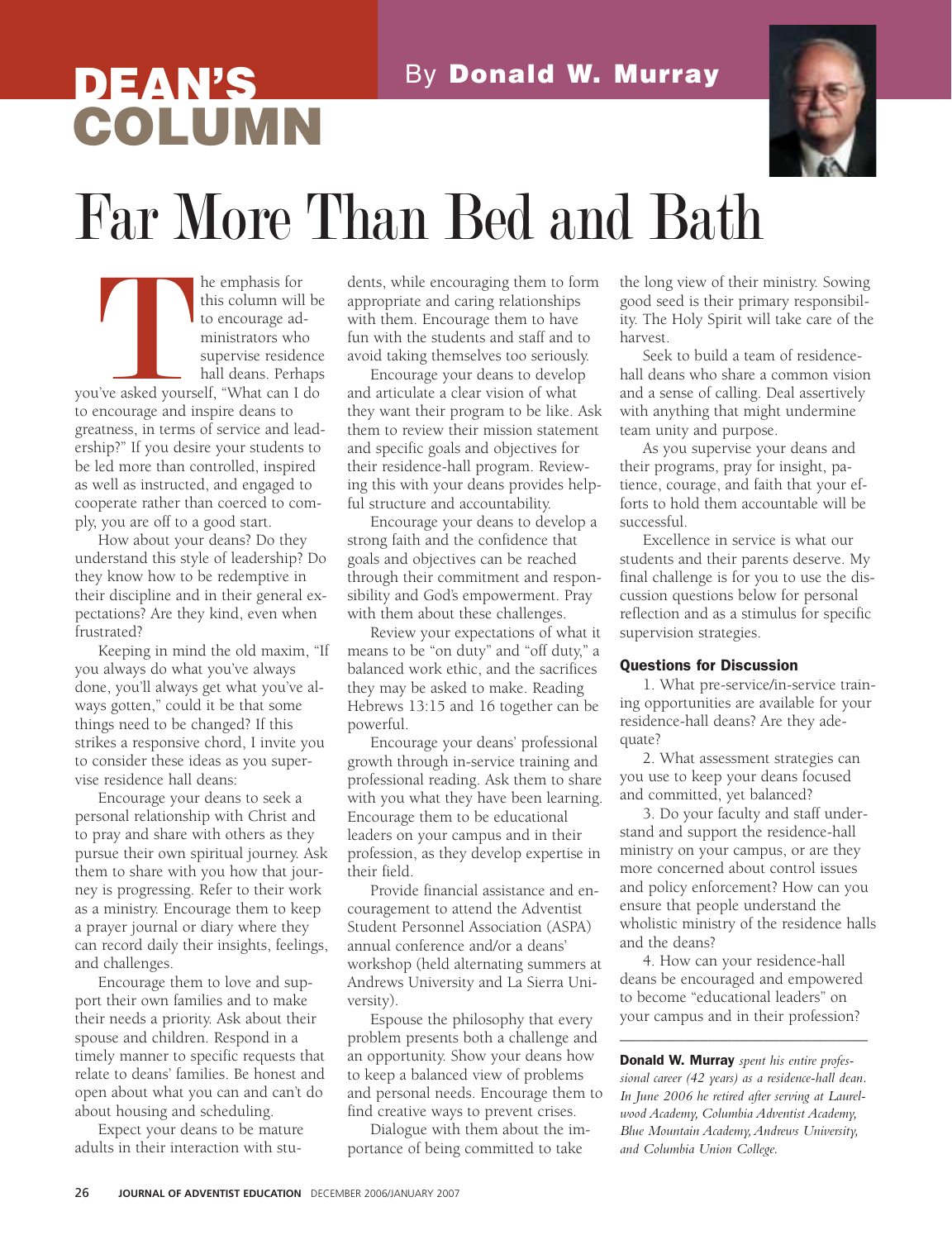# DEAN'S COLUMN

By **Donald W. Murray**

# Far More Than Bed and Bath

The emphasis for this column will be to encourage administrators who supervise residence hall deans. Perhaps you've asked yourself, "What can I do to encourage and inspire deans to greatness, in terms of service and leadership?" If you desire your students to be led more than controlled, inspired as well as instructed, and engaged to cooperate rather than coerced to comply, you are off to a good start.

How about your deans? Do they understand this style of leadership? Do they know how to be redemptive in their discipline and in their general expectations? Are they kind, even when frustrated?

Keeping in mind the old maxim, "If you always do what you've always done, you'll always get what you've always gotten," could it be that some things need to be changed? If this strikes a responsive chord, I invite you to consider these ideas as you supervise residence hall deans:

Encourage your deans to seek a personal relationship with Christ and to pray and share with others as they pursue their own spiritual journey. Ask them to share with you how that journey is progressing. Refer to their work as a ministry. Encourage them to keep a prayer journal or diary where they can record daily their insights, feelings, and challenges.

Encourage them to love and support their own families and to make their needs a priority. Ask about their spouse and children. Respond in a timely manner to specific requests that relate to deans' families. Be honest and open about what you can and can't do about housing and scheduling.

Expect your deans to be mature adults in their interaction with students, while encouraging them to form appropriate and caring relationships with them. Encourage them to have fun with the students and staff and to avoid taking themselves too seriously.

Encourage your deans to develop and articulate a clear vision of what they want their program to be like. Ask them to review their mission statement and specific goals and objectives for their residence-hall program. Reviewing this with your deans provides helpful structure and accountability.

Encourage your deans to develop a strong faith and the confidence that goals and objectives can be reached through their commitment and responsibility and God's empowerment. Pray with them about these challenges.

Review your expectations of what it means to be "on duty" and "off duty," a balanced work ethic, and the sacrifices they may be asked to make. Reading Hebrews 13:15 and 16 together can be powerful.

Encourage your deans' professional growth through in-service training and professional reading. Ask them to share with you what they have been learning. Encourage them to be educational leaders on your campus and in their profession, as they develop expertise in their field.

Provide financial assistance and encouragement to attend the Adventist Student Personnel Association (ASPA) annual conference and/or a deans' workshop (held alternating summers at Andrews University and La Sierra University).

Espouse the philosophy that every problem presents both a challenge and an opportunity. Show your deans how to keep a balanced view of problems and personal needs. Encourage them to find creative ways to prevent crises.

Dialogue with them about the importance of being committed to take the long view of their ministry. Sowing good seed is their primary responsibility. The Holy Spirit will take care of the harvest.

Seek to build a team of residence-hall deans who share a common vision and a sense of calling. Deal assertively with anything that might undermine team unity and purpose.

As you supervise your deans and their programs, pray for insight, patience, courage, and faith that your efforts to hold them accountable will be successful.

Excellence in service is what our students and their parents deserve. My final challenge is for you to use the discussion questions below for personal reflection and as a stimulus for specific supervision strategies.

### Questions for Discussion

1. What pre-service/in-service training opportunities are available for your residence-hall deans? Are they adequate?

2. What assessment strategies can you use to keep your deans focused and committed, yet balanced?

3. Do your faculty and staff understand and support the residence-hall ministry on your campus, or are they more concerned about control issues and policy enforcement? How can you ensure that people understand the wholistic ministry of the residence halls and the deans?

4. How can your residence-hall deans be encouraged and empowered to become "educational leaders" on your campus and in their profession?

---

**Donald W. Murray** *spent his entire professional career (42 years) as a residence-hall dean. In June 2006 he retired after serving at Laurelwood Academy, Columbia Adventist Academy, Blue Mountain Academy, Andrews University, and Columbia Union College.*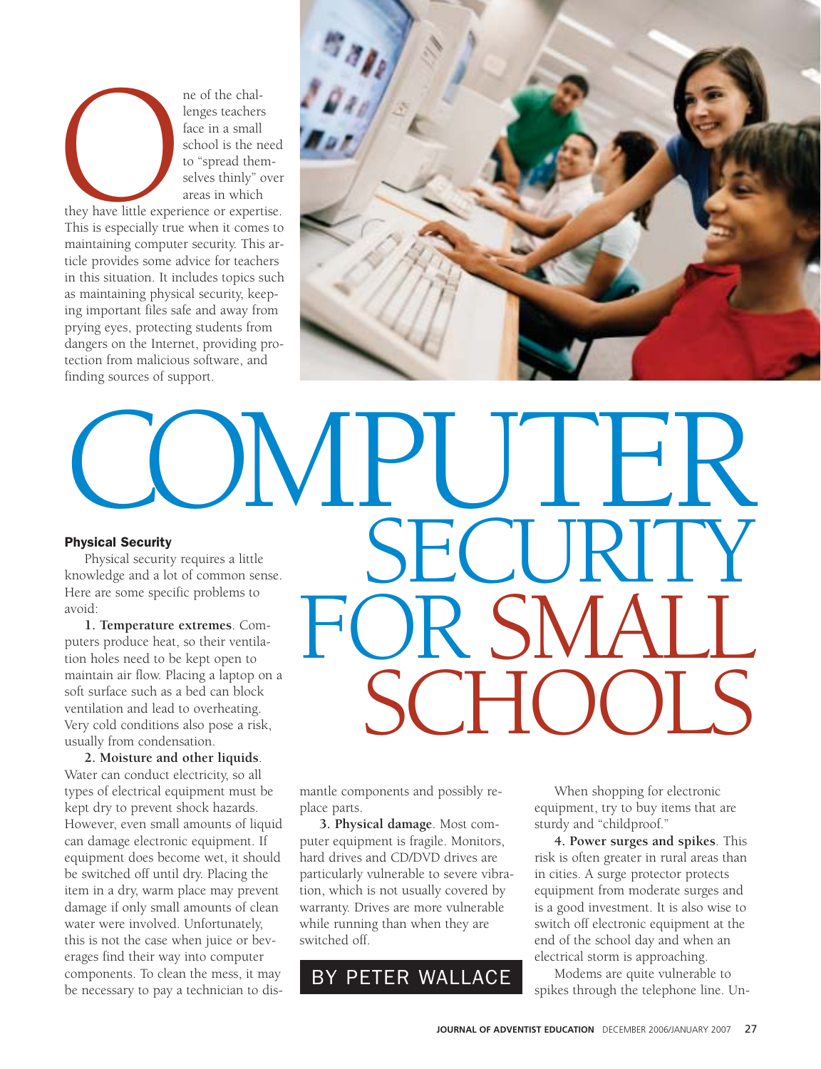# COMPUTER SECURITY FOR SMALL SCHOOLS

## BY PETER WALLACE

One of the challenges teachers face in a small school is the need to "spread themselves thinly" over areas in which they have little experience or expertise. This is especially true when it comes to maintaining computer security. This article provides some advice for teachers in this situation. It includes topics such as maintaining physical security, keeping important files safe and away from prying eyes, protecting students from dangers on the Internet, providing protection from malicious software, and finding sources of support.

### Physical Security

Physical security requires a little knowledge and a lot of common sense. Here are some specific problems to avoid:

**1. Temperature extremes**. Computers produce heat, so their ventilation holes need to be kept open to maintain air flow. Placing a laptop on a soft surface such as a bed can block ventilation and lead to overheating. Very cold conditions also pose a risk, usually from condensation.

**2. Moisture and other liquids**. Water can conduct electricity, so all types of electrical equipment must be kept dry to prevent shock hazards. However, even small amounts of liquid can damage electronic equipment. If equipment does become wet, it should be switched off until dry. Placing the item in a dry, warm place may prevent damage if only small amounts of clean water were involved. Unfortunately, this is not the case when juice or beverages find their way into computer components. To clean the mess, it may be necessary to pay a technician to dismantle components and possibly replace parts.

**3. Physical damage**. Most computer equipment is fragile. Monitors, hard drives and CD/DVD drives are particularly vulnerable to severe vibration, which is not usually covered by warranty. Drives are more vulnerable while running than when they are switched off.

When shopping for electronic equipment, try to buy items that are sturdy and "childproof."

**4. Power surges and spikes**. This risk is often greater in rural areas than in cities. A surge protector protects equipment from moderate surges and is a good investment. It is also wise to switch off electronic equipment at the end of the school day and when an electrical storm is approaching.

Modems are quite vulnerable to spikes through the telephone line. Un-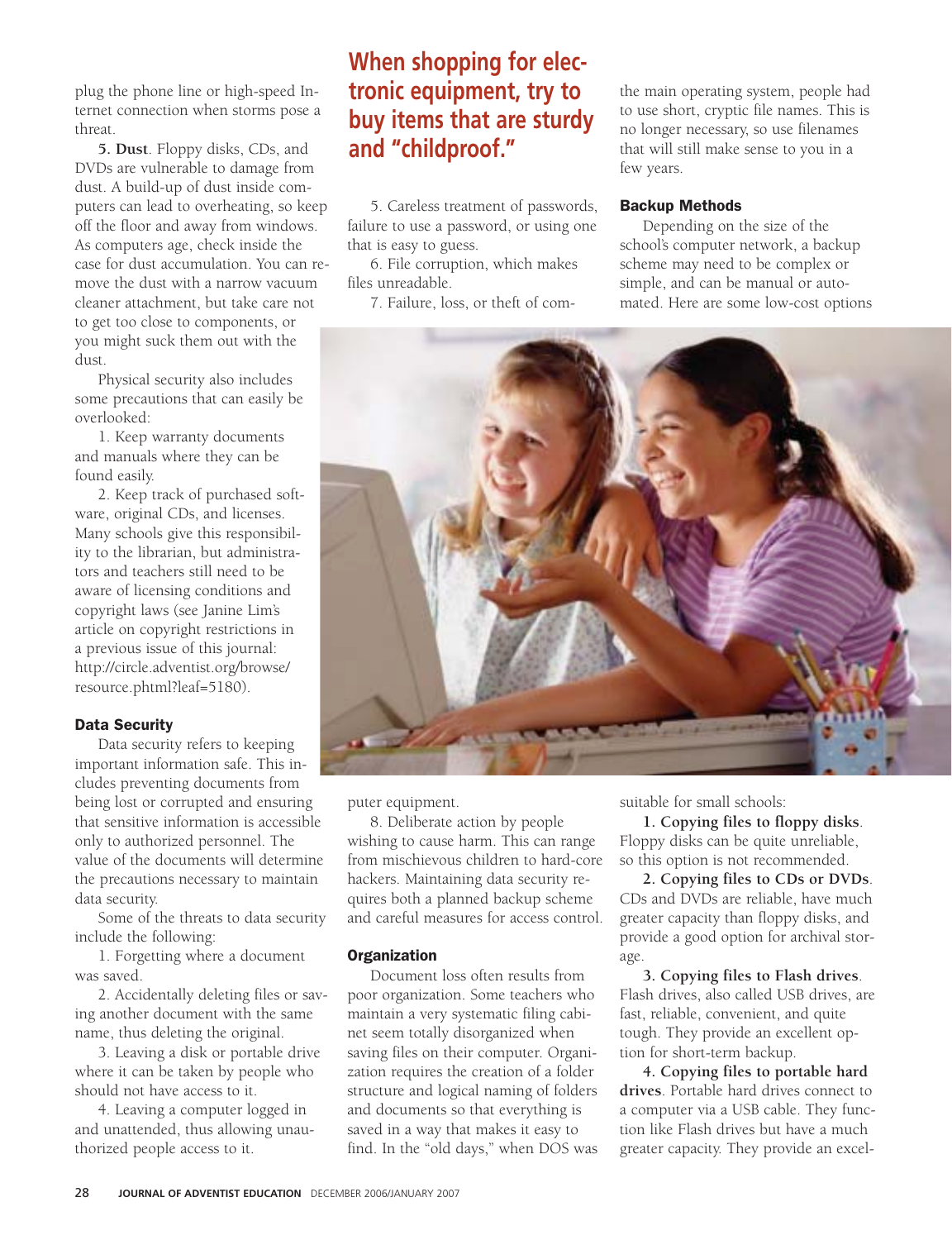plug the phone line or high-speed Internet connection when storms pose a threat.

**5. Dust**. Floppy disks, CDs, and DVDs are vulnerable to damage from dust. A build-up of dust inside computers can lead to overheating, so keep off the floor and away from windows. As computers age, check inside the case for dust accumulation. You can remove the dust with a narrow vacuum cleaner attachment, but take care not to get too close to components, or you might suck them out with the dust.

Physical security also includes some precautions that can easily be overlooked:

1. Keep warranty documents and manuals where they can be found easily.

2. Keep track of purchased software, original CDs, and licenses. Many schools give this responsibility to the librarian, but administrators and teachers still need to be aware of licensing conditions and copyright laws (see Janine Lim's article on copyright restrictions in a previous issue of this journal: http://circle.adventist.org/browse/resource.phtml?leaf=5180).

### Data Security

Data security refers to keeping important information safe. This includes preventing documents from being lost or corrupted and ensuring that sensitive information is accessible only to authorized personnel. The value of the documents will determine the precautions necessary to maintain data security.

Some of the threats to data security include the following:

1. Forgetting where a document was saved.

2. Accidentally deleting files or saving another document with the same name, thus deleting the original.

3. Leaving a disk or portable drive where it can be taken by people who should not have access to it.

4. Leaving a computer logged in and unattended, thus allowing unauthorized people access to it.

**When shopping for electronic equipment, try to buy items that are sturdy and "childproof."**

5. Careless treatment of passwords, failure to use a password, or using one that is easy to guess.

6. File corruption, which makes files unreadable.

7. Failure, loss, or theft of computer equipment.

8. Deliberate action by people wishing to cause harm. This can range from mischievous children to hard-core hackers. Maintaining data security requires both a planned backup scheme and careful measures for access control.

### Organization

Document loss often results from poor organization. Some teachers who maintain a very systematic filing cabinet seem totally disorganized when saving files on their computer. Organization requires the creation of a folder structure and logical naming of folders and documents so that everything is saved in a way that makes it easy to find. In the "old days," when DOS was the main operating system, people had to use short, cryptic file names. This is no longer necessary, so use filenames that will still make sense to you in a few years.

### Backup Methods

Depending on the size of the school's computer network, a backup scheme may need to be complex or simple, and can be manual or automated. Here are some low-cost options suitable for small schools:

**1. Copying files to floppy disks**. Floppy disks can be quite unreliable, so this option is not recommended.

**2. Copying files to CDs or DVDs**. CDs and DVDs are reliable, have much greater capacity than floppy disks, and provide a good option for archival storage.

**3. Copying files to Flash drives**. Flash drives, also called USB drives, are fast, reliable, convenient, and quite tough. They provide an excellent option for short-term backup.

**4. Copying files to portable hard drives**. Portable hard drives connect to a computer via a USB cable. They function like Flash drives but have a much greater capacity. They provide an excel-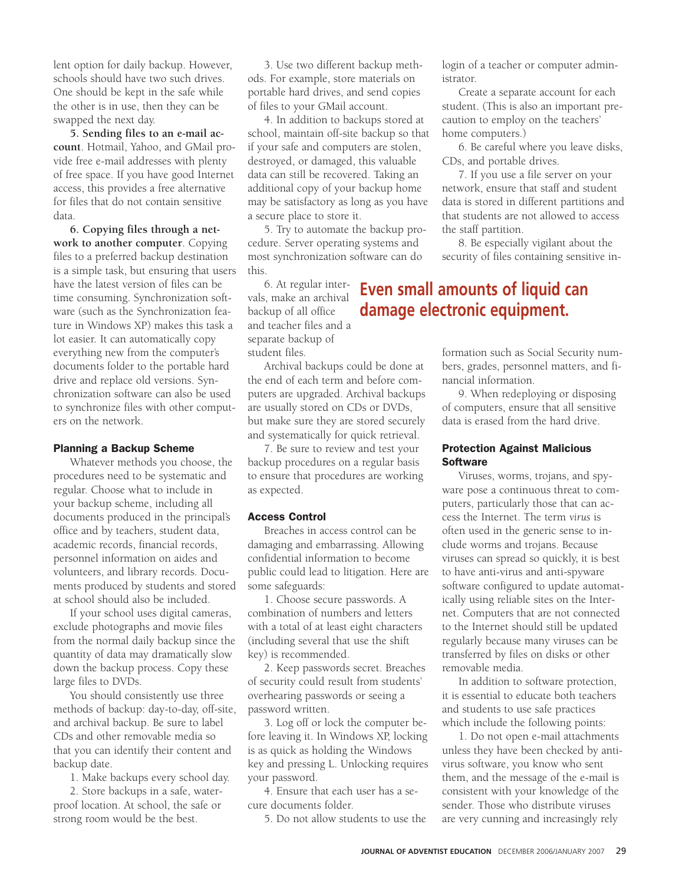lent option for daily backup. However, schools should have two such drives. One should be kept in the safe while the other is in use, then they can be swapped the next day.

**5. Sending files to an e-mail account**. Hotmail, Yahoo, and GMail provide free e-mail addresses with plenty of free space. If you have good Internet access, this provides a free alternative for files that do not contain sensitive data.

**6. Copying files through a network to another computer**. Copying files to a preferred backup destination is a simple task, but ensuring that users have the latest version of files can be time consuming. Synchronization software (such as the Synchronization feature in Windows XP) makes this task a lot easier. It can automatically copy everything new from the computer's documents folder to the portable hard drive and replace old versions. Synchronization software can also be used to synchronize files with other computers on the network.

### Planning a Backup Scheme

Whatever methods you choose, the procedures need to be systematic and regular. Choose what to include in your backup scheme, including all documents produced in the principal's office and by teachers, student data, academic records, financial records, personnel information on aides and volunteers, and library records. Documents produced by students and stored at school should also be included.

If your school uses digital cameras, exclude photographs and movie files from the normal daily backup since the quantity of data may dramatically slow down the backup process. Copy these large files to DVDs.

You should consistently use three methods of backup: day-to-day, off-site, and archival backup. Be sure to label CDs and other removable media so that you can identify their content and backup date.

1. Make backups every school day.
2. Store backups in a safe, waterproof location. At school, the safe or strong room would be the best.
3. Use two different backup methods. For example, store materials on portable hard drives, and send copies of files to your GMail account.
4. In addition to backups stored at school, maintain off-site backup so that if your safe and computers are stolen, destroyed, or damaged, this valuable data can still be recovered. Taking an additional copy of your backup home may be satisfactory as long as you have a secure place to store it.
5. Try to automate the backup procedure. Server operating systems and most synchronization software can do this.
6. At regular intervals, make an archival backup of all office and teacher files and a separate backup of student files.

Archival backups could be done at the end of each term and before computers are upgraded. Archival backups are usually stored on CDs or DVDs, but make sure they are stored securely and systematically for quick retrieval.

7. Be sure to review and test your backup procedures on a regular basis to ensure that procedures are working as expected.

**Even small amounts of liquid can damage electronic equipment.**

### Access Control

Breaches in access control can be damaging and embarrassing. Allowing confidential information to become public could lead to litigation. Here are some safeguards:

1. Choose secure passwords. A combination of numbers and letters with a total of at least eight characters (including several that use the shift key) is recommended.
2. Keep passwords secret. Breaches of security could result from students' overhearing passwords or seeing a password written.
3. Log off or lock the computer before leaving it. In Windows XP, locking is as quick as holding the Windows key and pressing L. Unlocking requires your password.
4. Ensure that each user has a secure documents folder.
5. Do not allow students to use the login of a teacher or computer administrator.

Create a separate account for each student. (This is also an important precaution to employ on the teachers' home computers.)

6. Be careful where you leave disks, CDs, and portable drives.
7. If you use a file server on your network, ensure that staff and student data is stored in different partitions and that students are not allowed to access the staff partition.
8. Be especially vigilant about the security of files containing sensitive information such as Social Security numbers, grades, personnel matters, and financial information.
9. When redeploying or disposing of computers, ensure that all sensitive data is erased from the hard drive.

### Protection Against Malicious Software

Viruses, worms, trojans, and spyware pose a continuous threat to computers, particularly those that can access the Internet. The term *virus* is often used in the generic sense to include worms and trojans. Because viruses can spread so quickly, it is best to have anti-virus and anti-spyware software configured to update automatically using reliable sites on the Internet. Computers that are not connected to the Internet should still be updated regularly because many viruses can be transferred by files on disks or other removable media.

In addition to software protection, it is essential to educate both teachers and students to use safe practices which include the following points:

1. Do not open e-mail attachments unless they have been checked by anti-virus software, you know who sent them, and the message of the e-mail is consistent with your knowledge of the sender. Those who distribute viruses are very cunning and increasingly rely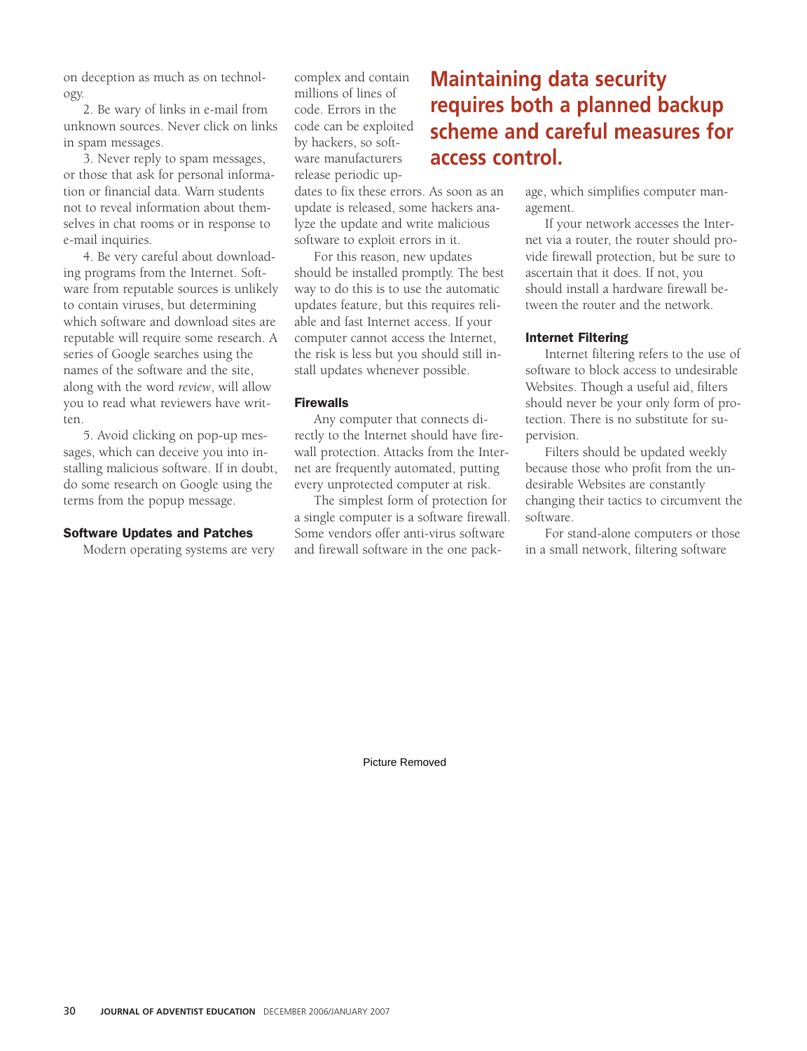on deception as much as on technology.

2. Be wary of links in e-mail from unknown sources. Never click on links in spam messages.

3. Never reply to spam messages, or those that ask for personal information or financial data. Warn students not to reveal information about themselves in chat rooms or in response to e-mail inquiries.

4. Be very careful about downloading programs from the Internet. Software from reputable sources is unlikely to contain viruses, but determining which software and download sites are reputable will require some research. A series of Google searches using the names of the software and the site, along with the word *review*, will allow you to read what reviewers have written.

5. Avoid clicking on pop-up messages, which can deceive you into installing malicious software. If in doubt, do some research on Google using the terms from the popup message.

### Software Updates and Patches

Modern operating systems are very complex and contain millions of lines of code. Errors in the code can be exploited by hackers, so software manufacturers release periodic updates to fix these errors. As soon as an update is released, some hackers analyze the update and write malicious software to exploit errors in it.

For this reason, new updates should be installed promptly. The best way to do this is to use the automatic updates feature, but this requires reliable and fast Internet access. If your computer cannot access the Internet, the risk is less but you should still install updates whenever possible.

**Maintaining data security requires both a planned backup scheme and careful measures for access control.**

### Firewalls

Any computer that connects directly to the Internet should have firewall protection. Attacks from the Internet are frequently automated, putting every unprotected computer at risk.

The simplest form of protection for a single computer is a software firewall. Some vendors offer anti-virus software and firewall software in the one package, which simplifies computer management.

If your network accesses the Internet via a router, the router should provide firewall protection, but be sure to ascertain that it does. If not, you should install a hardware firewall between the router and the network.

### Internet Filtering

Internet filtering refers to the use of software to block access to undesirable Websites. Though a useful aid, filters should never be your only form of protection. There is no substitute for supervision.

Filters should be updated weekly because those who profit from the undesirable Websites are constantly changing their tactics to circumvent the software.

For stand-alone computers or those in a small network, filtering software

Picture Removed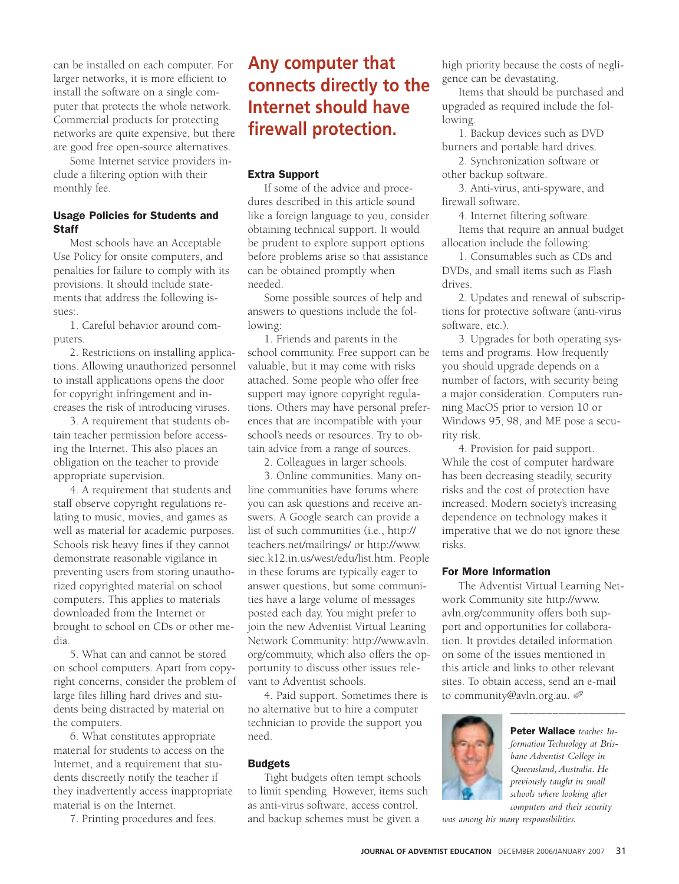can be installed on each computer. For larger networks, it is more efficient to install the software on a single computer that protects the whole network. Commercial products for protecting networks are quite expensive, but there are good free open-source alternatives.

Some Internet service providers include a filtering option with their monthly fee.

### Usage Policies for Students and Staff

Most schools have an Acceptable Use Policy for onsite computers, and penalties for failure to comply with its provisions. It should include statements that address the following issues:.

1. Careful behavior around computers.

2. Restrictions on installing applications. Allowing unauthorized personnel to install applications opens the door for copyright infringement and increases the risk of introducing viruses.

3. A requirement that students obtain teacher permission before accessing the Internet. This also places an obligation on the teacher to provide appropriate supervision.

4. A requirement that students and staff observe copyright regulations relating to music, movies, and games as well as material for academic purposes. Schools risk heavy fines if they cannot demonstrate reasonable vigilance in preventing users from storing unauthorized copyrighted material on school computers. This applies to materials downloaded from the Internet or brought to school on CDs or other media.

5. What can and cannot be stored on school computers. Apart from copyright concerns, consider the problem of large files filling hard drives and students being distracted by material on the computers.

6. What constitutes appropriate material for students to access on the Internet, and a requirement that students discreetly notify the teacher if they inadvertently access inappropriate material is on the Internet.

7. Printing procedures and fees.

**Any computer that connects directly to the Internet should have firewall protection.**

### Extra Support

If some of the advice and procedures described in this article sound like a foreign language to you, consider obtaining technical support. It would be prudent to explore support options before problems arise so that assistance can be obtained promptly when needed.

Some possible sources of help and answers to questions include the following:

1. Friends and parents in the school community. Free support can be valuable, but it may come with risks attached. Some people who offer free support may ignore copyright regulations. Others may have personal preferences that are incompatible with your school's needs or resources. Try to obtain advice from a range of sources.

2. Colleagues in larger schools.

3. Online communities. Many online communities have forums where you can ask questions and receive answers. A Google search can provide a list of such communities (i.e., http://teachers.net/mailrings/ or http://www.siec.k12.in.us/west/edu/list.htm. People in these forums are typically eager to answer questions, but some communities have a large volume of messages posted each day. You might prefer to join the new Adventist Virtual Leaning Network Community: http://www.avln.org/commuity, which also offers the opportunity to discuss other issues relevant to Adventist schools.

4. Paid support. Sometimes there is no alternative but to hire a computer technician to provide the support you need.

### Budgets

Tight budgets often tempt schools to limit spending. However, items such as anti-virus software, access control, and backup schemes must be given a high priority because the costs of negligence can be devastating.

Items that should be purchased and upgraded as required include the following.

1. Backup devices such as DVD burners and portable hard drives.

2. Synchronization software or other backup software.

3. Anti-virus, anti-spyware, and firewall software.

4. Internet filtering software.

Items that require an annual budget allocation include the following:

1. Consumables such as CDs and DVDs, and small items such as Flash drives.

2. Updates and renewal of subscriptions for protective software (anti-virus software, etc.).

3. Upgrades for both operating systems and programs. How frequently you should upgrade depends on a number of factors, with security being a major consideration. Computers running MacOS prior to version 10 or Windows 95, 98, and ME pose a security risk.

4. Provision for paid support. While the cost of computer hardware has been decreasing steadily, security risks and the cost of protection have increased. Modern society's increasing dependence on technology makes it imperative that we do not ignore these risks.

### For More Information

The Adventist Virtual Learning Network Community site http://www.avln.org/community offers both support and opportunities for collaboration. It provides detailed information on some of the issues mentioned in this article and links to other relevant sites. To obtain access, send an e-mail to community@avln.org.au. ✐

---

**Peter Wallace** *teaches Information Technology at Brisbane Adventist College in Queensland, Australia. He previously taught in small schools where looking after computers and their security was among his many responsibilities.*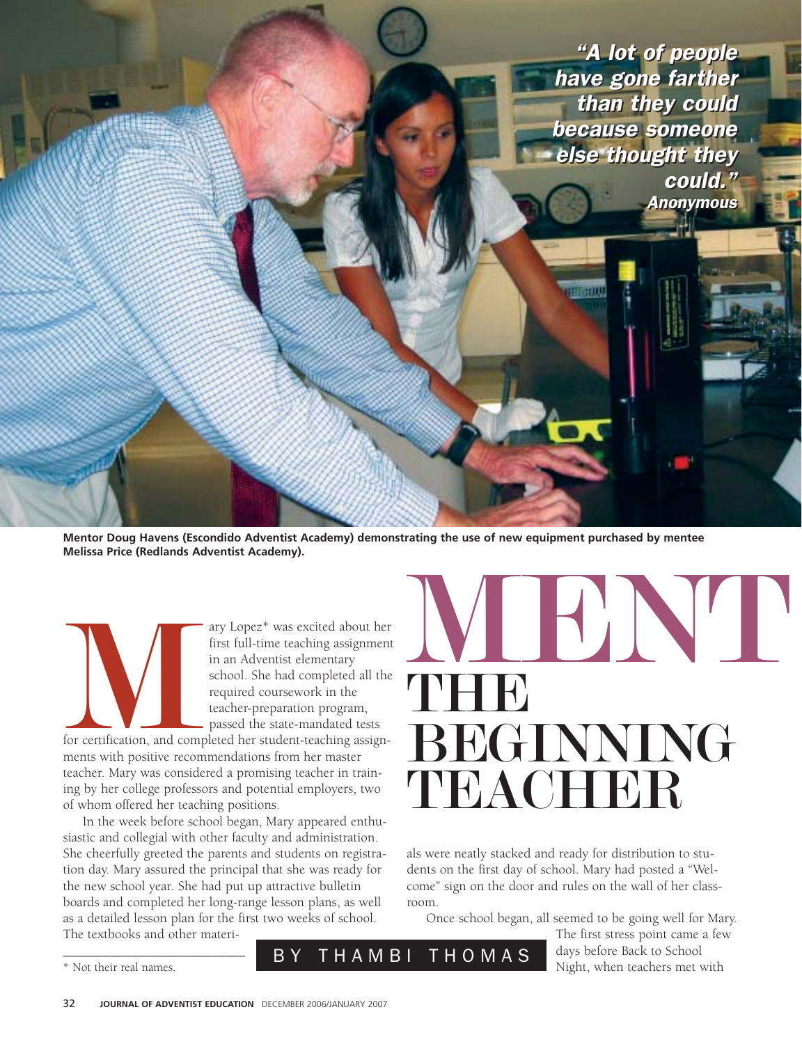> *"A lot of people have gone farther than they could because someone else thought they could."*
> *Anonymous*

**Mentor Doug Havens (Escondido Adventist Academy) demonstrating the use of new equipment purchased by mentee Melissa Price (Redlands Adventist Academy).**

# MENT THE BEGINNING TEACHER

BY THAMBI THOMAS

Mary Lopez* was excited about her first full-time teaching assignment in an Adventist elementary school. She had completed all the required coursework in the teacher-preparation program, passed the state-mandated tests for certification, and completed her student-teaching assignments with positive recommendations from her master teacher. Mary was considered a promising teacher in training by her college professors and potential employers, two of whom offered her teaching positions.

In the week before school began, Mary appeared enthusiastic and collegial with other faculty and administration. She cheerfully greeted the parents and students on registration day. Mary assured the principal that she was ready for the new school year. She had put up attractive bulletin boards and completed her long-range lesson plans, as well as a detailed lesson plan for the first two weeks of school. The textbooks and other materials were neatly stacked and ready for distribution to students on the first day of school. Mary had posted a "Welcome" sign on the door and rules on the wall of her classroom.

Once school began, all seemed to be going well for Mary. The first stress point came a few days before Back to School Night, when teachers met with

\* Not their real names.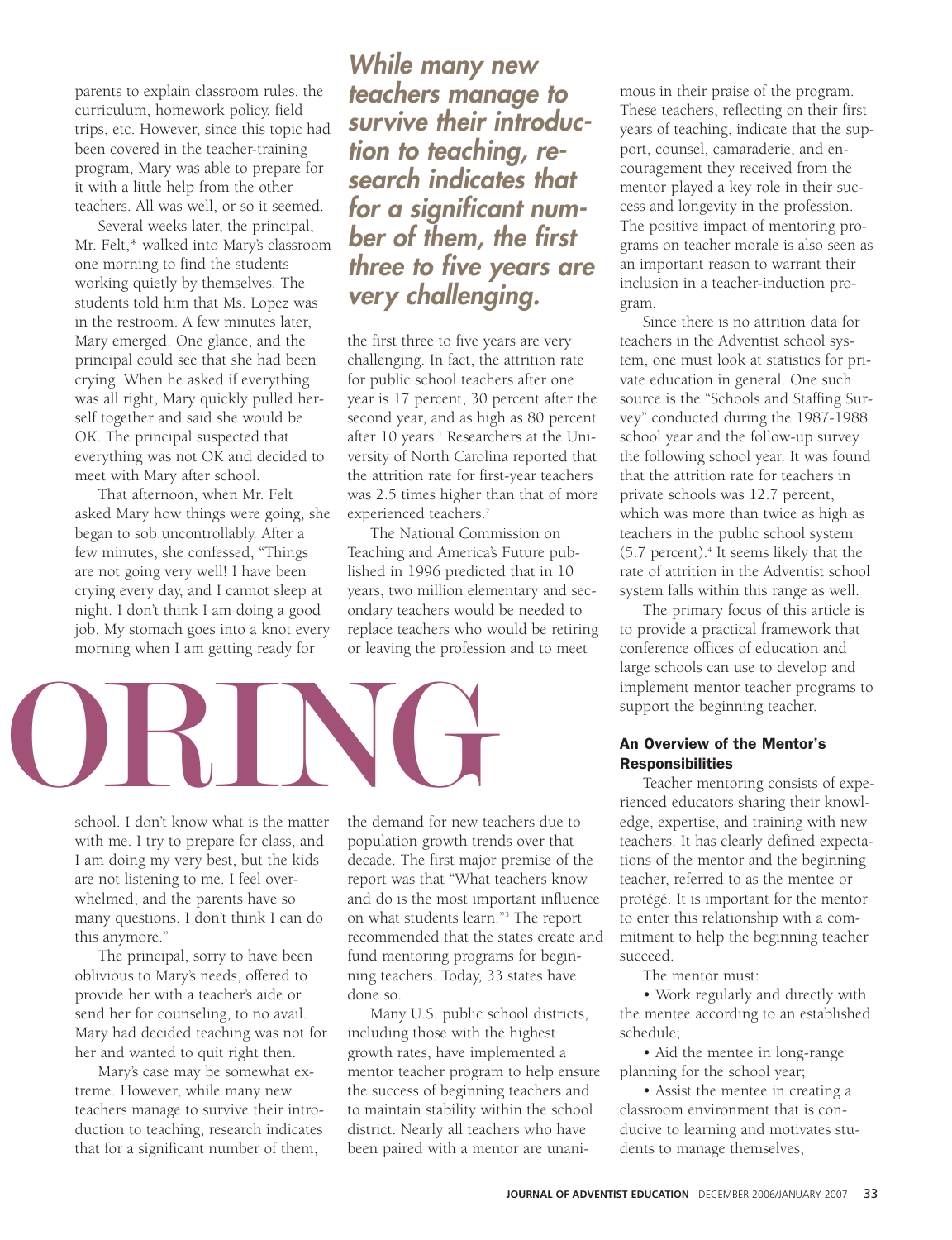parents to explain classroom rules, the curriculum, homework policy, field trips, etc. However, since this topic had been covered in the teacher-training program, Mary was able to prepare for it with a little help from the other teachers. All was well, or so it seemed.

Several weeks later, the principal, Mr. Felt,* walked into Mary's classroom one morning to find the students working quietly by themselves. The students told him that Ms. Lopez was in the restroom. A few minutes later, Mary emerged. One glance, and the principal could see that she had been crying. When he asked if everything was all right, Mary quickly pulled herself together and said she would be OK. The principal suspected that everything was not OK and decided to meet with Mary after school.

That afternoon, when Mr. Felt asked Mary how things were going, she began to sob uncontrollably. After a few minutes, she confessed, "Things are not going very well! I have been crying every day, and I cannot sleep at night. I don't think I am doing a good job. My stomach goes into a knot every morning when I am getting ready for school. I don't know what is the matter with me. I try to prepare for class, and I am doing my very best, but the kids are not listening to me. I feel overwhelmed, and the parents have so many questions. I don't think I can do this anymore."

The principal, sorry to have been oblivious to Mary's needs, offered to provide her with a teacher's aide or send her for counseling, to no avail. Mary had decided teaching was not for her and wanted to quit right then.

Mary's case may be somewhat extreme. However, while many new teachers manage to survive their introduction to teaching, research indicates that for a significant number of them, the first three to five years are very challenging. In fact, the attrition rate for public school teachers after one year is 17 percent, 30 percent after the second year, and as high as 80 percent after 10 years.[1] Researchers at the University of North Carolina reported that the attrition rate for first-year teachers was 2.5 times higher than that of more experienced teachers.[2]

*While many new teachers manage to survive their introduction to teaching, research indicates that for a significant number of them, the first three to five years are very challenging.*

The National Commission on Teaching and America's Future published in 1996 predicted that in 10 years, two million elementary and secondary teachers would be needed to replace teachers who would be retiring or leaving the profession and to meet the demand for new teachers due to population growth trends over that decade. The first major premise of the report was that "What teachers know and do is the most important influence on what students learn."[3] The report recommended that the states create and fund mentoring programs for beginning teachers. Today, 33 states have done so.

Many U.S. public school districts, including those with the highest growth rates, have implemented a mentor teacher program to help ensure the success of beginning teachers and to maintain stability within the school district. Nearly all teachers who have been paired with a mentor are unanimous in their praise of the program. These teachers, reflecting on their first years of teaching, indicate that the support, counsel, camaraderie, and encouragement they received from the mentor played a key role in their success and longevity in the profession. The positive impact of mentoring programs on teacher morale is also seen as an important reason to warrant their inclusion in a teacher-induction program.

Since there is no attrition data for teachers in the Adventist school system, one must look at statistics for private education in general. One such source is the "Schools and Staffing Survey" conducted during the 1987-1988 school year and the follow-up survey the following school year. It was found that the attrition rate for teachers in private schools was 12.7 percent, which was more than twice as high as teachers in the public school system (5.7 percent).[4] It seems likely that the rate of attrition in the Adventist school system falls within this range as well.

The primary focus of this article is to provide a practical framework that conference offices of education and large schools can use to develop and implement mentor teacher programs to support the beginning teacher.

### An Overview of the Mentor's Responsibilities

Teacher mentoring consists of experienced educators sharing their knowledge, expertise, and training with new teachers. It has clearly defined expectations of the mentor and the beginning teacher, referred to as the mentee or protégé. It is important for the mentor to enter this relationship with a commitment to help the beginning teacher succeed.

The mentor must:

• Work regularly and directly with the mentee according to an established schedule;

• Aid the mentee in long-range planning for the school year;

• Assist the mentee in creating a classroom environment that is conducive to learning and motivates students to manage themselves;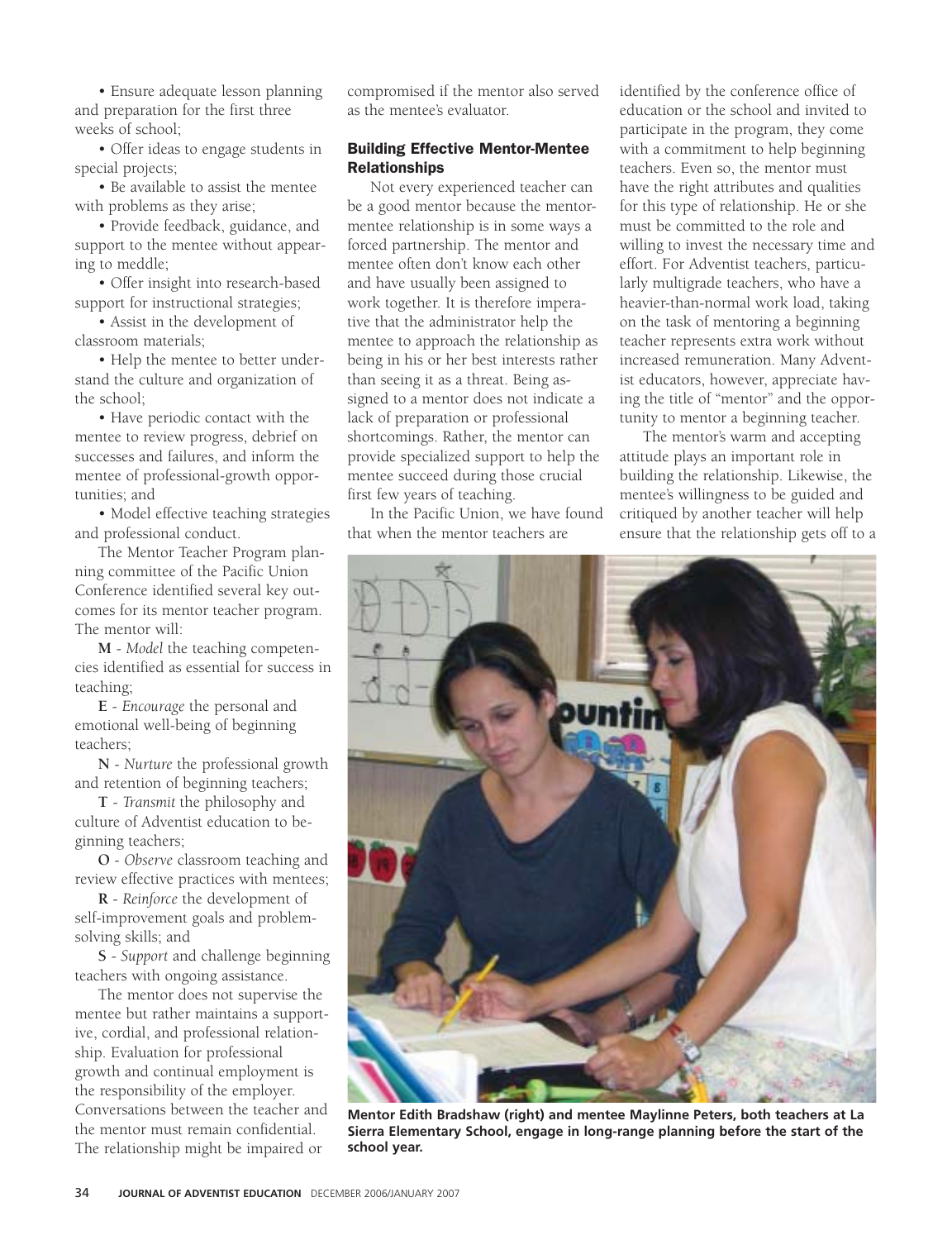• Ensure adequate lesson planning and preparation for the first three weeks of school;

• Offer ideas to engage students in special projects;

• Be available to assist the mentee with problems as they arise;

• Provide feedback, guidance, and support to the mentee without appearing to meddle;

• Offer insight into research-based support for instructional strategies;

• Assist in the development of classroom materials;

• Help the mentee to better understand the culture and organization of the school;

• Have periodic contact with the mentee to review progress, debrief on successes and failures, and inform the mentee of professional-growth opportunities; and

• Model effective teaching strategies and professional conduct.

The Mentor Teacher Program planning committee of the Pacific Union Conference identified several key outcomes for its mentor teacher program. The mentor will:

**M** - *Model* the teaching competencies identified as essential for success in teaching;

**E** - *Encourage* the personal and emotional well-being of beginning teachers;

**N** - *Nurture* the professional growth and retention of beginning teachers;

**T** - *Transmit* the philosophy and culture of Adventist education to beginning teachers;

**O** - *Observe* classroom teaching and review effective practices with mentees;

**R** - *Reinforce* the development of self-improvement goals and problem-solving skills; and

**S** - *Support* and challenge beginning teachers with ongoing assistance.

The mentor does not supervise the mentee but rather maintains a supportive, cordial, and professional relationship. Evaluation for professional growth and continual employment is the responsibility of the employer. Conversations between the teacher and the mentor must remain confidential. The relationship might be impaired or compromised if the mentor also served as the mentee's evaluator.

### Building Effective Mentor-Mentee Relationships

Not every experienced teacher can be a good mentor because the mentor-mentee relationship is in some ways a forced partnership. The mentor and mentee often don't know each other and have usually been assigned to work together. It is therefore imperative that the administrator help the mentee to approach the relationship as being in his or her best interests rather than seeing it as a threat. Being assigned to a mentor does not indicate a lack of preparation or professional shortcomings. Rather, the mentor can provide specialized support to help the mentee succeed during those crucial first few years of teaching.

In the Pacific Union, we have found that when the mentor teachers are identified by the conference office of education or the school and invited to participate in the program, they come with a commitment to help beginning teachers. Even so, the mentor must have the right attributes and qualities for this type of relationship. He or she must be committed to the role and willing to invest the necessary time and effort. For Adventist teachers, particularly multigrade teachers, who have a heavier-than-normal work load, taking on the task of mentoring a beginning teacher represents extra work without increased remuneration. Many Adventist educators, however, appreciate having the title of "mentor" and the opportunity to mentor a beginning teacher.

The mentor's warm and accepting attitude plays an important role in building the relationship. Likewise, the mentee's willingness to be guided and critiqued by another teacher will help ensure that the relationship gets off to a

**Mentor Edith Bradshaw (right) and mentee Maylinne Peters, both teachers at La Sierra Elementary School, engage in long-range planning before the start of the school year.**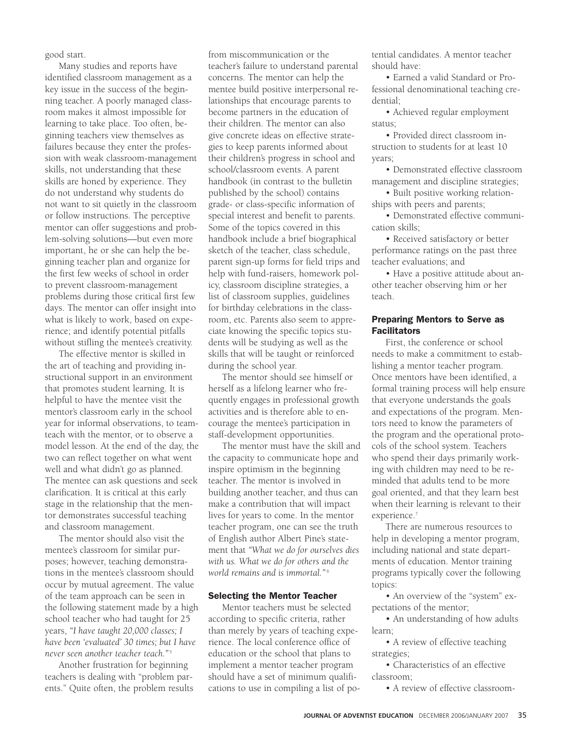good start.

Many studies and reports have identified classroom management as a key issue in the success of the beginning teacher. A poorly managed classroom makes it almost impossible for learning to take place. Too often, beginning teachers view themselves as failures because they enter the profession with weak classroom-management skills, not understanding that these skills are honed by experience. They do not understand why students do not want to sit quietly in the classroom or follow instructions. The perceptive mentor can offer suggestions and problem-solving solutions—but even more important, he or she can help the beginning teacher plan and organize for the first few weeks of school in order to prevent classroom-management problems during those critical first few days. The mentor can offer insight into what is likely to work, based on experience; and identify potential pitfalls without stifling the mentee's creativity.

The effective mentor is skilled in the art of teaching and providing instructional support in an environment that promotes student learning. It is helpful to have the mentee visit the mentor's classroom early in the school year for informal observations, to team-teach with the mentor, or to observe a model lesson. At the end of the day, the two can reflect together on what went well and what didn't go as planned. The mentee can ask questions and seek clarification. It is critical at this early stage in the relationship that the mentor demonstrates successful teaching and classroom management.

The mentor should also visit the mentee's classroom for similar purposes; however, teaching demonstrations in the mentee's classroom should occur by mutual agreement. The value of the team approach can be seen in the following statement made by a high school teacher who had taught for 25 years, *"I have taught 20,000 classes; I have been 'evaluated' 30 times; but I have never seen another teacher teach."*[5]

Another frustration for beginning teachers is dealing with "problem parents." Quite often, the problem results from miscommunication or the teacher's failure to understand parental concerns. The mentor can help the mentee build positive interpersonal relationships that encourage parents to become partners in the education of their children. The mentor can also give concrete ideas on effective strategies to keep parents informed about their children's progress in school and school/classroom events. A parent handbook (in contrast to the bulletin published by the school) contains grade- or class-specific information of special interest and benefit to parents. Some of the topics covered in this handbook include a brief biographical sketch of the teacher, class schedule, parent sign-up forms for field trips and help with fund-raisers, homework policy, classroom discipline strategies, a list of classroom supplies, guidelines for birthday celebrations in the classroom, etc. Parents also seem to appreciate knowing the specific topics students will be studying as well as the skills that will be taught or reinforced during the school year.

The mentor should see himself or herself as a lifelong learner who frequently engages in professional growth activities and is therefore able to encourage the mentee's participation in staff-development opportunities.

The mentor must have the skill and the capacity to communicate hope and inspire optimism in the beginning teacher. The mentor is involved in building another teacher, and thus can make a contribution that will impact lives for years to come. In the mentor teacher program, one can see the truth of English author Albert Pine's statement that *"What we do for ourselves dies with us. What we do for others and the world remains and is immortal."*[6]

### Selecting the Mentor Teacher

Mentor teachers must be selected according to specific criteria, rather than merely by years of teaching experience. The local conference office of education or the school that plans to implement a mentor teacher program should have a set of minimum qualifications to use in compiling a list of potential candidates. A mentor teacher should have:

- Earned a valid Standard or Professional denominational teaching credential;
- Achieved regular employment status;
- Provided direct classroom instruction to students for at least 10 years;
- Demonstrated effective classroom management and discipline strategies;
- Built positive working relationships with peers and parents;
- Demonstrated effective communication skills;
- Received satisfactory or better performance ratings on the past three teacher evaluations; and
- Have a positive attitude about another teacher observing him or her teach.

### Preparing Mentors to Serve as Facilitators

First, the conference or school needs to make a commitment to establishing a mentor teacher program. Once mentors have been identified, a formal training process will help ensure that everyone understands the goals and expectations of the program. Mentors need to know the parameters of the program and the operational protocols of the school system. Teachers who spend their days primarily working with children may need to be reminded that adults tend to be more goal oriented, and that they learn best when their learning is relevant to their experience.[7]

There are numerous resources to help in developing a mentor program, including national and state departments of education. Mentor training programs typically cover the following topics:

- An overview of the "system" expectations of the mentor;
- An understanding of how adults learn;
- A review of effective teaching strategies;
- Characteristics of an effective classroom;
- A review of effective classroom-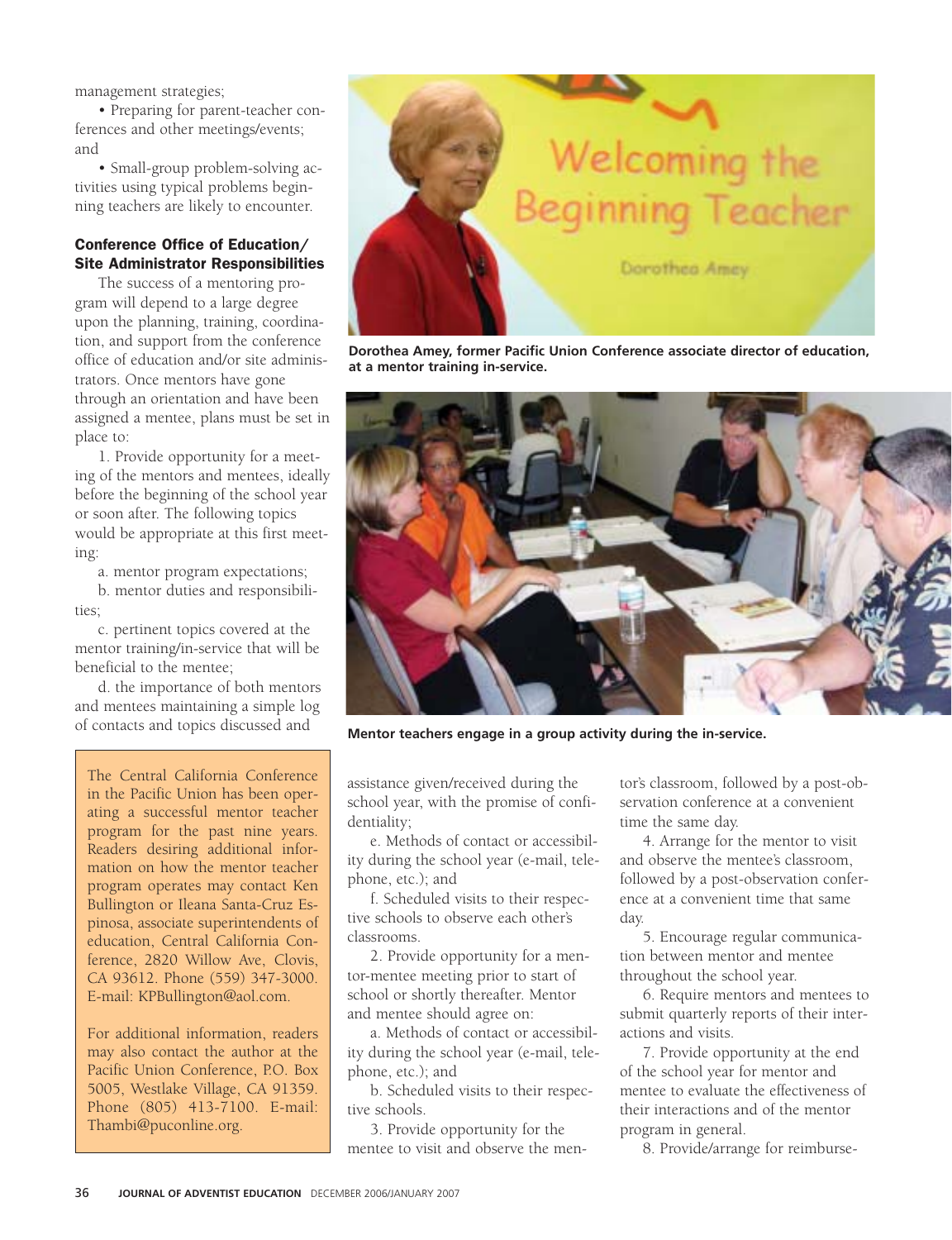management strategies;

• Preparing for parent-teacher conferences and other meetings/events; and

• Small-group problem-solving activities using typical problems beginning teachers are likely to encounter.

### Conference Office of Education/ Site Administrator Responsibilities

The success of a mentoring program will depend to a large degree upon the planning, training, coordination, and support from the conference office of education and/or site administrators. Once mentors have gone through an orientation and have been assigned a mentee, plans must be set in place to:

1. Provide opportunity for a meeting of the mentors and mentees, ideally before the beginning of the school year or soon after. The following topics would be appropriate at this first meeting:

a. mentor program expectations;

b. mentor duties and responsibilities;

c. pertinent topics covered at the mentor training/in-service that will be beneficial to the mentee;

d. the importance of both mentors and mentees maintaining a simple log of contacts and topics discussed and assistance given/received during the school year, with the promise of confidentiality;

e. Methods of contact or accessibility during the school year (e-mail, telephone, etc.); and

f. Scheduled visits to their respective schools to observe each other's classrooms.

2. Provide opportunity for a mentor-mentee meeting prior to start of school or shortly thereafter. Mentor and mentee should agree on:

a. Methods of contact or accessibility during the school year (e-mail, telephone, etc.); and

b. Scheduled visits to their respective schools.

3. Provide opportunity for the mentee to visit and observe the mentor's classroom, followed by a post-observation conference at a convenient time the same day.

4. Arrange for the mentor to visit and observe the mentee's classroom, followed by a post-observation conference at a convenient time that same day.

5. Encourage regular communication between mentor and mentee throughout the school year.

6. Require mentors and mentees to submit quarterly reports of their interactions and visits.

7. Provide opportunity at the end of the school year for mentor and mentee to evaluate the effectiveness of their interactions and of the mentor program in general.

8. Provide/arrange for reimburse-

**Dorothea Amey, former Pacific Union Conference associate director of education, at a mentor training in-service.**

**Mentor teachers engage in a group activity during the in-service.**

The Central California Conference in the Pacific Union has been operating a successful mentor teacher program for the past nine years. Readers desiring additional information on how the mentor teacher program operates may contact Ken Bullington or Ileana Santa-Cruz Espinosa, associate superintendents of education, Central California Conference, 2820 Willow Ave, Clovis, CA 93612. Phone (559) 347-3000. E-mail: KPBullington@aol.com.

For additional information, readers may also contact the author at the Pacific Union Conference, P.O. Box 5005, Westlake Village, CA 91359. Phone (805) 413-7100. E-mail: Thambi@puconline.org.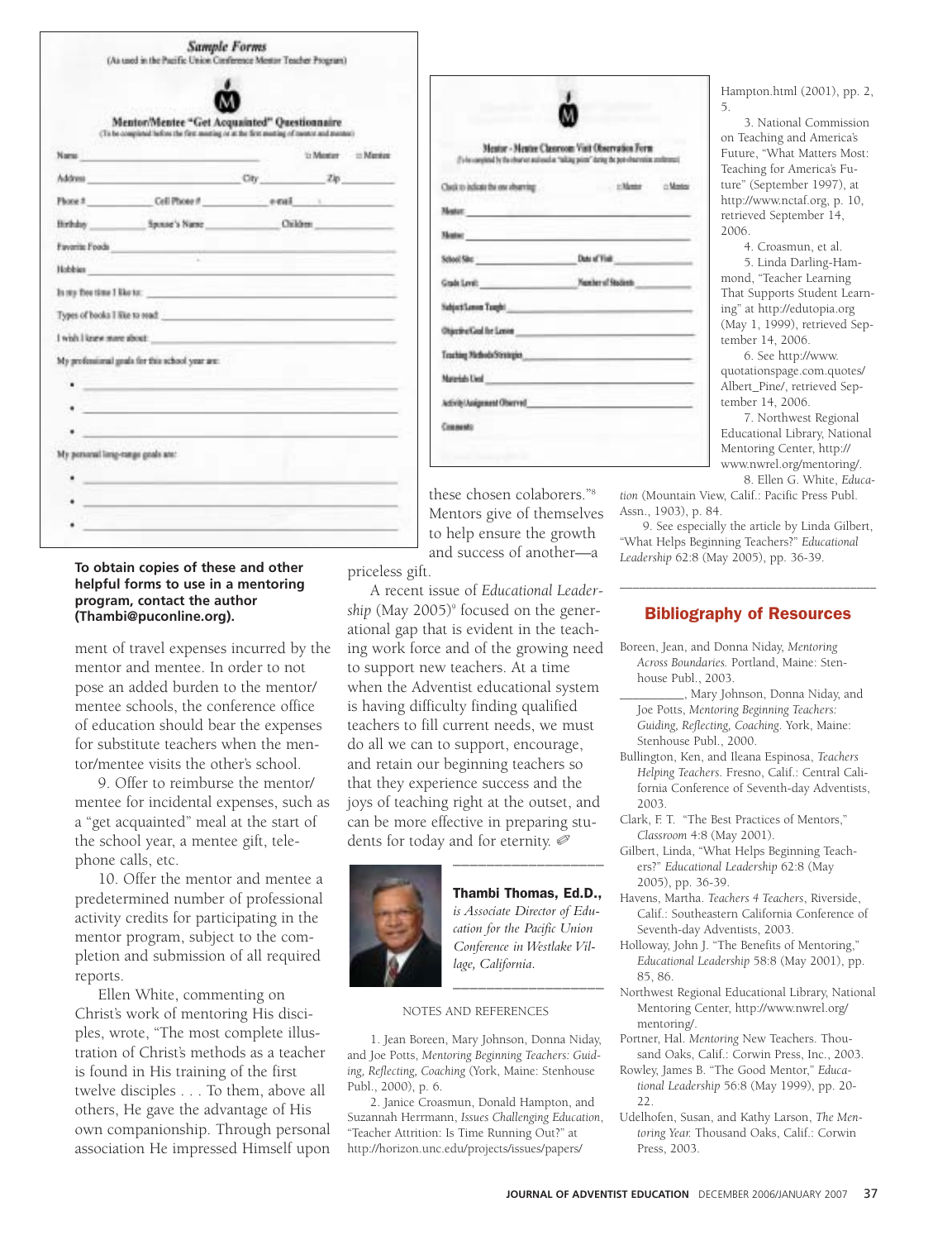## Sample Forms

(As used in the Pacific Union Conference Mentor Teacher Program)

### Mentor/Mentee "Get Acquainted" Questionnaire

(To be completed before the first meeting or at the first meeting of mentor and mentee)

Name ______________________ ☐ Mentor ☐ Mentee

Address ______________________ City ____________ Zip ________

Phone # ____________ Cell Phone # ____________ e-mail ____________

Birthday ____________ Spouse's Name ____________ Children ____________

Favorite Foods ______________________

Hobbies ______________________

In my free time I like to: ______________________

Types of books I like to read: ______________________

I wish I knew more about: ______________________

My professional goals for this school year are:

- ______________________
- ______________________
- ______________________

My personal long-range goals are:

- ______________________
- ______________________
- ______________________

### Mentor - Mentee Classroom Visit Observation Form

(To be completed by the observer and used as "talking points" during the post-observation conference)

Check to indicate the one observing: ☐ Mentor ☐ Mentee

Mentor: ______________________

Mentee: ______________________

School Site: ____________ Date of Visit: ____________

Grade Level: ____________ Number of Students: ____________

Subject/Lesson Taught: ______________________

Objective/Goal for Lesson: ______________________

Teaching Methods/Strategies: ______________________

Materials Used: ______________________

Activity/Assignment Observed: ______________________

Comments:

**To obtain copies of these and other helpful forms to use in a mentoring program, contact the author (Thambi@puconline.org).**

ment of travel expenses incurred by the mentor and mentee. In order to not pose an added burden to the mentor/mentee schools, the conference office of education should bear the expenses for substitute teachers when the mentor/mentee visits the other's school.

9. Offer to reimburse the mentor/mentee for incidental expenses, such as a "get acquainted" meal at the start of the school year, a mentee gift, telephone calls, etc.

10. Offer the mentor and mentee a predetermined number of professional activity credits for participating in the mentor program, subject to the completion and submission of all required reports.

Ellen White, commenting on Christ's work of mentoring His disciples, wrote, "The most complete illustration of Christ's methods as a teacher is found in His training of the first twelve disciples . . . To them, above all others, He gave the advantage of His own companionship. Through personal association He impressed Himself upon these chosen colaborers."[8] Mentors give of themselves to help ensure the growth and success of another—a priceless gift.

A recent issue of *Educational Leadership* (May 2005)[9] focused on the generational gap that is evident in the teaching work force and of the growing need to support new teachers. At a time when the Adventist educational system is having difficulty finding qualified teachers to fill current needs, we must do all we can to support, encourage, and retain our beginning teachers so that they experience success and the joys of teaching right at the outset, and can be more effective in preparing students for today and for eternity.

---

**Thambi Thomas, Ed.D.,** *is Associate Director of Education for the Pacific Union Conference in Westlake Village, California.*

---

NOTES AND REFERENCES

1. Jean Boreen, Mary Johnson, Donna Niday, and Joe Potts, *Mentoring Beginning Teachers: Guiding, Reflecting, Coaching* (York, Maine: Stenhouse Publ., 2000), p. 6.

2. Janice Croasmun, Donald Hampton, and Suzannah Herrmann, *Issues Challenging Education*, "Teacher Attrition: Is Time Running Out?" at http://horizon.unc.edu/projects/issues/papers/Hampton.html (2001), pp. 2, 5.

3. National Commission on Teaching and America's Future, "What Matters Most: Teaching for America's Future" (September 1997), at http://www.nctaf.org, p. 10, retrieved September 14, 2006.

4. Croasmun, et al.

5. Linda Darling-Hammond, "Teacher Learning That Supports Student Learning" at http://edutopia.org (May 1, 1999), retrieved September 14, 2006.

6. See http://www.quotationspage.com.quotes/Albert_Pine/, retrieved September 14, 2006.

7. Northwest Regional Educational Library, National Mentoring Center, http://www.nwrel.org/mentoring/.

8. Ellen G. White, *Education* (Mountain View, Calif.: Pacific Press Publ. Assn., 1903), p. 84.

9. See especially the article by Linda Gilbert, "What Helps Beginning Teachers?" *Educational Leadership* 62:8 (May 2005), pp. 36-39.

---

## Bibliography of Resources

Boreen, Jean, and Donna Niday, *Mentoring Across Boundaries.* Portland, Maine: Stenhouse Publ., 2003.

__________, Mary Johnson, Donna Niday, and Joe Potts, *Mentoring Beginning Teachers: Guiding, Reflecting, Coaching.* York, Maine: Stenhouse Publ., 2000.

Bullington, Ken, and Ileana Espinosa, *Teachers Helping Teachers.* Fresno, Calif.: Central California Conference of Seventh-day Adventists, 2003.

Clark, F. T. "The Best Practices of Mentors," *Classroom* 4:8 (May 2001).

Gilbert, Linda, "What Helps Beginning Teachers?" *Educational Leadership* 62:8 (May 2005), pp. 36-39.

Havens, Martha. *Teachers 4 Teachers*, Riverside, Calif.: Southeastern California Conference of Seventh-day Adventists, 2003.

Holloway, John J. "The Benefits of Mentoring," *Educational Leadership* 58:8 (May 2001), pp. 85, 86.

Northwest Regional Educational Library, National Mentoring Center, http://www.nwrel.org/mentoring/.

Portner, Hal. *Mentoring* New Teachers. Thousand Oaks, Calif.: Corwin Press, Inc., 2003.

Rowley, James B. "The Good Mentor," *Educational Leadership* 56:8 (May 1999), pp. 20-22.

Udelhofen, Susan, and Kathy Larson, *The Mentoring Year.* Thousand Oaks, Calif.: Corwin Press, 2003.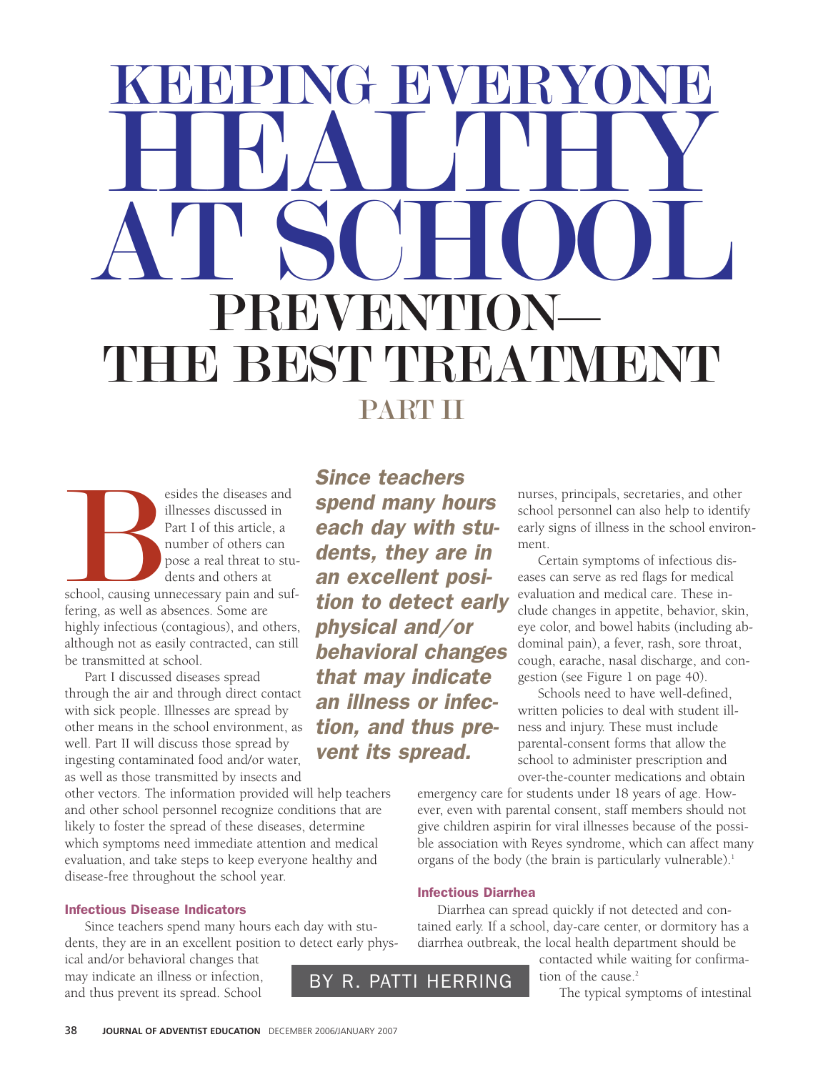# KEEPING EVERYONE HEALTHY AT SCHOOL

# PREVENTION—THE BEST TREATMENT

## PART II

BY R. PATTI HERRING

Besides the diseases and illnesses discussed in Part I of this article, a number of others can pose a real threat to students and others at school, causing unnecessary pain and suffering, as well as absences. Some are highly infectious (contagious), and others, although not as easily contracted, can still be transmitted at school.

Part I discussed diseases spread through the air and through direct contact with sick people. Illnesses are spread by other means in the school environment, as well. Part II will discuss those spread by ingesting contaminated food and/or water, as well as those transmitted by insects and other vectors. The information provided will help teachers and other school personnel recognize conditions that are likely to foster the spread of these diseases, determine which symptoms need immediate attention and medical evaluation, and take steps to keep everyone healthy and disease-free throughout the school year.

> ***Since teachers spend many hours each day with students, they are in an excellent position to detect early physical and/or behavioral changes that may indicate an illness or infection, and thus prevent its spread.***

### Infectious Disease Indicators

Since teachers spend many hours each day with students, they are in an excellent position to detect early physical and/or behavioral changes that may indicate an illness or infection, and thus prevent its spread. School nurses, principals, secretaries, and other school personnel can also help to identify early signs of illness in the school environment.

Certain symptoms of infectious diseases can serve as red flags for medical evaluation and medical care. These include changes in appetite, behavior, skin, eye color, and bowel habits (including abdominal pain), a fever, rash, sore throat, cough, earache, nasal discharge, and congestion (see Figure 1 on page 40).

Schools need to have well-defined, written policies to deal with student illness and injury. These must include parental-consent forms that allow the school to administer prescription and over-the-counter medications and obtain emergency care for students under 18 years of age. However, even with parental consent, staff members should not give children aspirin for viral illnesses because of the possible association with Reyes syndrome, which can affect many organs of the body (the brain is particularly vulnerable).[1]

### Infectious Diarrhea

Diarrhea can spread quickly if not detected and contained early. If a school, day-care center, or dormitory has a diarrhea outbreak, the local health department should be contacted while waiting for confirmation of the cause.[2]

The typical symptoms of intestinal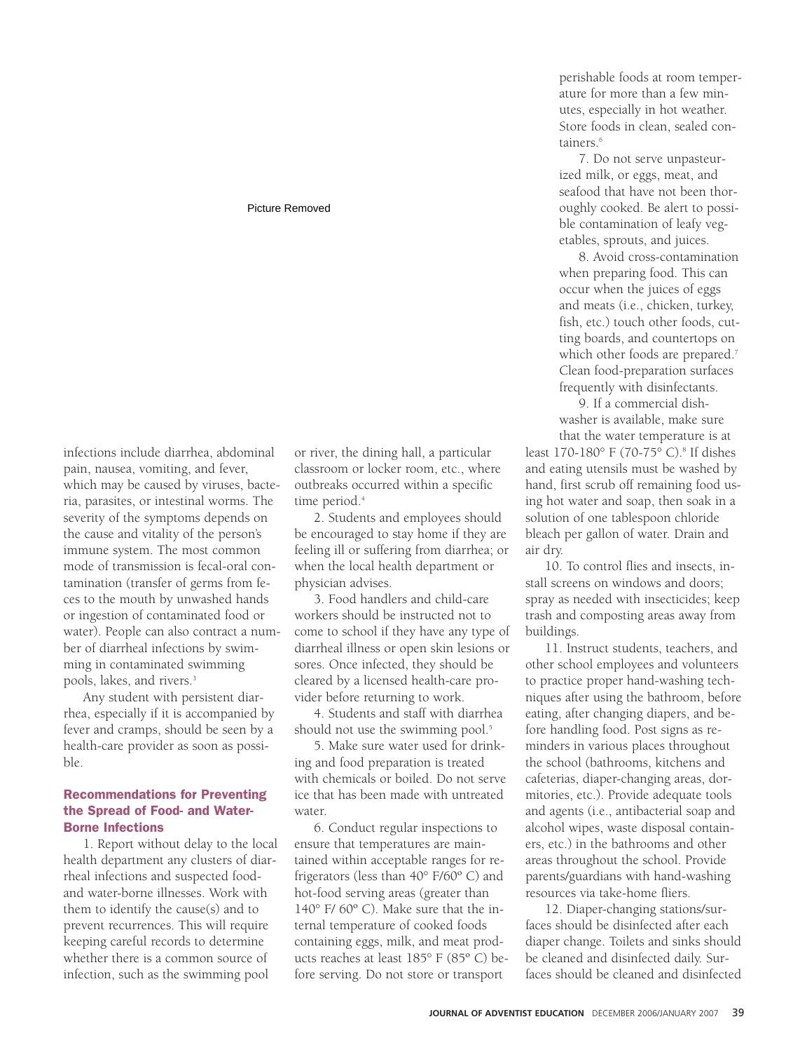infections include diarrhea, abdominal pain, nausea, vomiting, and fever, which may be caused by viruses, bacteria, parasites, or intestinal worms. The severity of the symptoms depends on the cause and vitality of the person's immune system. The most common mode of transmission is fecal-oral contamination (transfer of germs from feces to the mouth by unwashed hands or ingestion of contaminated food or water). People can also contract a number of diarrheal infections by swimming in contaminated swimming pools, lakes, and rivers.[3]

Any student with persistent diarrhea, especially if it is accompanied by fever and cramps, should be seen by a health-care provider as soon as possible.

### Recommendations for Preventing the Spread of Food- and Water-Borne Infections

1. Report without delay to the local health department any clusters of diarrheal infections and suspected food- and water-borne illnesses. Work with them to identify the cause(s) and to prevent recurrences. This will require keeping careful records to determine whether there is a common source of infection, such as the swimming pool or river, the dining hall, a particular classroom or locker room, etc., where outbreaks occurred within a specific time period.[4]

2. Students and employees should be encouraged to stay home if they are feeling ill or suffering from diarrhea; or when the local health department or physician advises.

3. Food handlers and child-care workers should be instructed not to come to school if they have any type of diarrheal illness or open skin lesions or sores. Once infected, they should be cleared by a licensed health-care provider before returning to work.

4. Students and staff with diarrhea should not use the swimming pool.[5]

5. Make sure water used for drinking and food preparation is treated with chemicals or boiled. Do not serve ice that has been made with untreated water.

6. Conduct regular inspections to ensure that temperatures are maintained within acceptable ranges for refrigerators (less than 40° F/60° C) and hot-food serving areas (greater than 140° F/ 60° C). Make sure that the internal temperature of cooked foods containing eggs, milk, and meat products reaches at least 185° F (85° C) before serving. Do not store or transport perishable foods at room temperature for more than a few minutes, especially in hot weather. Store foods in clean, sealed containers.[6]

7. Do not serve unpasteurized milk, or eggs, meat, and seafood that have not been thoroughly cooked. Be alert to possible contamination of leafy vegetables, sprouts, and juices.

8. Avoid cross-contamination when preparing food. This can occur when the juices of eggs and meats (i.e., chicken, turkey, fish, etc.) touch other foods, cutting boards, and countertops on which other foods are prepared.[7] Clean food-preparation surfaces frequently with disinfectants.

9. If a commercial dishwasher is available, make sure that the water temperature is at least 170-180° F (70-75° C).[8] If dishes and eating utensils must be washed by hand, first scrub off remaining food using hot water and soap, then soak in a solution of one tablespoon chloride bleach per gallon of water. Drain and air dry.

10. To control flies and insects, install screens on windows and doors; spray as needed with insecticides; keep trash and composting areas away from buildings.

11. Instruct students, teachers, and other school employees and volunteers to practice proper hand-washing techniques after using the bathroom, before eating, after changing diapers, and before handling food. Post signs as reminders in various places throughout the school (bathrooms, kitchens and cafeterias, diaper-changing areas, dormitories, etc.). Provide adequate tools and agents (i.e., antibacterial soap and alcohol wipes, waste disposal containers, etc.) in the bathrooms and other areas throughout the school. Provide parents/guardians with hand-washing resources via take-home fliers.

12. Diaper-changing stations/surfaces should be disinfected after each diaper change. Toilets and sinks should be cleaned and disinfected daily. Surfaces should be cleaned and disinfected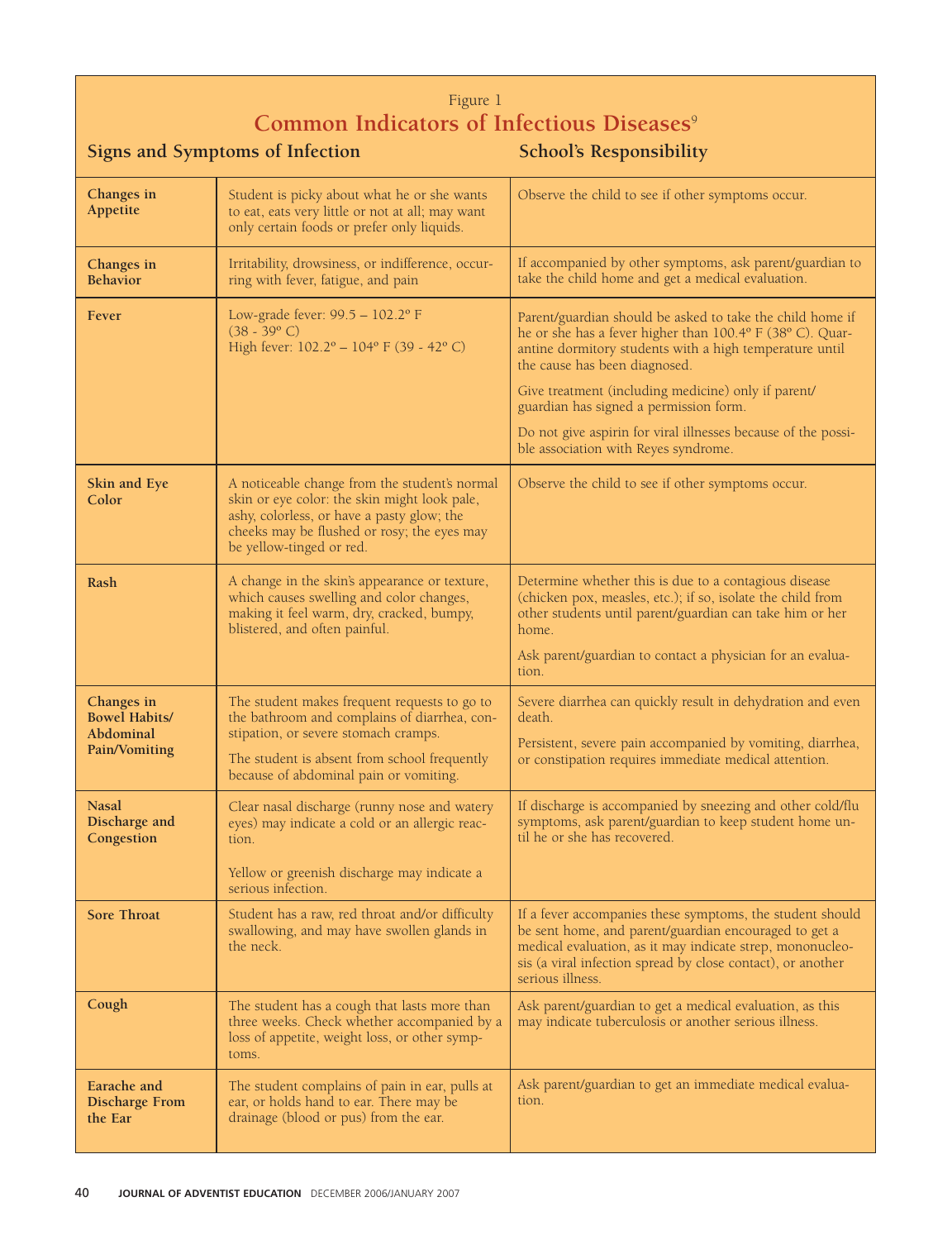Figure 1

## Common Indicators of Infectious Diseases[9]

| Signs and Symptoms of Infection | | School's Responsibility |
|---|---|---|
| **Changes in Appetite** | Student is picky about what he or she wants to eat, eats very little or not at all; may want only certain foods or prefer only liquids. | Observe the child to see if other symptoms occur. |
| **Changes in Behavior** | Irritability, drowsiness, or indifference, occurring with fever, fatigue, and pain | If accompanied by other symptoms, ask parent/guardian to take the child home and get a medical evaluation. |
| **Fever** | Low-grade fever: 99.5 – 102.2º F (38 - 39º C)<br>High fever: 102.2º – 104º F (39 - 42º C) | Parent/guardian should be asked to take the child home if he or she has a fever higher than 100.4º F (38º C). Quarantine dormitory students with a high temperature until the cause has been diagnosed.<br>Give treatment (including medicine) only if parent/guardian has signed a permission form.<br>Do not give aspirin for viral illnesses because of the possible association with Reyes syndrome. |
| **Skin and Eye Color** | A noticeable change from the student's normal skin or eye color: the skin might look pale, ashy, colorless, or have a pasty glow; the cheeks may be flushed or rosy; the eyes may be yellow-tinged or red. | Observe the child to see if other symptoms occur. |
| **Rash** | A change in the skin's appearance or texture, which causes swelling and color changes, making it feel warm, dry, cracked, bumpy, blistered, and often painful. | Determine whether this is due to a contagious disease (chicken pox, measles, etc.); if so, isolate the child from other students until parent/guardian can take him or her home.<br>Ask parent/guardian to contact a physician for an evaluation. |
| **Changes in Bowel Habits/ Abdominal Pain/Vomiting** | The student makes frequent requests to go to the bathroom and complains of diarrhea, constipation, or severe stomach cramps.<br>The student is absent from school frequently because of abdominal pain or vomiting. | Severe diarrhea can quickly result in dehydration and even death.<br>Persistent, severe pain accompanied by vomiting, diarrhea, or constipation requires immediate medical attention. |
| **Nasal Discharge and Congestion** | Clear nasal discharge (runny nose and watery eyes) may indicate a cold or an allergic reaction.<br>Yellow or greenish discharge may indicate a serious infection. | If discharge is accompanied by sneezing and other cold/flu symptoms, ask parent/guardian to keep student home until he or she has recovered. |
| **Sore Throat** | Student has a raw, red throat and/or difficulty swallowing, and may have swollen glands in the neck. | If a fever accompanies these symptoms, the student should be sent home, and parent/guardian encouraged to get a medical evaluation, as it may indicate strep, mononucleosis (a viral infection spread by close contact), or another serious illness. |
| **Cough** | The student has a cough that lasts more than three weeks. Check whether accompanied by a loss of appetite, weight loss, or other symptoms. | Ask parent/guardian to get a medical evaluation, as this may indicate tuberculosis or another serious illness. |
| **Earache and Discharge From the Ear** | The student complains of pain in ear, pulls at ear, or holds hand to ear. There may be drainage (blood or pus) from the ear. | Ask parent/guardian to get an immediate medical evaluation. |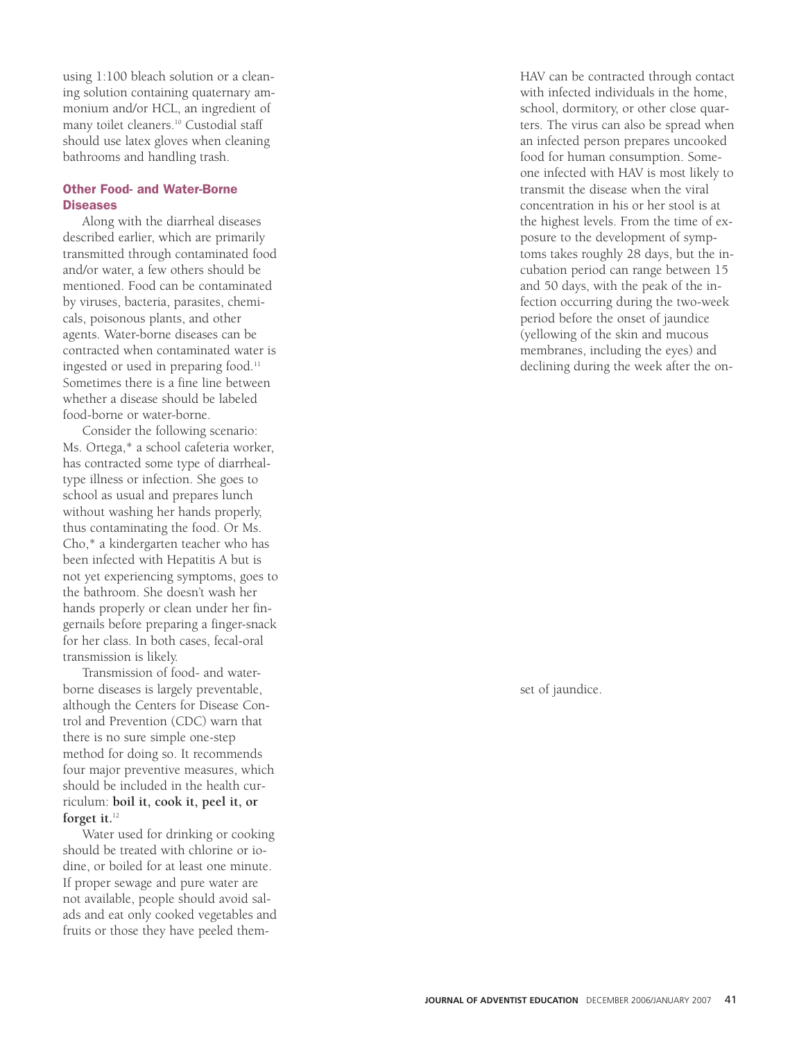using 1:100 bleach solution or a cleaning solution containing quaternary ammonium and/or HCL, an ingredient of many toilet cleaners.[10] Custodial staff should use latex gloves when cleaning bathrooms and handling trash.

### Other Food- and Water-Borne Diseases

Along with the diarrheal diseases described earlier, which are primarily transmitted through contaminated food and/or water, a few others should be mentioned. Food can be contaminated by viruses, bacteria, parasites, chemicals, poisonous plants, and other agents. Water-borne diseases can be contracted when contaminated water is ingested or used in preparing food.[11] Sometimes there is a fine line between whether a disease should be labeled food-borne or water-borne.

Consider the following scenario: Ms. Ortega,* a school cafeteria worker, has contracted some type of diarrheal-type illness or infection. She goes to school as usual and prepares lunch without washing her hands properly, thus contaminating the food. Or Ms. Cho,* a kindergarten teacher who has been infected with Hepatitis A but is not yet experiencing symptoms, goes to the bathroom. She doesn't wash her hands properly or clean under her fingernails before preparing a finger-snack for her class. In both cases, fecal-oral transmission is likely.

Transmission of food- and water-borne diseases is largely preventable, although the Centers for Disease Control and Prevention (CDC) warn that there is no sure simple one-step method for doing so. It recommends four major preventive measures, which should be included in the health curriculum: **boil it, cook it, peel it, or forget it.**[12]

Water used for drinking or cooking should be treated with chlorine or iodine, or boiled for at least one minute. If proper sewage and pure water are not available, people should avoid salads and eat only cooked vegetables and fruits or those they have peeled them-

HAV can be contracted through contact with infected individuals in the home, school, dormitory, or other close quarters. The virus can also be spread when an infected person prepares uncooked food for human consumption. Someone infected with HAV is most likely to transmit the disease when the viral concentration in his or her stool is at the highest levels. From the time of exposure to the development of symptoms takes roughly 28 days, but the incubation period can range between 15 and 50 days, with the peak of the infection occurring during the two-week period before the onset of jaundice (yellowing of the skin and mucous membranes, including the eyes) and declining during the week after the onset of jaundice.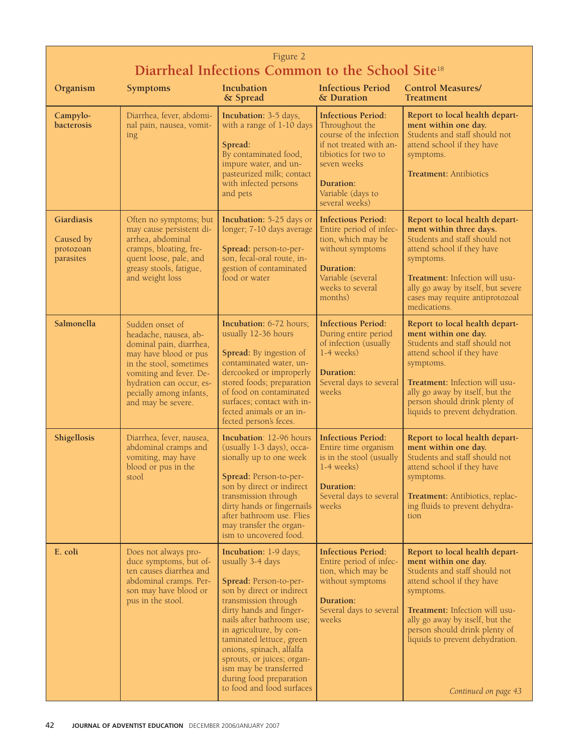Figure 2

## Diarrheal Infections Common to the School Site[18]

| Organism | Symptoms | Incubation & Spread | Infectious Period & Duration | Control Measures/ Treatment |
|---|---|---|---|---|
| **Campylo-bacterosis** | Diarrhea, fever, abdominal pain, nausea, vomiting | **Incubation:** 3-5 days, with a range of 1-10 days<br><br>**Spread:** By contaminated food, impure water, and unpasteurized milk; contact with infected persons and pets | **Infectious Period:** Throughout the course of the infection if not treated with antibiotics for two to seven weeks<br><br>**Duration:** Variable (days to several weeks) | **Report to local health department within one day.** Students and staff should not attend school if they have symptoms.<br><br>**Treatment:** Antibiotics |
| **Giardiasis**<br><br>Caused by protozoan parasites | Often no symptoms; but may cause persistent diarrhea, abdominal cramps, bloating, frequent loose, pale, and greasy stools, fatigue, and weight loss | **Incubation:** 5-25 days or longer; 7-10 days average<br><br>**Spread:** person-to-person, fecal-oral route, ingestion of contaminated food or water | **Infectious Period:** Entire period of infection, which may be without symptoms<br><br>**Duration:** Variable (several weeks to several months) | **Report to local health department within three days.** Students and staff should not attend school if they have symptoms.<br><br>**Treatment:** Infection will usually go away by itself, but severe cases may require antiprotozoal medications. |
| **Salmonella** | Sudden onset of headache, nausea, abdominal pain, diarrhea, may have blood or pus in the stool, sometimes vomiting and fever. Dehydration can occur, especially among infants, and may be severe. | **Incubation:** 6-72 hours; usually 12-36 hours<br><br>**Spread:** By ingestion of contaminated water, undercooked or improperly stored foods; preparation of food on contaminated surfaces; contact with infected animals or an infected person's feces. | **Infectious Period:** During entire period of infection (usually 1-4 weeks)<br><br>**Duration:** Several days to several weeks | **Report to local health department within one day.** Students and staff should not attend school if they have symptoms.<br><br>**Treatment:** Infection will usually go away by itself, but the person should drink plenty of liquids to prevent dehydration. |
| **Shigellosis** | Diarrhea, fever, nausea, abdominal cramps and vomiting, may have blood or pus in the stool | **Incubation:** 12-96 hours (usually 1-3 days), occasionally up to one week<br><br>**Spread:** Person-to-person by direct or indirect transmission through dirty hands or fingernails after bathroom use. Flies may transfer the organism to uncovered food. | **Infectious Period:** Entire time organism is in the stool (usually 1-4 weeks)<br><br>**Duration:** Several days to several weeks | **Report to local health department within one day.** Students and staff should not attend school if they have symptoms.<br><br>**Treatment:** Antibiotics, replacing fluids to prevent dehydration |
| **E. coli** | Does not always produce symptoms, but often causes diarrhea and abdominal cramps. Person may have blood or pus in the stool. | **Incubation:** 1-9 days; usually 3-4 days<br><br>**Spread:** Person-to-person by direct or indirect transmission through dirty hands and fingernails after bathroom use; in agriculture, by contaminated lettuce, green onions, spinach, alfalfa sprouts, or juices; organism may be transferred during food preparation to food and food surfaces | **Infectious Period:** Entire period of infection, which may be without symptoms<br><br>**Duration:** Several days to several weeks | **Report to local health department within one day.** Students and staff should not attend school if they have symptoms.<br><br>**Treatment:** Infection will usually go away by itself, but the person should drink plenty of liquids to prevent dehydration.<br><br>*Continued on page 43* |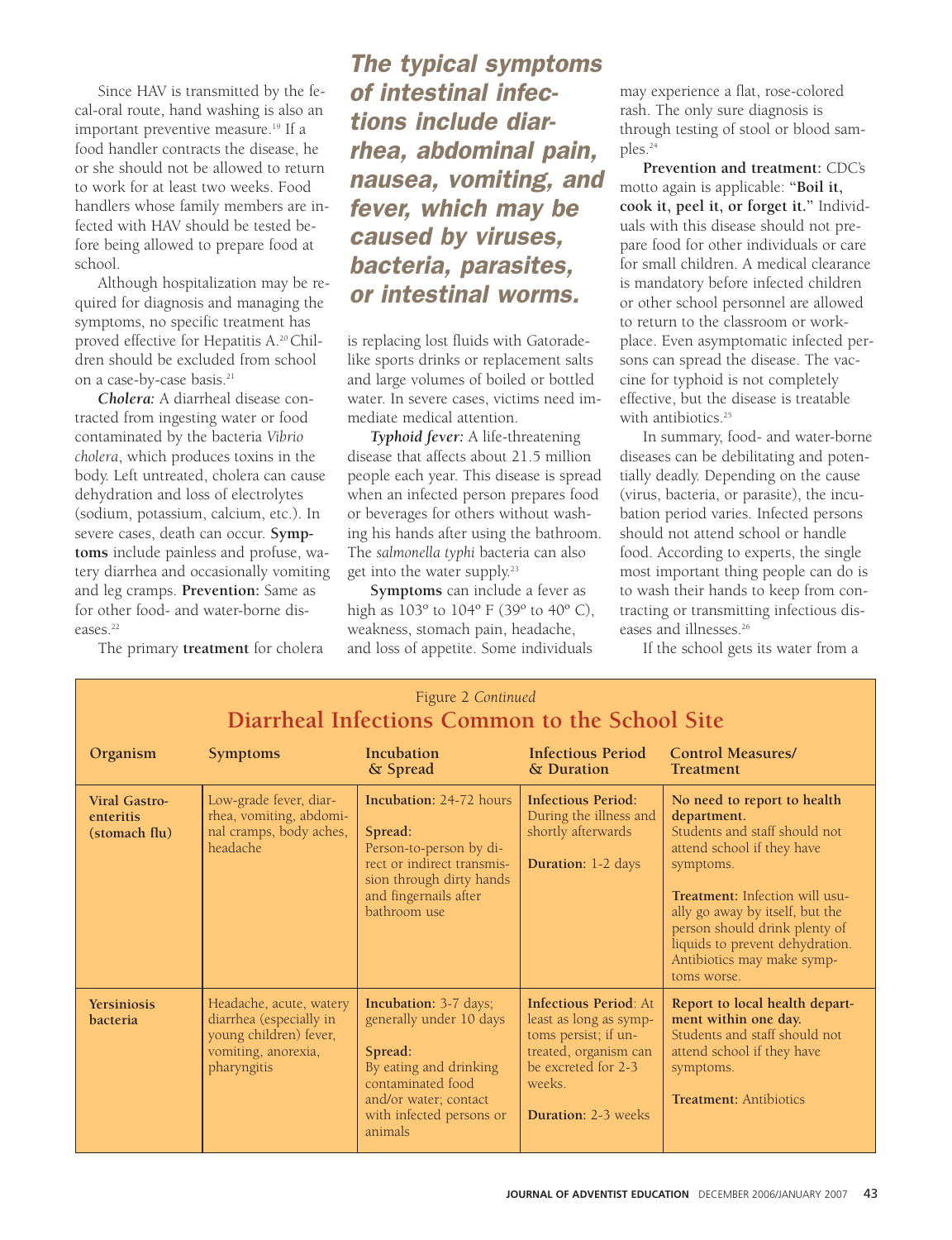Since HAV is transmitted by the fecal-oral route, hand washing is also an important preventive measure.[19] If a food handler contracts the disease, he or she should not be allowed to return to work for at least two weeks. Food handlers whose family members are infected with HAV should be tested before being allowed to prepare food at school.

Although hospitalization may be required for diagnosis and managing the symptoms, no specific treatment has proved effective for Hepatitis A.[20] Children should be excluded from school on a case-by-case basis.[21]

***Cholera:*** A diarrheal disease contracted from ingesting water or food contaminated by the bacteria *Vibrio cholera*, which produces toxins in the body. Left untreated, cholera can cause dehydration and loss of electrolytes (sodium, potassium, calcium, etc.). In severe cases, death can occur. **Symptoms** include painless and profuse, watery diarrhea and occasionally vomiting and leg cramps. **Prevention:** Same as for other food- and water-borne diseases.[22]

The primary **treatment** for cholera is replacing lost fluids with Gatorade-like sports drinks or replacement salts and large volumes of boiled or bottled water. In severe cases, victims need immediate medical attention.

***The typical symptoms of intestinal infections include diarrhea, abdominal pain, nausea, vomiting, and fever, which may be caused by viruses, bacteria, parasites, or intestinal worms.***

***Typhoid fever:*** A life-threatening disease that affects about 21.5 million people each year. This disease is spread when an infected person prepares food or beverages for others without washing his hands after using the bathroom. The *salmonella typhi* bacteria can also get into the water supply.[23]

**Symptoms** can include a fever as high as 103º to 104º F (39º to 40º C), weakness, stomach pain, headache, and loss of appetite. Some individuals may experience a flat, rose-colored rash. The only sure diagnosis is through testing of stool or blood samples.[24]

**Prevention and treatment:** CDC's motto again is applicable: **"Boil it, cook it, peel it, or forget it."** Individuals with this disease should not prepare food for other individuals or care for small children. A medical clearance is mandatory before infected children or other school personnel are allowed to return to the classroom or workplace. Even asymptomatic infected persons can spread the disease. The vaccine for typhoid is not completely effective, but the disease is treatable with antibiotics.[25]

In summary, food- and water-borne diseases can be debilitating and potentially deadly. Depending on the cause (virus, bacteria, or parasite), the incubation period varies. Infected persons should not attend school or handle food. According to experts, the single most important thing people can do is to wash their hands to keep from contracting or transmitting infectious diseases and illnesses.[26]

If the school gets its water from a

Figure 2 *Continued*

## Diarrheal Infections Common to the School Site

| Organism | Symptoms | Incubation & Spread | Infectious Period & Duration | Control Measures/ Treatment |
|---|---|---|---|---|
| **Viral Gastro-enteritis (stomach flu)** | Low-grade fever, diarrhea, vomiting, abdominal cramps, body aches, headache | **Incubation:** 24-72 hours<br>**Spread:** Person-to-person by direct or indirect transmission through dirty hands and fingernails after bathroom use | **Infectious Period:** During the illness and shortly afterwards<br>**Duration:** 1-2 days | **No need to report to health department.** Students and staff should not attend school if they have symptoms.<br>**Treatment:** Infection will usually go away by itself, but the person should drink plenty of liquids to prevent dehydration. Antibiotics may make symptoms worse. |
| **Yersiniosis bacteria** | Headache, acute, watery diarrhea (especially in young children) fever, vomiting, anorexia, pharyngitis | **Incubation:** 3-7 days; generally under 10 days<br>**Spread:** By eating and drinking contaminated food and/or water; contact with infected persons or animals | **Infectious Period:** At least as long as symptoms persist; if untreated, organism can be excreted for 2-3 weeks.<br>**Duration:** 2-3 weeks | **Report to local health department within one day.** Students and staff should not attend school if they have symptoms.<br>**Treatment:** Antibiotics |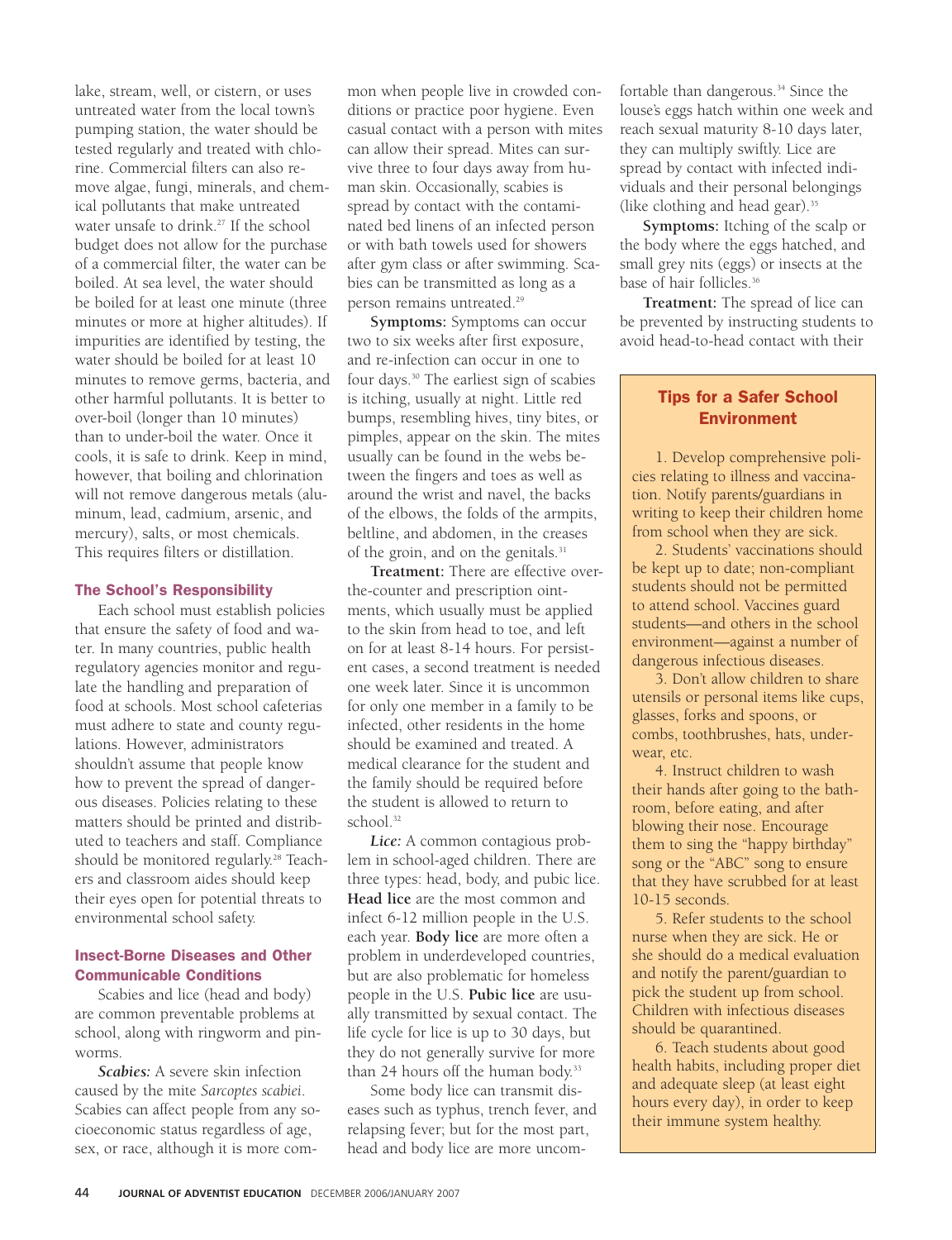lake, stream, well, or cistern, or uses untreated water from the local town's pumping station, the water should be tested regularly and treated with chlorine. Commercial filters can also remove algae, fungi, minerals, and chemical pollutants that make untreated water unsafe to drink.[27] If the school budget does not allow for the purchase of a commercial filter, the water can be boiled. At sea level, the water should be boiled for at least one minute (three minutes or more at higher altitudes). If impurities are identified by testing, the water should be boiled for at least 10 minutes to remove germs, bacteria, and other harmful pollutants. It is better to over-boil (longer than 10 minutes) than to under-boil the water. Once it cools, it is safe to drink. Keep in mind, however, that boiling and chlorination will not remove dangerous metals (aluminum, lead, cadmium, arsenic, and mercury), salts, or most chemicals. This requires filters or distillation.

### The School's Responsibility

Each school must establish policies that ensure the safety of food and water. In many countries, public health regulatory agencies monitor and regulate the handling and preparation of food at schools. Most school cafeterias must adhere to state and county regulations. However, administrators shouldn't assume that people know how to prevent the spread of dangerous diseases. Policies relating to these matters should be printed and distributed to teachers and staff. Compliance should be monitored regularly.[28] Teachers and classroom aides should keep their eyes open for potential threats to environmental school safety.

### Insect-Borne Diseases and Other Communicable Conditions

Scabies and lice (head and body) are common preventable problems at school, along with ringworm and pinworms.

***Scabies:*** A severe skin infection caused by the mite *Sarcoptes scabiei*. Scabies can affect people from any socioeconomic status regardless of age, sex, or race, although it is more common when people live in crowded conditions or practice poor hygiene. Even casual contact with a person with mites can allow their spread. Mites can survive three to four days away from human skin. Occasionally, scabies is spread by contact with the contaminated bed linens of an infected person or with bath towels used for showers after gym class or after swimming. Scabies can be transmitted as long as a person remains untreated.[29]

**Symptoms:** Symptoms can occur two to six weeks after first exposure, and re-infection can occur in one to four days.[30] The earliest sign of scabies is itching, usually at night. Little red bumps, resembling hives, tiny bites, or pimples, appear on the skin. The mites usually can be found in the webs between the fingers and toes as well as around the wrist and navel, the backs of the elbows, the folds of the armpits, beltline, and abdomen, in the creases of the groin, and on the genitals.[31]

**Treatment:** There are effective over-the-counter and prescription ointments, which usually must be applied to the skin from head to toe, and left on for at least 8-14 hours. For persistent cases, a second treatment is needed one week later. Since it is uncommon for only one member in a family to be infected, other residents in the home should be examined and treated. A medical clearance for the student and the family should be required before the student is allowed to return to school.[32]

***Lice:*** A common contagious problem in school-aged children. There are three types: head, body, and pubic lice. **Head lice** are the most common and infect 6-12 million people in the U.S. each year. **Body lice** are more often a problem in underdeveloped countries, but are also problematic for homeless people in the U.S. **Pubic lice** are usually transmitted by sexual contact. The life cycle for lice is up to 30 days, but they do not generally survive for more than 24 hours off the human body.[33]

Some body lice can transmit diseases such as typhus, trench fever, and relapsing fever; but for the most part, head and body lice are more uncomfortable than dangerous.[34] Since the louse's eggs hatch within one week and reach sexual maturity 8-10 days later, they can multiply swiftly. Lice are spread by contact with infected individuals and their personal belongings (like clothing and head gear).[35]

**Symptoms:** Itching of the scalp or the body where the eggs hatched, and small grey nits (eggs) or insects at the base of hair follicles.[36]

**Treatment:** The spread of lice can be prevented by instructing students to avoid head-to-head contact with their

### Tips for a Safer School Environment

1. Develop comprehensive policies relating to illness and vaccination. Notify parents/guardians in writing to keep their children home from school when they are sick.
2. Students' vaccinations should be kept up to date; non-compliant students should not be permitted to attend school. Vaccines guard students—and others in the school environment—against a number of dangerous infectious diseases.
3. Don't allow children to share utensils or personal items like cups, glasses, forks and spoons, or combs, toothbrushes, hats, underwear, etc.
4. Instruct children to wash their hands after going to the bathroom, before eating, and after blowing their nose. Encourage them to sing the "happy birthday" song or the "ABC" song to ensure that they have scrubbed for at least 10-15 seconds.
5. Refer students to the school nurse when they are sick. He or she should do a medical evaluation and notify the parent/guardian to pick the student up from school. Children with infectious diseases should be quarantined.
6. Teach students about good health habits, including proper diet and adequate sleep (at least eight hours every day), in order to keep their immune system healthy.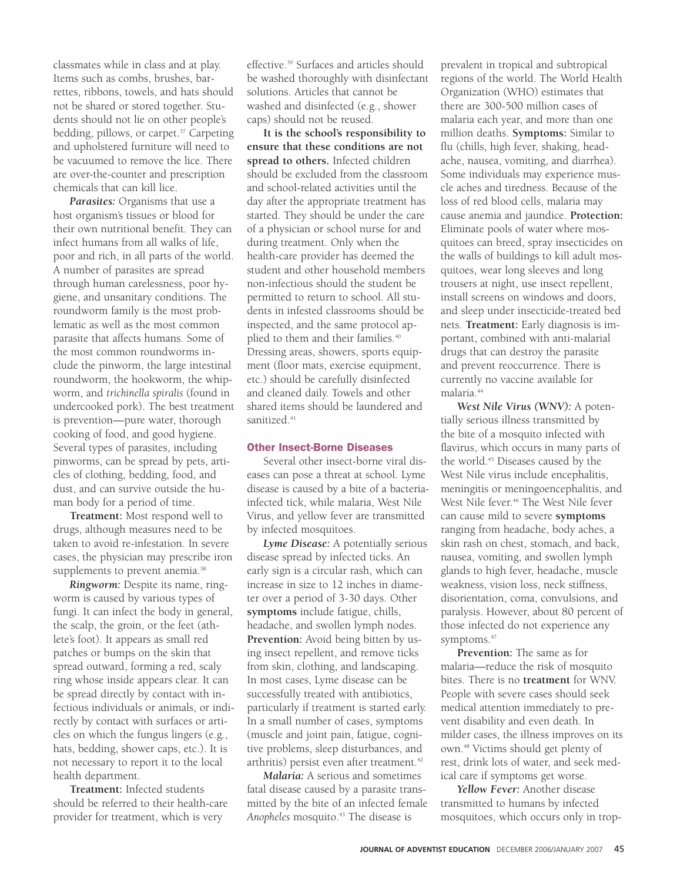classmates while in class and at play. Items such as combs, brushes, barrettes, ribbons, towels, and hats should not be shared or stored together. Students should not lie on other people's bedding, pillows, or carpet.[37] Carpeting and upholstered furniture will need to be vacuumed to remove the lice. There are over-the-counter and prescription chemicals that can kill lice.

***Parasites:*** Organisms that use a host organism's tissues or blood for their own nutritional benefit. They can infect humans from all walks of life, poor and rich, in all parts of the world. A number of parasites are spread through human carelessness, poor hygiene, and unsanitary conditions. The roundworm family is the most problematic as well as the most common parasite that affects humans. Some of the most common roundworms include the pinworm, the large intestinal roundworm, the hookworm, the whipworm, and *trichinella spiralis* (found in undercooked pork). The best treatment is prevention—pure water, thorough cooking of food, and good hygiene. Several types of parasites, including pinworms, can be spread by pets, articles of clothing, bedding, food, and dust, and can survive outside the human body for a period of time.

**Treatment:** Most respond well to drugs, although measures need to be taken to avoid re-infestation. In severe cases, the physician may prescribe iron supplements to prevent anemia.[38]

***Ringworm:*** Despite its name, ringworm is caused by various types of fungi. It can infect the body in general, the scalp, the groin, or the feet (athlete's foot). It appears as small red patches or bumps on the skin that spread outward, forming a red, scaly ring whose inside appears clear. It can be spread directly by contact with infectious individuals or animals, or indirectly by contact with surfaces or articles on which the fungus lingers (e.g., hats, bedding, shower caps, etc.). It is not necessary to report it to the local health department.

**Treatment:** Infected students should be referred to their health-care provider for treatment, which is very effective.[39] Surfaces and articles should be washed thoroughly with disinfectant solutions. Articles that cannot be washed and disinfected (e.g., shower caps) should not be reused.

**It is the school's responsibility to ensure that these conditions are not spread to others.** Infected children should be excluded from the classroom and school-related activities until the day after the appropriate treatment has started. They should be under the care of a physician or school nurse for and during treatment. Only when the health-care provider has deemed the student and other household members non-infectious should the student be permitted to return to school. All students in infested classrooms should be inspected, and the same protocol applied to them and their families.[40] Dressing areas, showers, sports equipment (floor mats, exercise equipment, etc.) should be carefully disinfected and cleaned daily. Towels and other shared items should be laundered and sanitized.[41]

## Other Insect-Borne Diseases

Several other insect-borne viral diseases can pose a threat at school. Lyme disease is caused by a bite of a bacteria-infected tick, while malaria, West Nile Virus, and yellow fever are transmitted by infected mosquitoes.

***Lyme Disease:*** A potentially serious disease spread by infected ticks. An early sign is a circular rash, which can increase in size to 12 inches in diameter over a period of 3-30 days. Other **symptoms** include fatigue, chills, headache, and swollen lymph nodes. **Prevention:** Avoid being bitten by using insect repellent, and remove ticks from skin, clothing, and landscaping. In most cases, Lyme disease can be successfully treated with antibiotics, particularly if treatment is started early. In a small number of cases, symptoms (muscle and joint pain, fatigue, cognitive problems, sleep disturbances, and arthritis) persist even after treatment.[42]

***Malaria:*** A serious and sometimes fatal disease caused by a parasite transmitted by the bite of an infected female *Anopheles* mosquito.[43] The disease is prevalent in tropical and subtropical regions of the world. The World Health Organization (WHO) estimates that there are 300-500 million cases of malaria each year, and more than one million deaths. **Symptoms:** Similar to flu (chills, high fever, shaking, headache, nausea, vomiting, and diarrhea). Some individuals may experience muscle aches and tiredness. Because of the loss of red blood cells, malaria may cause anemia and jaundice. **Protection:** Eliminate pools of water where mosquitoes can breed, spray insecticides on the walls of buildings to kill adult mosquitoes, wear long sleeves and long trousers at night, use insect repellent, install screens on windows and doors, and sleep under insecticide-treated bed nets. **Treatment:** Early diagnosis is important, combined with anti-malarial drugs that can destroy the parasite and prevent reoccurrence. There is currently no vaccine available for malaria.[44]

***West Nile Virus (WNV):*** A potentially serious illness transmitted by the bite of a mosquito infected with flavirus, which occurs in many parts of the world.[45] Diseases caused by the West Nile virus include encephalitis, meningitis or meningoencephalitis, and West Nile fever.[46] The West Nile fever can cause mild to severe **symptoms** ranging from headache, body aches, a skin rash on chest, stomach, and back, nausea, vomiting, and swollen lymph glands to high fever, headache, muscle weakness, vision loss, neck stiffness, disorientation, coma, convulsions, and paralysis. However, about 80 percent of those infected do not experience any symptoms.[47]

**Prevention:** The same as for malaria—reduce the risk of mosquito bites. There is no **treatment** for WNV. People with severe cases should seek medical attention immediately to prevent disability and even death. In milder cases, the illness improves on its own.[48] Victims should get plenty of rest, drink lots of water, and seek medical care if symptoms get worse.

***Yellow Fever:*** Another disease transmitted to humans by infected mosquitoes, which occurs only in trop-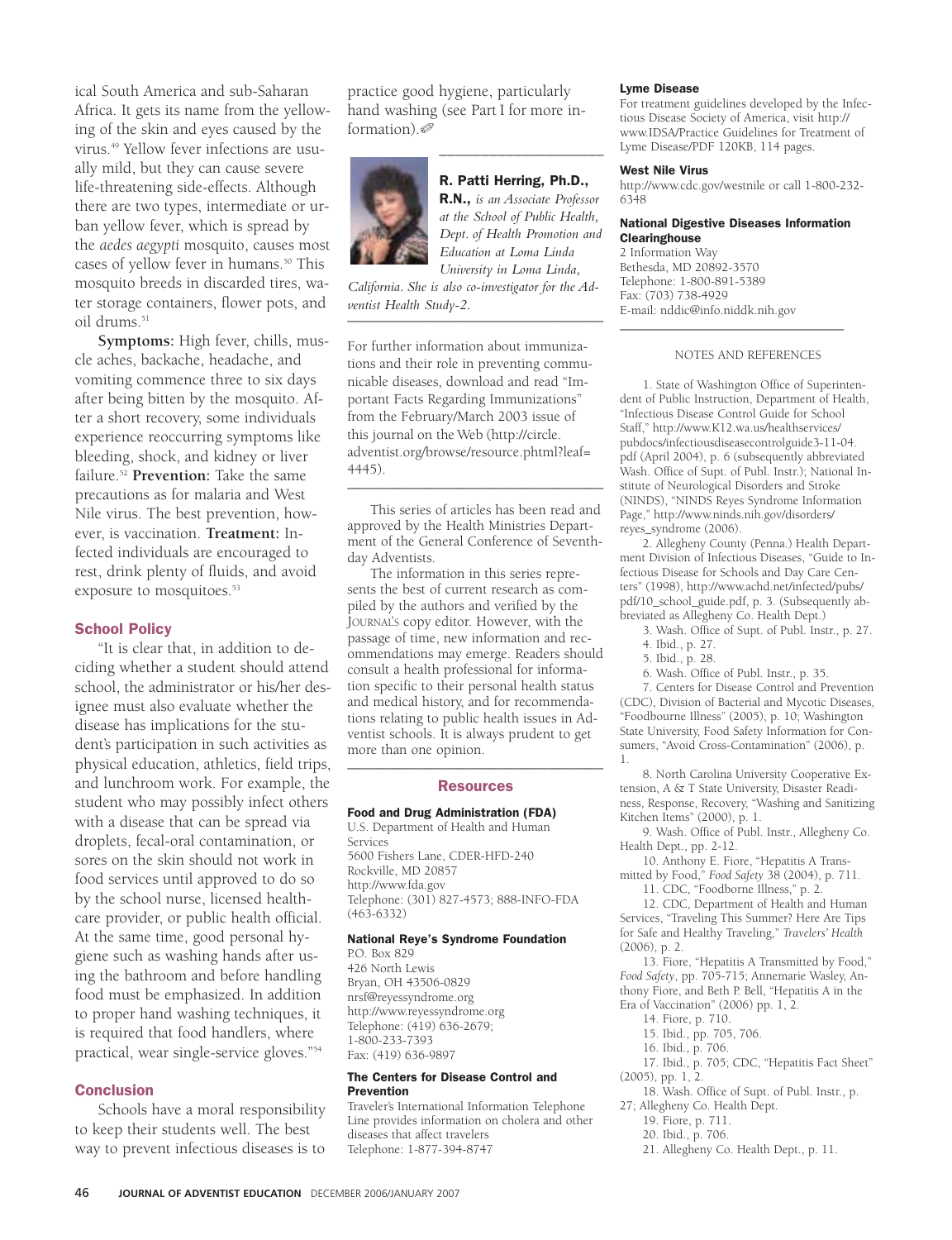ical South America and sub-Saharan Africa. It gets its name from the yellowing of the skin and eyes caused by the virus.[49] Yellow fever infections are usually mild, but they can cause severe life-threatening side-effects. Although there are two types, intermediate or urban yellow fever, which is spread by the *aedes aegypti* mosquito, causes most cases of yellow fever in humans.[50] This mosquito breeds in discarded tires, water storage containers, flower pots, and oil drums.[51]

**Symptoms:** High fever, chills, muscle aches, backache, headache, and vomiting commence three to six days after being bitten by the mosquito. After a short recovery, some individuals experience reoccurring symptoms like bleeding, shock, and kidney or liver failure.[52] **Prevention:** Take the same precautions as for malaria and West Nile virus. The best prevention, however, is vaccination. **Treatment:** Infected individuals are encouraged to rest, drink plenty of fluids, and avoid exposure to mosquitoes.[53]

## School Policy

"It is clear that, in addition to deciding whether a student should attend school, the administrator or his/her designee must also evaluate whether the disease has implications for the student's participation in such activities as physical education, athletics, field trips, and lunchroom work. For example, the student who may possibly infect others with a disease that can be spread via droplets, fecal-oral contamination, or sores on the skin should not work in food services until approved to do so by the school nurse, licensed healthcare provider, or public health official. At the same time, good personal hygiene such as washing hands after using the bathroom and before handling food must be emphasized. In addition to proper hand washing techniques, it is required that food handlers, where practical, wear single-service gloves."[54]

## Conclusion

Schools have a moral responsibility to keep their students well. The best way to prevent infectious diseases is to practice good hygiene, particularly hand washing (see Part I for more information).

---

**R. Patti Herring, Ph.D., R.N.,** *is an Associate Professor at the School of Public Health, Dept. of Health Promotion and Education at Loma Linda University in Loma Linda, California. She is also co-investigator for the Adventist Health Study-2.*

---

For further information about immunizations and their role in preventing communicable diseases, download and read "Important Facts Regarding Immunizations" from the February/March 2003 issue of this journal on the Web (http://circle.adventist.org/browse/resource.phtml?leaf=4445).

---

This series of articles has been read and approved by the Health Ministries Department of the General Conference of Seventh-day Adventists.

The information in this series represents the best of current research as compiled by the authors and verified by the JOURNAL'S copy editor. However, with the passage of time, new information and recommendations may emerge. Readers should consult a health professional for information specific to their personal health status and medical history, and for recommendations relating to public health issues in Adventist schools. It is always prudent to get more than one opinion.

---

## Resources

**Food and Drug Administration (FDA)**
U.S. Department of Health and Human Services
5600 Fishers Lane, CDER-HFD-240
Rockville, MD 20857
http://www.fda.gov
Telephone: (301) 827-4573; 888-INFO-FDA (463-6332)

**National Reye's Syndrome Foundation**
P.O. Box 829
426 North Lewis
Bryan, OH 43506-0829
nrsf@reyessyndrome.org
http://www.reyessyndrome.org
Telephone: (419) 636-2679; 1-800-233-7393
Fax: (419) 636-9897

**The Centers for Disease Control and Prevention**
Traveler's International Information Telephone Line provides information on cholera and other diseases that affect travelers
Telephone: 1-877-394-8747

**Lyme Disease**
For treatment guidelines developed by the Infectious Disease Society of America, visit http://www.IDSA/Practice Guidelines for Treatment of Lyme Disease/PDF 120KB, 114 pages.

**West Nile Virus**
http://www.cdc.gov/westnile or call 1-800-232-6348

**National Digestive Diseases Information Clearinghouse**
2 Information Way
Bethesda, MD 20892-3570
Telephone: 1-800-891-5389
Fax: (703) 738-4929
E-mail: nddic@info.niddk.nih.gov

---

NOTES AND REFERENCES

1. State of Washington Office of Superintendent of Public Instruction, Department of Health, "Infectious Disease Control Guide for School Staff," http://www.K12.wa.us/healthservices/pubdocs/infectiousdiseasecontrolguide3-11-04.pdf (April 2004), p. 6 (subsequently abbreviated Wash. Office of Supt. of Publ. Instr.); National Institute of Neurological Disorders and Stroke (NINDS), "NINDS Reyes Syndrome Information Page," http://www.ninds.nih.gov/disorders/reyes_syndrome (2006).
2. Allegheny County (Penna.) Health Department Division of Infectious Diseases, "Guide to Infectious Disease for Schools and Day Care Centers" (1998), http://www.achd.net/infected/pubs/pdf/10_school_guide.pdf, p. 3. (Subsequently abbreviated as Allegheny Co. Health Dept.)
3. Wash. Office of Supt. of Publ. Instr., p. 27.
4. Ibid., p. 27.
5. Ibid., p. 28.
6. Wash. Office of Publ. Instr., p. 35.
7. Centers for Disease Control and Prevention (CDC), Division of Bacterial and Mycotic Diseases, "Foodbourne Illness" (2005), p. 10; Washington State University, Food Safety Information for Consumers, "Avoid Cross-Contamination" (2006), p. 1.
8. North Carolina University Cooperative Extension, A & T State University, Disaster Readiness, Response, Recovery, "Washing and Sanitizing Kitchen Items" (2000), p. 1.
9. Wash. Office of Publ. Instr., Allegheny Co. Health Dept., pp. 2-12.
10. Anthony E. Fiore, "Hepatitis A Transmitted by Food," *Food Safety* 38 (2004), p. 711.
11. CDC, "Foodborne Illness," p. 2.
12. CDC, Department of Health and Human Services, "Traveling This Summer? Here Are Tips for Safe and Healthy Traveling," *Travelers' Health* (2006), p. 2.
13. Fiore, "Hepatitis A Transmitted by Food," *Food Safety*, pp. 705-715; Annemarie Wasley, Anthony Fiore, and Beth P. Bell, "Hepatitis A in the Era of Vaccination" (2006) pp. 1, 2.
14. Fiore, p. 710.
15. Ibid., pp. 705, 706.
16. Ibid., p. 706.
17. Ibid., p. 705; CDC, "Hepatitis Fact Sheet" (2005), pp. 1, 2.
18. Wash. Office of Supt. of Publ. Instr., p. 27; Allegheny Co. Health Dept.
19. Fiore, p. 711.
20. Ibid., p. 706.
21. Allegheny Co. Health Dept., p. 11.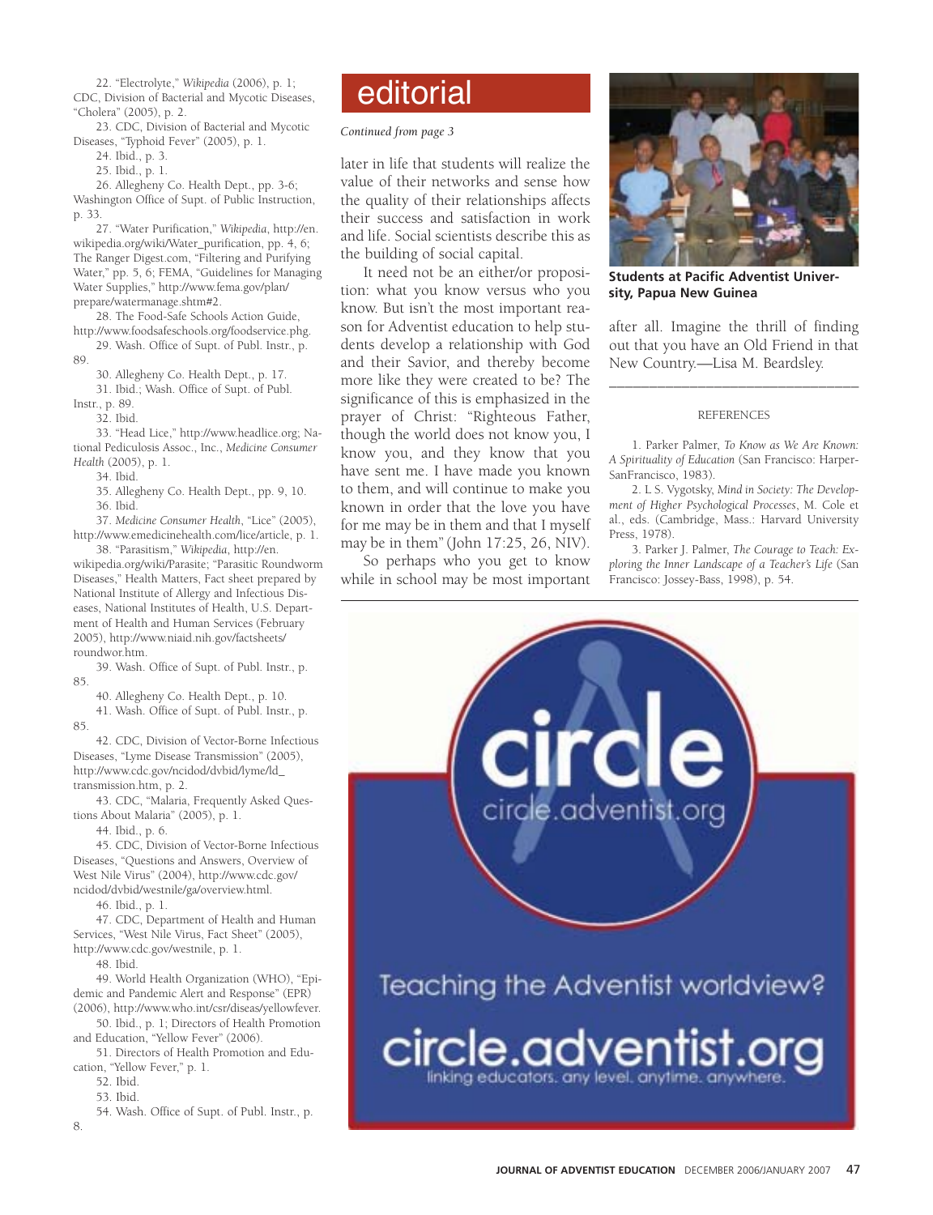22. "Electrolyte," *Wikipedia* (2006), p. 1; CDC, Division of Bacterial and Mycotic Diseases, "Cholera" (2005), p. 2.

23. CDC, Division of Bacterial and Mycotic Diseases, "Typhoid Fever" (2005), p. 1.

24. Ibid., p. 3.

25. Ibid., p. 1.

26. Allegheny Co. Health Dept., pp. 3-6; Washington Office of Supt. of Public Instruction, p. 33.

27. "Water Purification," *Wikipedia*, http://en.wikipedia.org/wiki/Water_purification, pp. 4, 6; The Ranger Digest.com, "Filtering and Purifying Water," pp. 5, 6; FEMA, "Guidelines for Managing Water Supplies," http://www.fema.gov/plan/prepare/watermanage.shtm#2.

28. The Food-Safe Schools Action Guide, http://www.foodsafeschools.org/foodservice.phg.

29. Wash. Office of Supt. of Publ. Instr., p. 89.

30. Allegheny Co. Health Dept., p. 17.

31. Ibid.; Wash. Office of Supt. of Publ. Instr., p. 89.

32. Ibid.

33. "Head Lice," http://www.headlice.org; National Pediculosis Assoc., Inc., *Medicine Consumer Health* (2005), p. 1.

34. Ibid.

35. Allegheny Co. Health Dept., pp. 9, 10.

36. Ibid.

37. *Medicine Consumer Health*, "Lice" (2005), http://www.emedicinehealth.com/lice/article, p. 1.

38. "Parasitism," *Wikipedia*, http://en.wikipedia.org/wiki/Parasite; "Parasitic Roundworm Diseases," Health Matters, Fact sheet prepared by National Institute of Allergy and Infectious Diseases, National Institutes of Health, U.S. Department of Health and Human Services (February 2005), http://www.niaid.nih.gov/factsheets/roundwor.htm.

39. Wash. Office of Supt. of Publ. Instr., p. 85.

40. Allegheny Co. Health Dept., p. 10.

41. Wash. Office of Supt. of Publ. Instr., p. 85.

42. CDC, Division of Vector-Borne Infectious Diseases, "Lyme Disease Transmission" (2005), http://www.cdc.gov/ncidod/dvbid/lyme/ld_transmission.htm, p. 2.

43. CDC, "Malaria, Frequently Asked Questions About Malaria" (2005), p. 1.

44. Ibid., p. 6.

45. CDC, Division of Vector-Borne Infectious Diseases, "Questions and Answers, Overview of West Nile Virus" (2004), http://www.cdc.gov/ncidod/dvbid/westnile/qa/overview.html.

46. Ibid., p. 1.

47. CDC, Department of Health and Human Services, "West Nile Virus, Fact Sheet" (2005), http://www.cdc.gov/westnile, p. 1.

48. Ibid.

49. World Health Organization (WHO), "Epidemic and Pandemic Alert and Response" (EPR) (2006), http://www.who.int/csr/diseas/yellowfever.

50. Ibid., p. 1; Directors of Health Promotion and Education, "Yellow Fever" (2006).

51. Directors of Health Promotion and Education, "Yellow Fever," p. 1.

52. Ibid.

53. Ibid.

54. Wash. Office of Supt. of Publ. Instr., p. 8.

## editorial

*Continued from page 3*

later in life that students will realize the value of their networks and sense how the quality of their relationships affects their success and satisfaction in work and life. Social scientists describe this as the building of social capital.

It need not be an either/or proposition: what you know versus who you know. But isn't the most important reason for Adventist education to help students develop a relationship with God and their Savior, and thereby become more like they were created to be? The significance of this is emphasized in the prayer of Christ: "Righteous Father, though the world does not know you, I know you, and they know that you have sent me. I have made you known to them, and will continue to make you known in order that the love you have for me may be in them and that I myself may be in them" (John 17:25, 26, NIV).

So perhaps who you get to know while in school may be most important after all. Imagine the thrill of finding out that you have an Old Friend in that New Country.—Lisa M. Beardsley.

**Students at Pacific Adventist University, Papua New Guinea**

REFERENCES

1. Parker Palmer, *To Know as We Are Known: A Spirituality of Education* (San Francisco: HarperSanFrancisco, 1983).

2. L S. Vygotsky, *Mind in Society: The Development of Higher Psychological Processes*, M. Cole et al., eds. (Cambridge, Mass.: Harvard University Press, 1978).

3. Parker J. Palmer, *The Courage to Teach: Exploring the Inner Landscape of a Teacher's Life* (San Francisco: Jossey-Bass, 1998), p. 54.

circle
circle.adventist.org

Teaching the Adventist worldview?

circle.adventist.org
linking educators. any level. anytime. anywhere.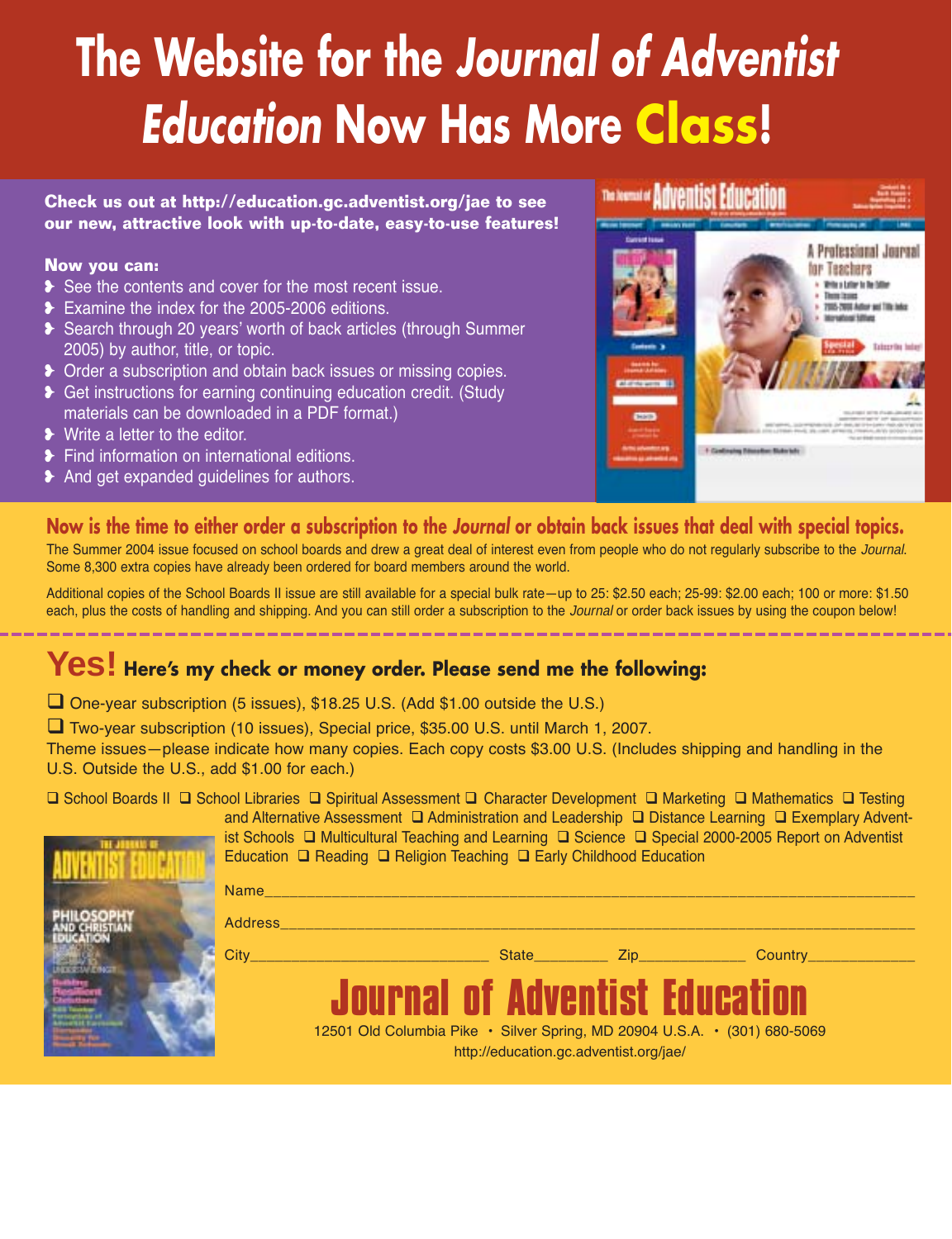# The Website for the *Journal of Adventist Education* Now Has More Class!

**Check us out at http://education.gc.adventist.org/jae to see our new, attractive look with up-to-date, easy-to-use features!**

**Now you can:**

- See the contents and cover for the most recent issue.
- Examine the index for the 2005-2006 editions.
- Search through 20 years' worth of back articles (through Summer 2005) by author, title, or topic.
- Order a subscription and obtain back issues or missing copies.
- Get instructions for earning continuing education credit. (Study materials can be downloaded in a PDF format.)
- Write a letter to the editor.
- Find information on international editions.
- And get expanded guidelines for authors.

## Now is the time to either order a subscription to the *Journal* or obtain back issues that deal with special topics.

The Summer 2004 issue focused on school boards and drew a great deal of interest even from people who do not regularly subscribe to the *Journal*. Some 8,300 extra copies have already been ordered for board members around the world.

Additional copies of the School Boards II issue are still available for a special bulk rate—up to 25: $2.50 each; 25-99: $2.00 each; 100 or more: $1.50 each, plus the costs of handling and shipping. And you can still order a subscription to the *Journal* or order back issues by using the coupon below!

## Yes! Here's my check or money order. Please send me the following:

❑ One-year subscription (5 issues), $18.25 U.S. (Add $1.00 outside the U.S.)

❑ Two-year subscription (10 issues), Special price, $35.00 U.S. until March 1, 2007.

Theme issues—please indicate how many copies. Each copy costs $3.00 U.S. (Includes shipping and handling in the U.S. Outside the U.S., add $1.00 for each.)

❑ School Boards II ❑ School Libraries ❑ Spiritual Assessment ❑ Character Development ❑ Marketing ❑ Mathematics ❑ Testing and Alternative Assessment ❑ Administration and Leadership ❑ Distance Learning ❑ Exemplary Adventist Schools ❑ Multicultural Teaching and Learning ❑ Science ❑ Special 2000-2005 Report on Adventist Education ❑ Reading ❑ Religion Teaching ❑ Early Childhood Education

Name_______________________________________________

Address_____________________________________________

City__________________ State________ Zip__________ Country__________

# Journal of Adventist Education

12501 Old Columbia Pike • Silver Spring, MD 20904 U.S.A. • (301) 680-5069

http://education.gc.adventist.org/jae/